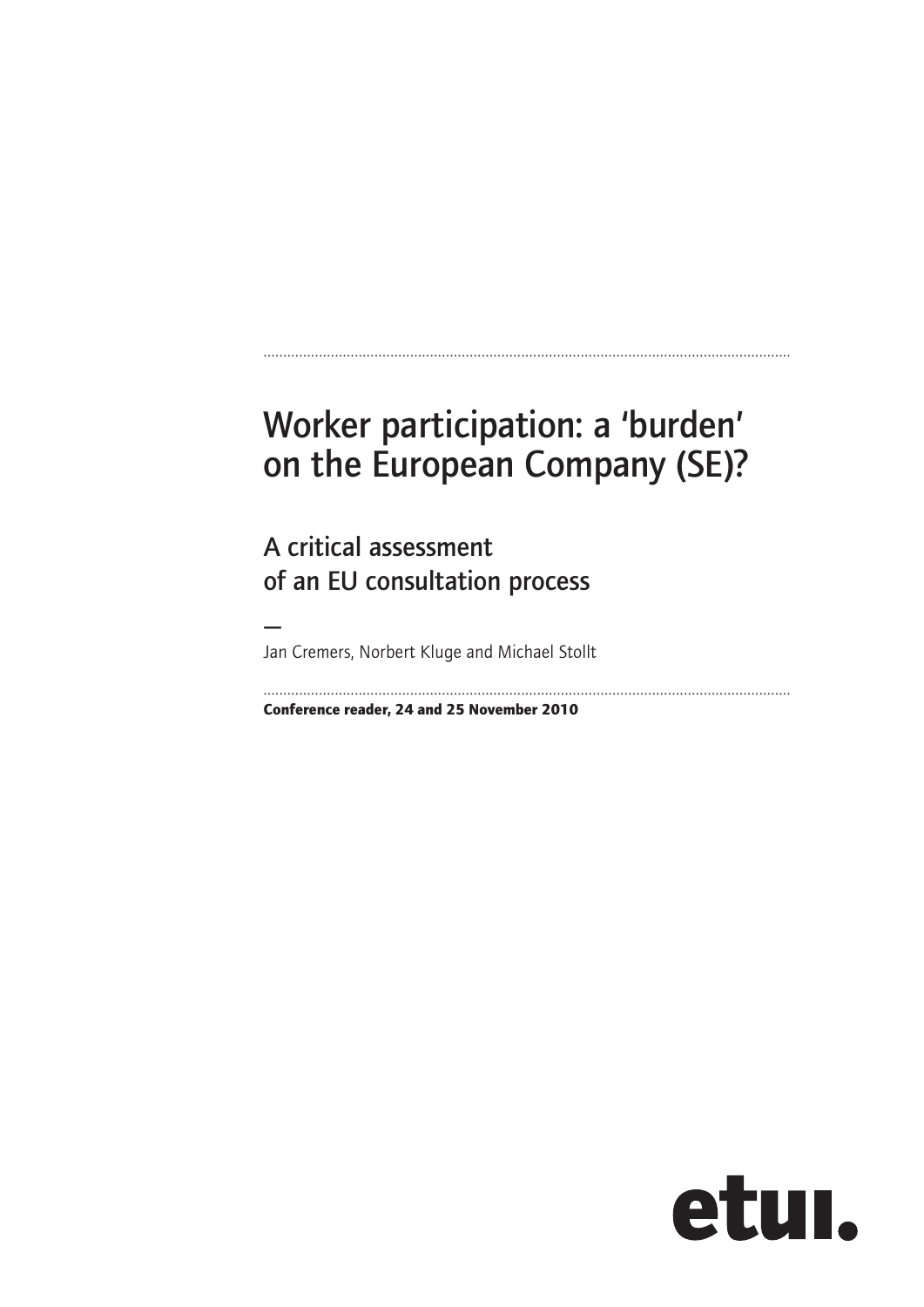# Worker participation: a 'burden' on the European Company (SE)?

## A critical assessment of an EU consultation process

—
Jan Cremers, Norbert Kluge and Michael Stollt

**Conference reader, 24 and 25 November 2010**

etui.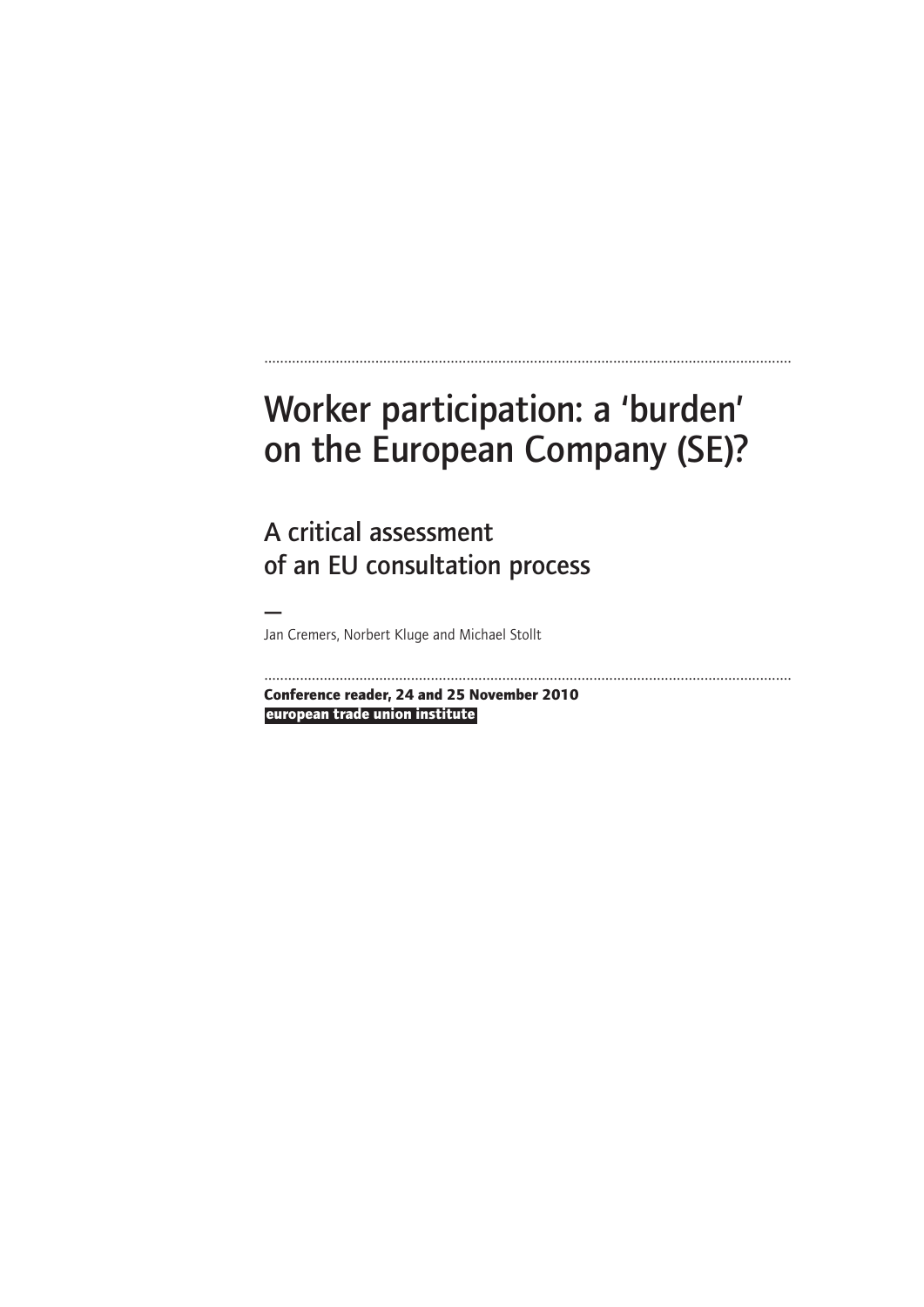# Worker participation: a 'burden' on the European Company (SE)?

## A critical assessment of an EU consultation process

—

Jan Cremers, Norbert Kluge and Michael Stollt

**Conference reader, 24 and 25 November 2010**

**european trade union institute**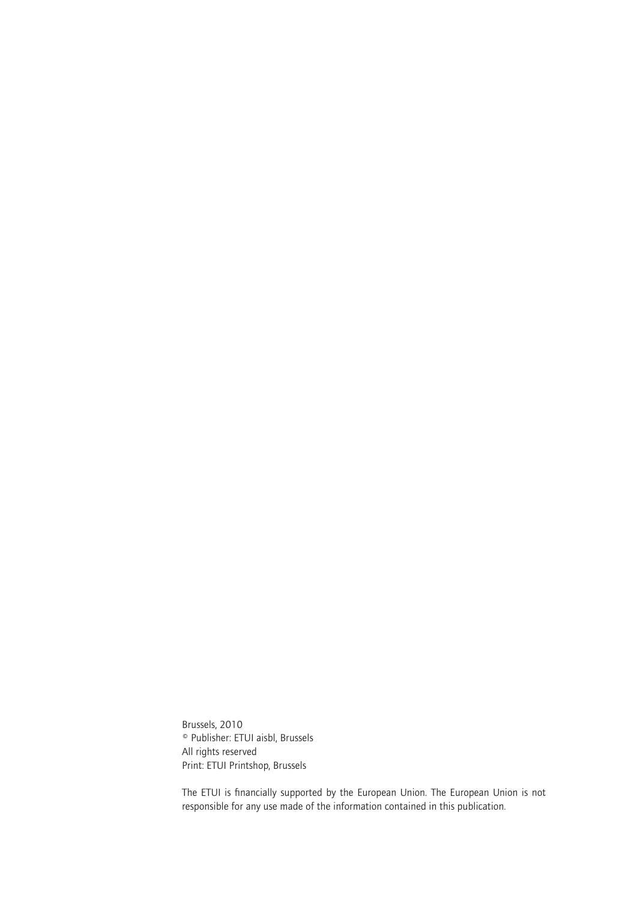Brussels, 2010
© Publisher: ETUI aisbl, Brussels
All rights reserved
Print: ETUI Printshop, Brussels

The ETUI is financially supported by the European Union. The European Union is not responsible for any use made of the information contained in this publication.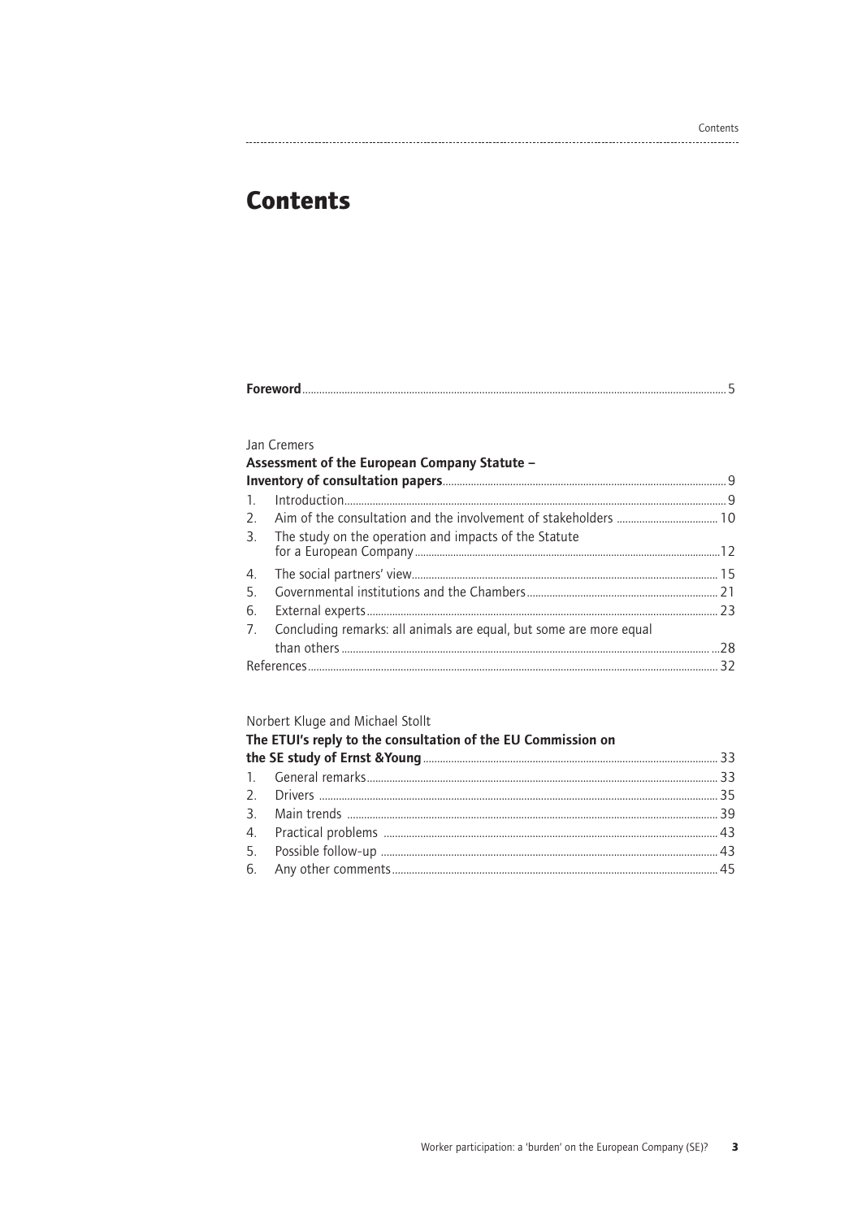# Contents

**Foreword** ........ 5

Jan Cremers

**Assessment of the European Company Statute – Inventory of consultation papers** ........ 9

1. Introduction ........ 9
2. Aim of the consultation and the involvement of stakeholders ........ 10
3. The study on the operation and impacts of the Statute for a European Company ........ 12
4. The social partners' view ........ 15
5. Governmental institutions and the Chambers ........ 21
6. External experts ........ 23
7. Concluding remarks: all animals are equal, but some are more equal than others ........ 28

References ........ 32

Norbert Kluge and Michael Stollt

**The ETUI's reply to the consultation of the EU Commission on the SE study of Ernst &Young** ........ 33

1. General remarks ........ 33
2. Drivers ........ 35
3. Main trends ........ 39
4. Practical problems ........ 43
5. Possible follow-up ........ 43
6. Any other comments ........ 45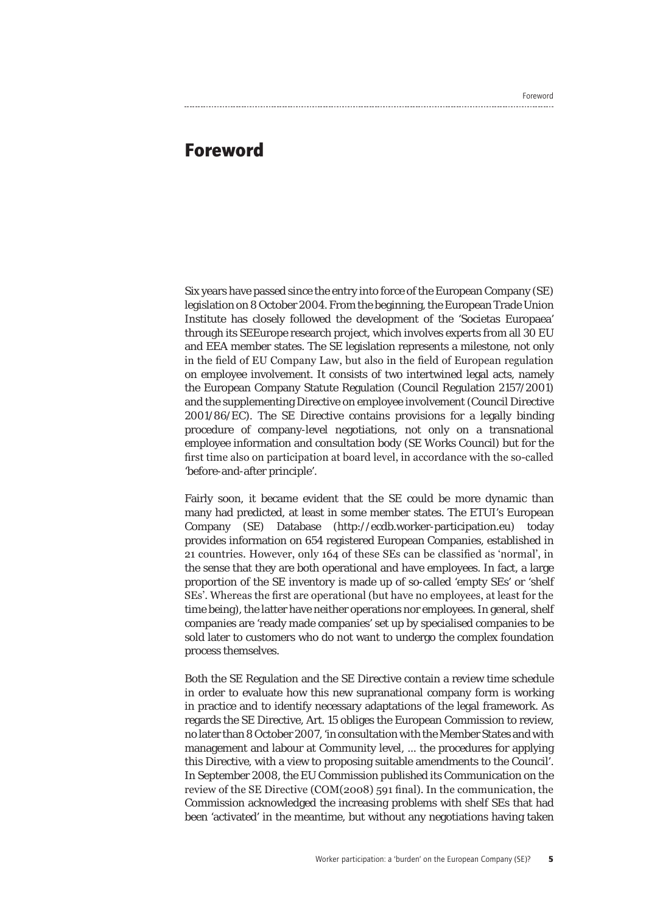# Foreword

Six years have passed since the entry into force of the European Company (SE) legislation on 8 October 2004. From the beginning, the European Trade Union Institute has closely followed the development of the 'Societas Europaea' through its SEEurope research project, which involves experts from all 30 EU and EEA member states. The SE legislation represents a milestone, not only in the field of EU Company Law, but also in the field of European regulation on employee involvement. It consists of two intertwined legal acts, namely the European Company Statute Regulation (Council Regulation 2157/2001) and the supplementing Directive on employee involvement (Council Directive 2001/86/EC). The SE Directive contains provisions for a legally binding procedure of company-level negotiations, not only on a transnational employee information and consultation body (SE Works Council) but for the first time also on participation at board level, in accordance with the so-called 'before-and-after principle'.

Fairly soon, it became evident that the SE could be more dynamic than many had predicted, at least in some member states. The ETUI's European Company (SE) Database (http://ecdb.worker-participation.eu) today provides information on 654 registered European Companies, established in 21 countries. However, only 164 of these SEs can be classified as 'normal', in the sense that they are both operational and have employees. In fact, a large proportion of the SE inventory is made up of so-called 'empty SEs' or 'shelf SEs'. Whereas the first are operational (but have no employees, at least for the time being), the latter have neither operations nor employees. In general, shelf companies are 'ready made companies' set up by specialised companies to be sold later to customers who do not want to undergo the complex foundation process themselves.

Both the SE Regulation and the SE Directive contain a review time schedule in order to evaluate how this new supranational company form is working in practice and to identify necessary adaptations of the legal framework. As regards the SE Directive, Art. 15 obliges the European Commission to review, no later than 8 October 2007, 'in consultation with the Member States and with management and labour at Community level, ... the procedures for applying this Directive, with a view to proposing suitable amendments to the Council'. In September 2008, the EU Commission published its Communication on the review of the SE Directive (COM(2008) 591 final). In the communication, the Commission acknowledged the increasing problems with shelf SEs that had been 'activated' in the meantime, but without any negotiations having taken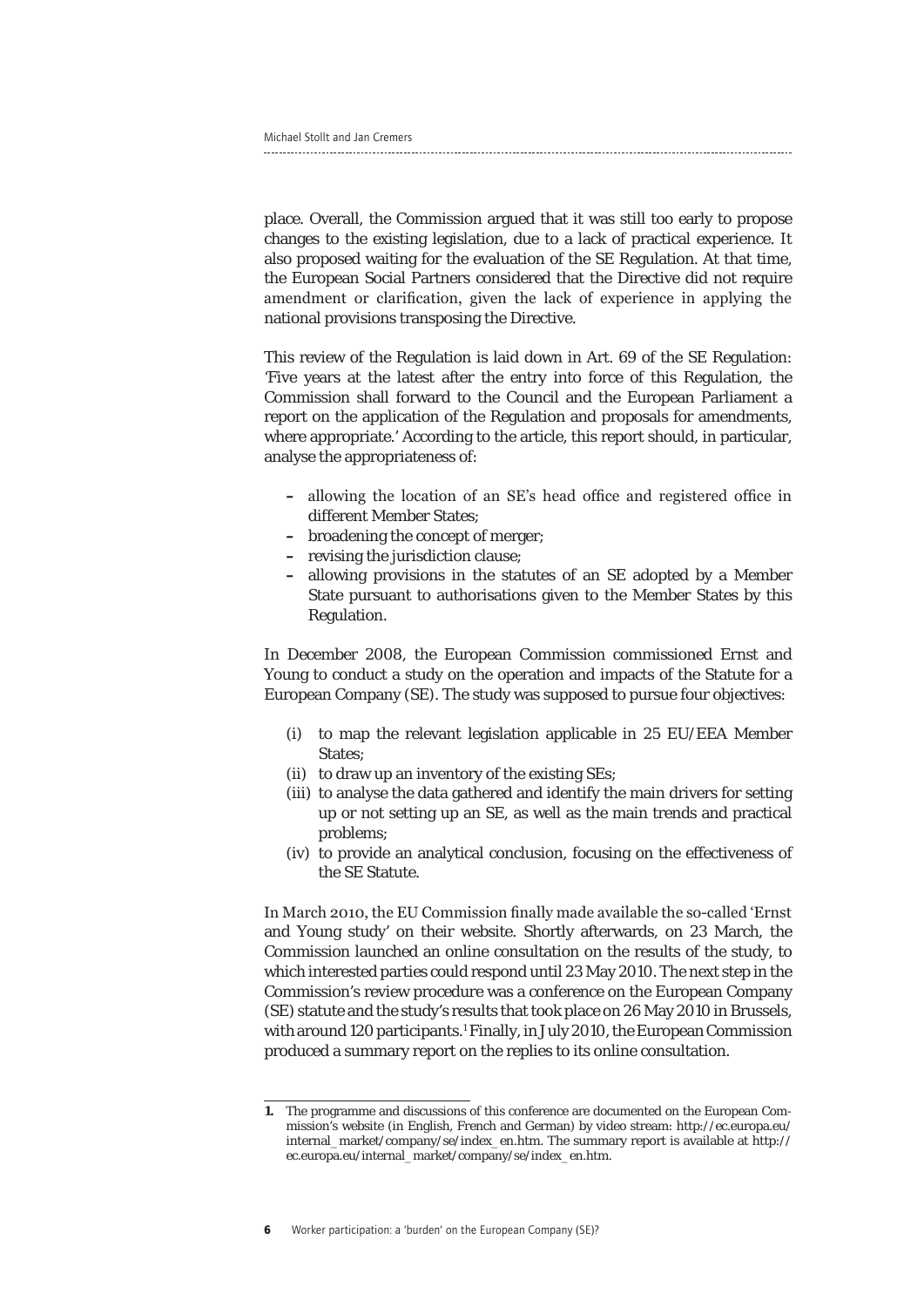place. Overall, the Commission argued that it was still too early to propose changes to the existing legislation, due to a lack of practical experience. It also proposed waiting for the evaluation of the SE Regulation. At that time, the European Social Partners considered that the Directive did not require amendment or clarification, given the lack of experience in applying the national provisions transposing the Directive.

This review of the Regulation is laid down in Art. 69 of the SE Regulation: 'Five years at the latest after the entry into force of this Regulation, the Commission shall forward to the Council and the European Parliament a report on the application of the Regulation and proposals for amendments, where appropriate.' According to the article, this report should, in particular, analyse the appropriateness of:

- allowing the location of an SE's head office and registered office in different Member States;
- broadening the concept of merger;
- revising the jurisdiction clause;
- allowing provisions in the statutes of an SE adopted by a Member State pursuant to authorisations given to the Member States by this Regulation.

In December 2008, the European Commission commissioned Ernst and Young to conduct a study on the operation and impacts of the Statute for a European Company (SE). The study was supposed to pursue four objectives:

(i) to map the relevant legislation applicable in 25 EU/EEA Member States;
(ii) to draw up an inventory of the existing SEs;
(iii) to analyse the data gathered and identify the main drivers for setting up or not setting up an SE, as well as the main trends and practical problems;
(iv) to provide an analytical conclusion, focusing on the effectiveness of the SE Statute.

In March 2010, the EU Commission finally made available the so-called 'Ernst and Young study' on their website. Shortly afterwards, on 23 March, the Commission launched an online consultation on the results of the study, to which interested parties could respond until 23 May 2010. The next step in the Commission's review procedure was a conference on the European Company (SE) statute and the study's results that took place on 26 May 2010 in Brussels, with around 120 participants.[1] Finally, in July 2010, the European Commission produced a summary report on the replies to its online consultation.

---

1. The programme and discussions of this conference are documented on the European Commission's website (in English, French and German) by video stream: http://ec.europa.eu/internal_market/company/se/index_en.htm. The summary report is available at http://ec.europa.eu/internal_market/company/se/index_en.htm.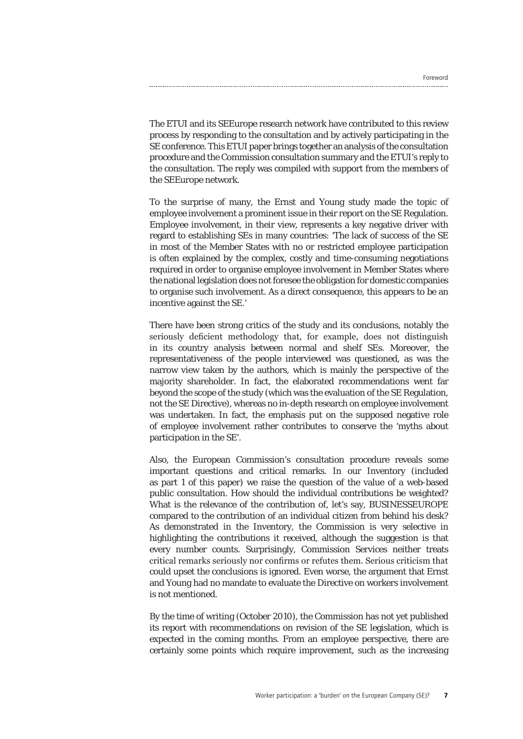The ETUI and its SEEurope research network have contributed to this review process by responding to the consultation and by actively participating in the SE conference. This ETUI paper brings together an analysis of the consultation procedure and the Commission consultation summary and the ETUI's reply to the consultation. The reply was compiled with support from the members of the SEEurope network.

To the surprise of many, the Ernst and Young study made the topic of employee involvement a prominent issue in their report on the SE Regulation. Employee involvement, in their view, represents a key negative driver with regard to establishing SEs in many countries: 'The lack of success of the SE in most of the Member States with no or restricted employee participation is often explained by the complex, costly and time-consuming negotiations required in order to organise employee involvement in Member States where the national legislation does not foresee the obligation for domestic companies to organise such involvement. As a direct consequence, this appears to be an incentive against the SE.'

There have been strong critics of the study and its conclusions, notably the seriously deficient methodology that, for example, does not distinguish in its country analysis between normal and shelf SEs. Moreover, the representativeness of the people interviewed was questioned, as was the narrow view taken by the authors, which is mainly the perspective of the majority shareholder. In fact, the elaborated recommendations went far beyond the scope of the study (which was the evaluation of the SE Regulation, not the SE Directive), whereas no in-depth research on employee involvement was undertaken. In fact, the emphasis put on the supposed negative role of employee involvement rather contributes to conserve the 'myths about participation in the SE'.

Also, the European Commission's consultation procedure reveals some important questions and critical remarks. In our Inventory (included as part 1 of this paper) we raise the question of the value of a web-based public consultation. How should the individual contributions be weighted? What is the relevance of the contribution of, let's say, BUSINESSEUROPE compared to the contribution of an individual citizen from behind his desk? As demonstrated in the Inventory, the Commission is very selective in highlighting the contributions it received, although the suggestion is that every number counts. Surprisingly, Commission Services neither treats critical remarks seriously nor confirms or refutes them. Serious criticism that could upset the conclusions is ignored. Even worse, the argument that Ernst and Young had no mandate to evaluate the Directive on workers involvement is not mentioned.

By the time of writing (October 2010), the Commission has not yet published its report with recommendations on revision of the SE legislation, which is expected in the coming months. From an employee perspective, there are certainly some points which require improvement, such as the increasing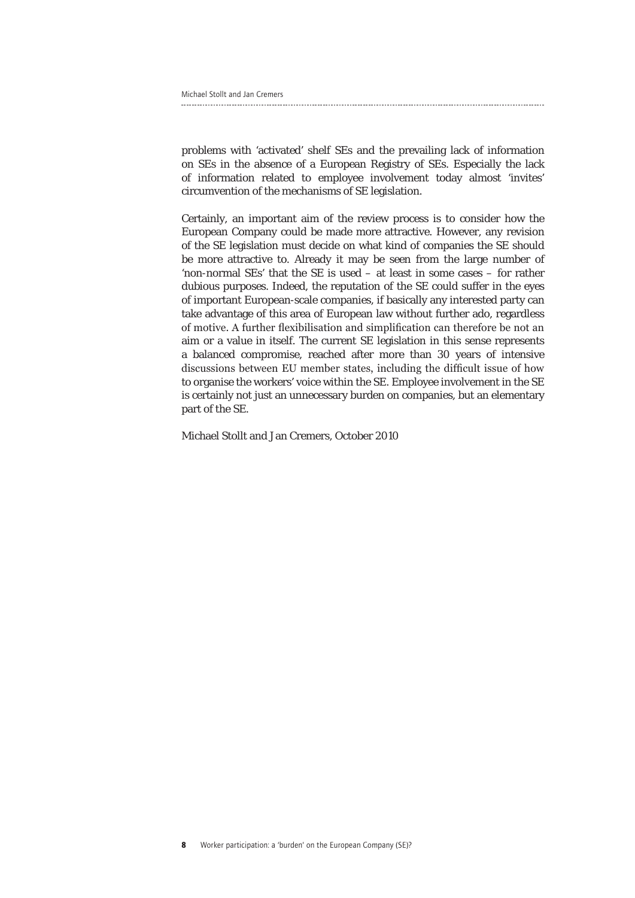problems with 'activated' shelf SEs and the prevailing lack of information on SEs in the absence of a European Registry of SEs. Especially the lack of information related to employee involvement today almost 'invites' circumvention of the mechanisms of SE legislation.

Certainly, an important aim of the review process is to consider how the European Company could be made more attractive. However, any revision of the SE legislation must decide on what kind of companies the SE should be more attractive to. Already it may be seen from the large number of 'non-normal SEs' that the SE is used – at least in some cases – for rather dubious purposes. Indeed, the reputation of the SE could suffer in the eyes of important European-scale companies, if basically any interested party can take advantage of this area of European law without further ado, regardless of motive. A further flexibilisation and simplification can therefore be not an aim or a value in itself. The current SE legislation in this sense represents a balanced compromise, reached after more than 30 years of intensive discussions between EU member states, including the difficult issue of how to organise the workers' voice within the SE. Employee involvement in the SE is certainly not just an unnecessary burden on companies, but an elementary part of the SE.

Michael Stollt and Jan Cremers, October 2010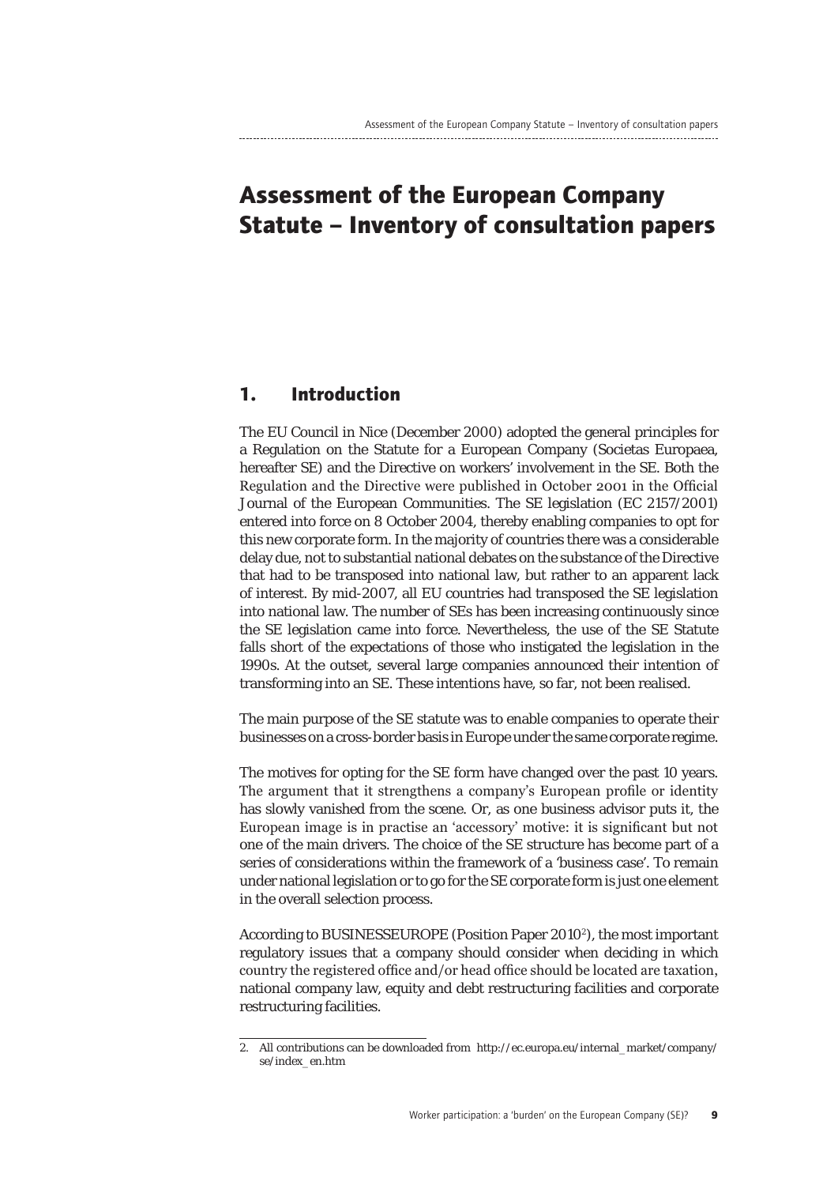# Assessment of the European Company Statute – Inventory of consultation papers

## 1. Introduction

The EU Council in Nice (December 2000) adopted the general principles for a Regulation on the Statute for a European Company (Societas Europaea, hereafter SE) and the Directive on workers' involvement in the SE. Both the Regulation and the Directive were published in October 2001 in the Official Journal of the European Communities. The SE legislation (EC 2157/2001) entered into force on 8 October 2004, thereby enabling companies to opt for this new corporate form. In the majority of countries there was a considerable delay due, not to substantial national debates on the substance of the Directive that had to be transposed into national law, but rather to an apparent lack of interest. By mid-2007, all EU countries had transposed the SE legislation into national law. The number of SEs has been increasing continuously since the SE legislation came into force. Nevertheless, the use of the SE Statute falls short of the expectations of those who instigated the legislation in the 1990s. At the outset, several large companies announced their intention of transforming into an SE. These intentions have, so far, not been realised.

The main purpose of the SE statute was to enable companies to operate their businesses on a cross-border basis in Europe under the same corporate regime.

The motives for opting for the SE form have changed over the past 10 years. The argument that it strengthens a company's European profile or identity has slowly vanished from the scene. Or, as one business advisor puts it, the European image is in practise an 'accessory' motive: it is significant but not one of the main drivers. The choice of the SE structure has become part of a series of considerations within the framework of a 'business case'. To remain under national legislation or to go for the SE corporate form is just one element in the overall selection process.

According to BUSINESSEUROPE (Position Paper 2010[2]), the most important regulatory issues that a company should consider when deciding in which country the registered office and/or head office should be located are taxation, national company law, equity and debt restructuring facilities and corporate restructuring facilities.

2. All contributions can be downloaded from http://ec.europa.eu/internal_market/company/se/index_en.htm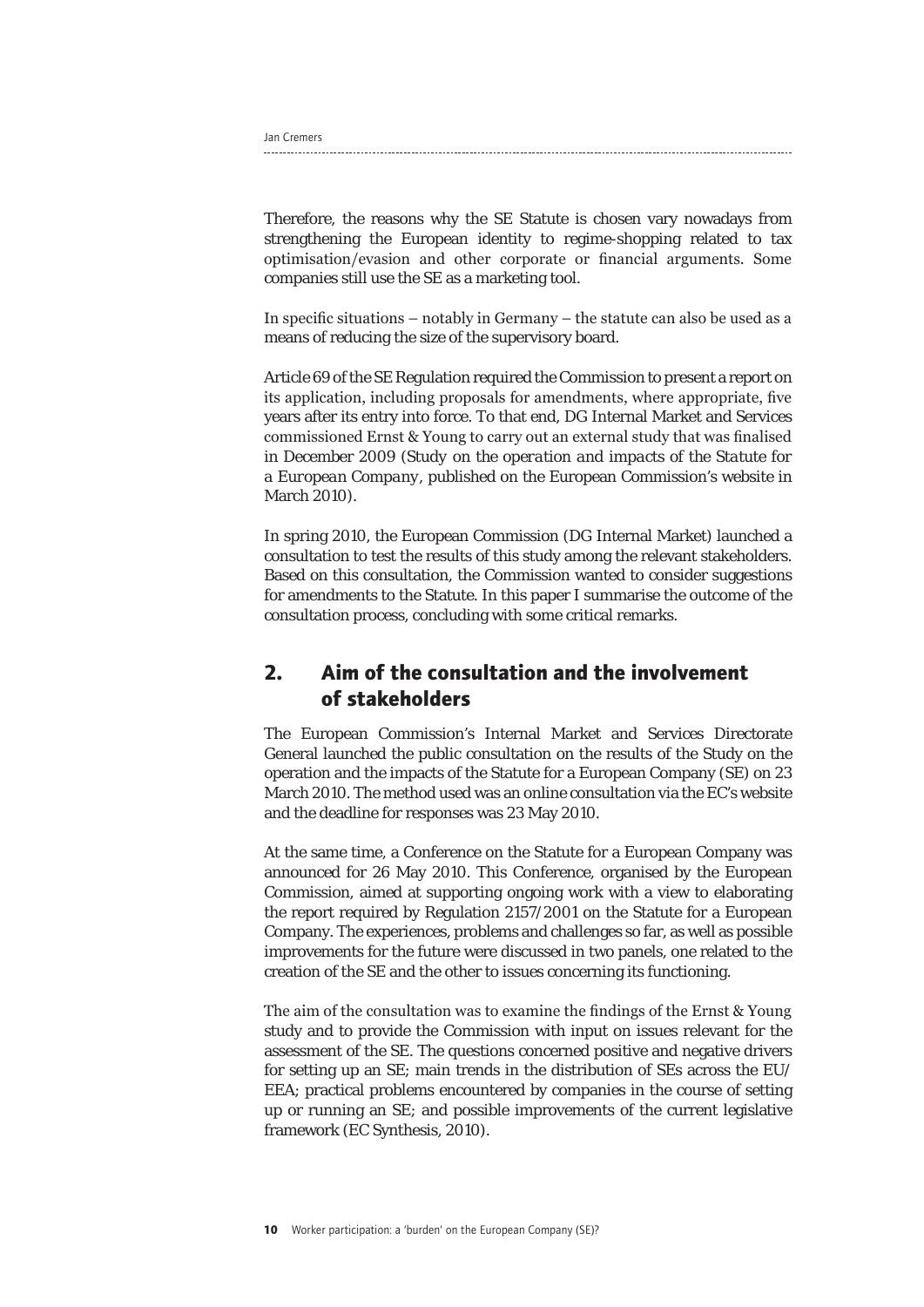Therefore, the reasons why the SE Statute is chosen vary nowadays from strengthening the European identity to regime-shopping related to tax optimisation/evasion and other corporate or financial arguments. Some companies still use the SE as a marketing tool.

In specific situations – notably in Germany – the statute can also be used as a means of reducing the size of the supervisory board.

Article 69 of the SE Regulation required the Commission to present a report on its application, including proposals for amendments, where appropriate, five years after its entry into force. To that end, DG Internal Market and Services commissioned Ernst & Young to carry out an external study that was finalised in December 2009 (*Study on the operation and impacts of the Statute for a European Company*, published on the European Commission's website in March 2010).

In spring 2010, the European Commission (DG Internal Market) launched a consultation to test the results of this study among the relevant stakeholders. Based on this consultation, the Commission wanted to consider suggestions for amendments to the Statute. In this paper I summarise the outcome of the consultation process, concluding with some critical remarks.

## 2. Aim of the consultation and the involvement of stakeholders

The European Commission's Internal Market and Services Directorate General launched the public consultation on the results of the Study on the operation and the impacts of the Statute for a European Company (SE) on 23 March 2010. The method used was an online consultation via the EC's website and the deadline for responses was 23 May 2010.

At the same time, a Conference on the Statute for a European Company was announced for 26 May 2010. This Conference, organised by the European Commission, aimed at supporting ongoing work with a view to elaborating the report required by Regulation 2157/2001 on the Statute for a European Company. The experiences, problems and challenges so far, as well as possible improvements for the future were discussed in two panels, one related to the creation of the SE and the other to issues concerning its functioning.

The aim of the consultation was to examine the findings of the Ernst & Young study and to provide the Commission with input on issues relevant for the assessment of the SE. The questions concerned positive and negative drivers for setting up an SE; main trends in the distribution of SEs across the EU/EEA; practical problems encountered by companies in the course of setting up or running an SE; and possible improvements of the current legislative framework (EC Synthesis, 2010).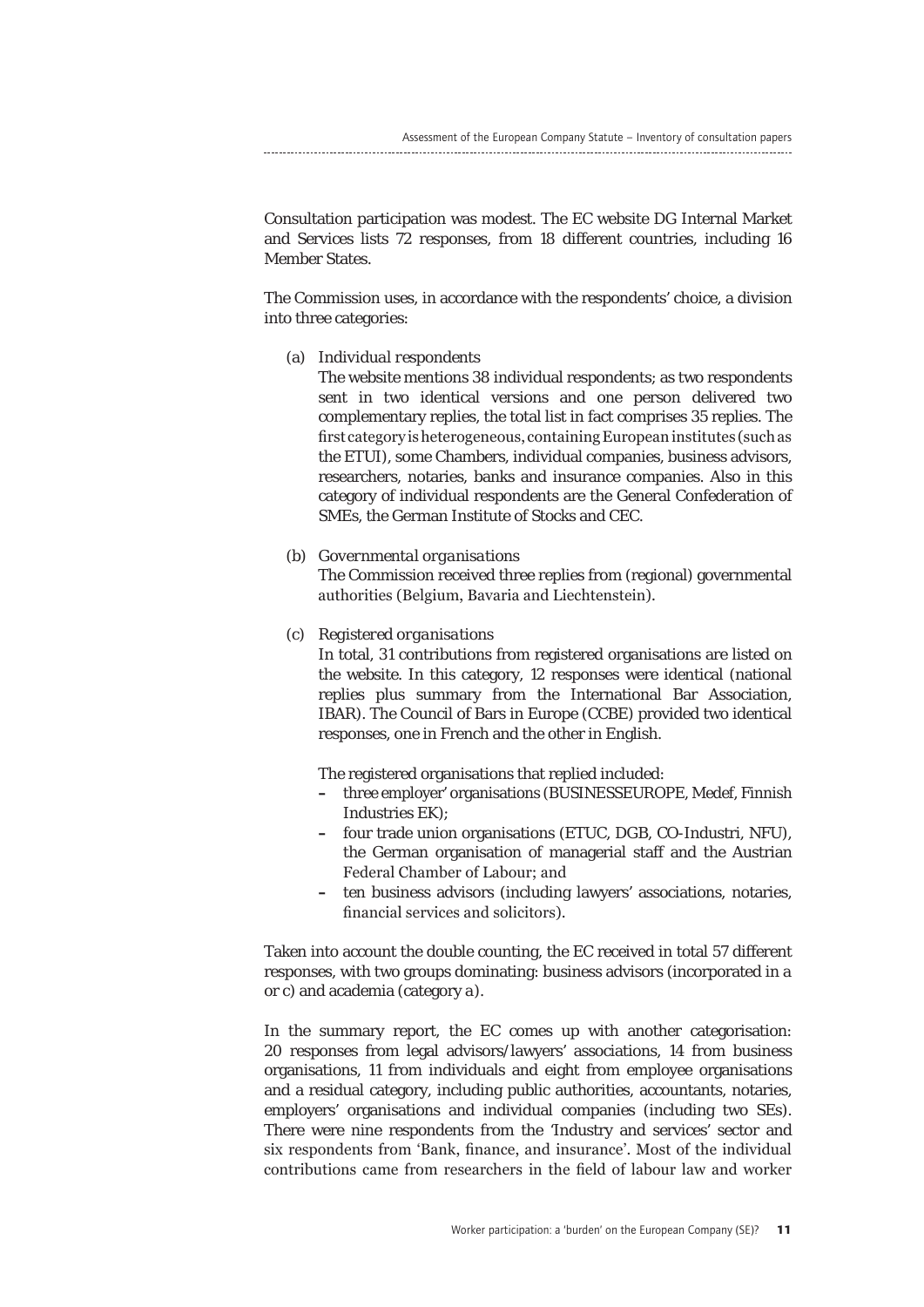Consultation participation was modest. The EC website DG Internal Market and Services lists 72 responses, from 18 different countries, including 16 Member States.

The Commission uses, in accordance with the respondents' choice, a division into three categories:

(a) *Individual respondents*
The website mentions 38 individual respondents; as two respondents sent in two identical versions and one person delivered two complementary replies, the total list in fact comprises 35 replies. The first category is heterogeneous, containing European institutes (such as the ETUI), some Chambers, individual companies, business advisors, researchers, notaries, banks and insurance companies. Also in this category of individual respondents are the General Confederation of SMEs, the German Institute of Stocks and CEC.

(b) *Governmental organisations*
The Commission received three replies from (regional) governmental authorities (Belgium, Bavaria and Liechtenstein).

(c) *Registered organisations*
In total, 31 contributions from registered organisations are listed on the website. In this category, 12 responses were identical (national replies plus summary from the International Bar Association, IBAR). The Council of Bars in Europe (CCBE) provided two identical responses, one in French and the other in English.

The registered organisations that replied included:
- three employer' organisations (BUSINESSEUROPE, Medef, Finnish Industries EK);
- four trade union organisations (ETUC, DGB, CO-Industri, NFU), the German organisation of managerial staff and the Austrian Federal Chamber of Labour; and
- ten business advisors (including lawyers' associations, notaries, financial services and solicitors).

Taken into account the double counting, the EC received in total 57 different responses, with two groups dominating: business advisors (incorporated in a or c) and academia (category a).

In the summary report, the EC comes up with another categorisation: 20 responses from legal advisors/lawyers' associations, 14 from business organisations, 11 from individuals and eight from employee organisations and a residual category, including public authorities, accountants, notaries, employers' organisations and individual companies (including two SEs). There were nine respondents from the 'Industry and services' sector and six respondents from 'Bank, finance, and insurance'. Most of the individual contributions came from researchers in the field of labour law and worker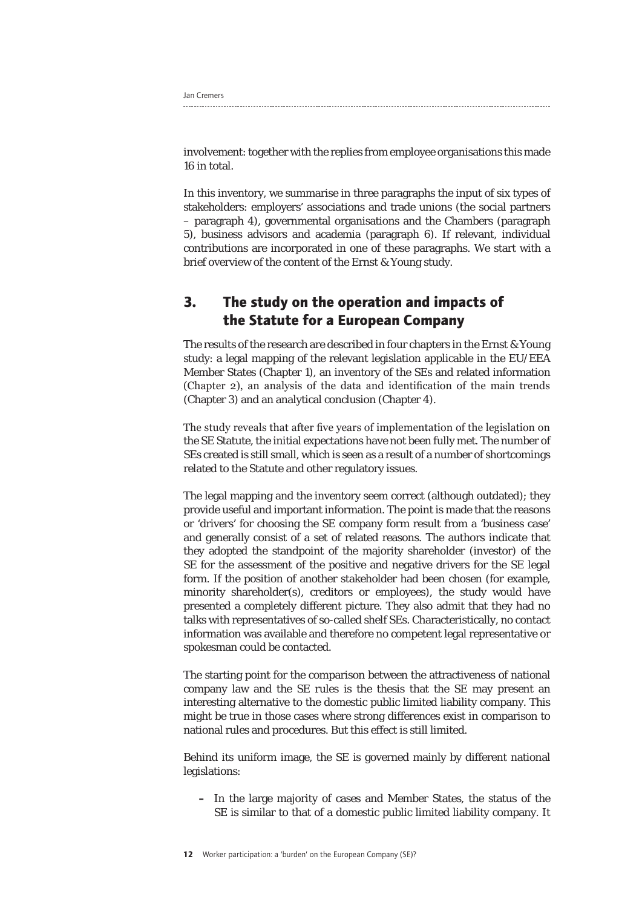involvement: together with the replies from employee organisations this made 16 in total.

In this inventory, we summarise in three paragraphs the input of six types of stakeholders: employers' associations and trade unions (the social partners – paragraph 4), governmental organisations and the Chambers (paragraph 5), business advisors and academia (paragraph 6). If relevant, individual contributions are incorporated in one of these paragraphs. We start with a brief overview of the content of the Ernst & Young study.

## 3. The study on the operation and impacts of the Statute for a European Company

The results of the research are described in four chapters in the Ernst & Young study: a legal mapping of the relevant legislation applicable in the EU/EEA Member States (Chapter 1), an inventory of the SEs and related information (Chapter 2), an analysis of the data and identification of the main trends (Chapter 3) and an analytical conclusion (Chapter 4).

The study reveals that after five years of implementation of the legislation on the SE Statute, the initial expectations have not been fully met. The number of SEs created is still small, which is seen as a result of a number of shortcomings related to the Statute and other regulatory issues.

The legal mapping and the inventory seem correct (although outdated); they provide useful and important information. The point is made that the reasons or 'drivers' for choosing the SE company form result from a 'business case' and generally consist of a set of related reasons. The authors indicate that they adopted the standpoint of the majority shareholder (investor) of the SE for the assessment of the positive and negative drivers for the SE legal form. If the position of another stakeholder had been chosen (for example, minority shareholder(s), creditors or employees), the study would have presented a completely different picture. They also admit that they had no talks with representatives of so-called shelf SEs. Characteristically, no contact information was available and therefore no competent legal representative or spokesman could be contacted.

The starting point for the comparison between the attractiveness of national company law and the SE rules is the thesis that the SE may present an interesting alternative to the domestic public limited liability company. This might be true in those cases where strong differences exist in comparison to national rules and procedures. But this effect is still limited.

Behind its uniform image, the SE is governed mainly by different national legislations:

- In the large majority of cases and Member States, the status of the SE is similar to that of a domestic public limited liability company. It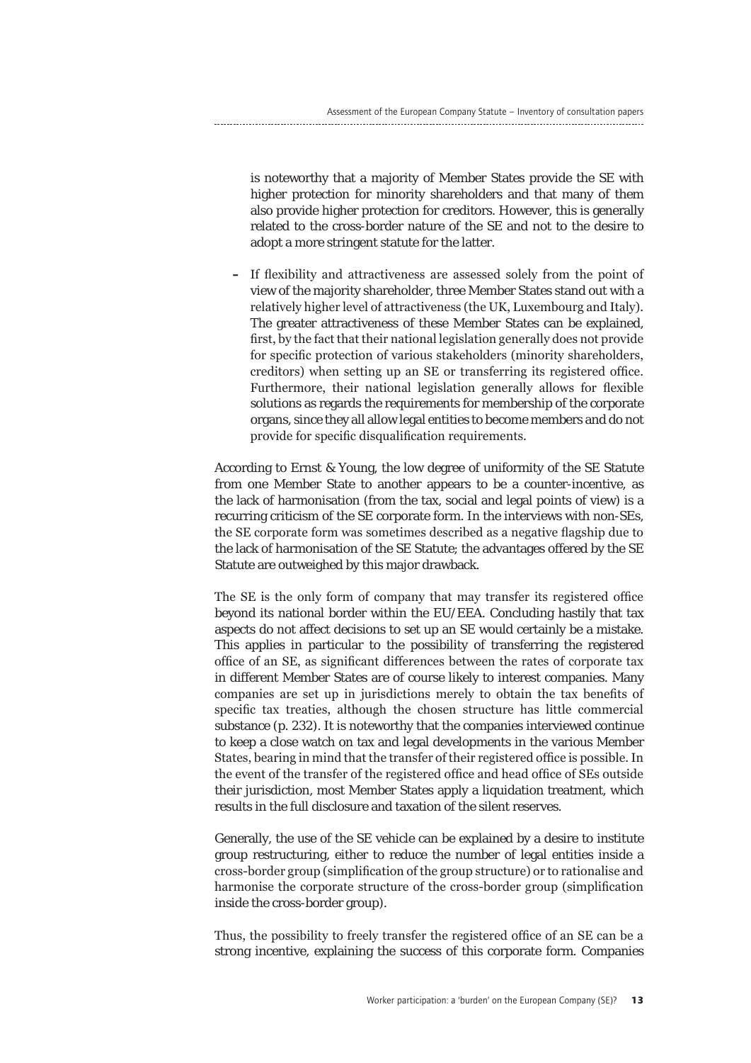is noteworthy that a majority of Member States provide the SE with higher protection for minority shareholders and that many of them also provide higher protection for creditors. However, this is generally related to the cross-border nature of the SE and not to the desire to adopt a more stringent statute for the latter.

- If flexibility and attractiveness are assessed solely from the point of view of the majority shareholder, three Member States stand out with a relatively higher level of attractiveness (the UK, Luxembourg and Italy). The greater attractiveness of these Member States can be explained, first, by the fact that their national legislation generally does not provide for specific protection of various stakeholders (minority shareholders, creditors) when setting up an SE or transferring its registered office. Furthermore, their national legislation generally allows for flexible solutions as regards the requirements for membership of the corporate organs, since they all allow legal entities to become members and do not provide for specific disqualification requirements.

According to Ernst & Young, the low degree of uniformity of the SE Statute from one Member State to another appears to be a counter-incentive, as the lack of harmonisation (from the tax, social and legal points of view) is a recurring criticism of the SE corporate form. In the interviews with non-SEs, the SE corporate form was sometimes described as a negative flagship due to the lack of harmonisation of the SE Statute; the advantages offered by the SE Statute are outweighed by this major drawback.

The SE is the only form of company that may transfer its registered office beyond its national border within the EU/EEA. Concluding hastily that tax aspects do not affect decisions to set up an SE would certainly be a mistake. This applies in particular to the possibility of transferring the registered office of an SE, as significant differences between the rates of corporate tax in different Member States are of course likely to interest companies. Many companies are set up in jurisdictions merely to obtain the tax benefits of specific tax treaties, although the chosen structure has little commercial substance (p. 232). It is noteworthy that the companies interviewed continue to keep a close watch on tax and legal developments in the various Member States, bearing in mind that the transfer of their registered office is possible. In the event of the transfer of the registered office and head office of SEs outside their jurisdiction, most Member States apply a liquidation treatment, which results in the full disclosure and taxation of the silent reserves.

Generally, the use of the SE vehicle can be explained by a desire to institute group restructuring, either to reduce the number of legal entities inside a cross-border group (simplification of the group structure) or to rationalise and harmonise the corporate structure of the cross-border group (simplification inside the cross-border group).

Thus, the possibility to freely transfer the registered office of an SE can be a strong incentive, explaining the success of this corporate form. Companies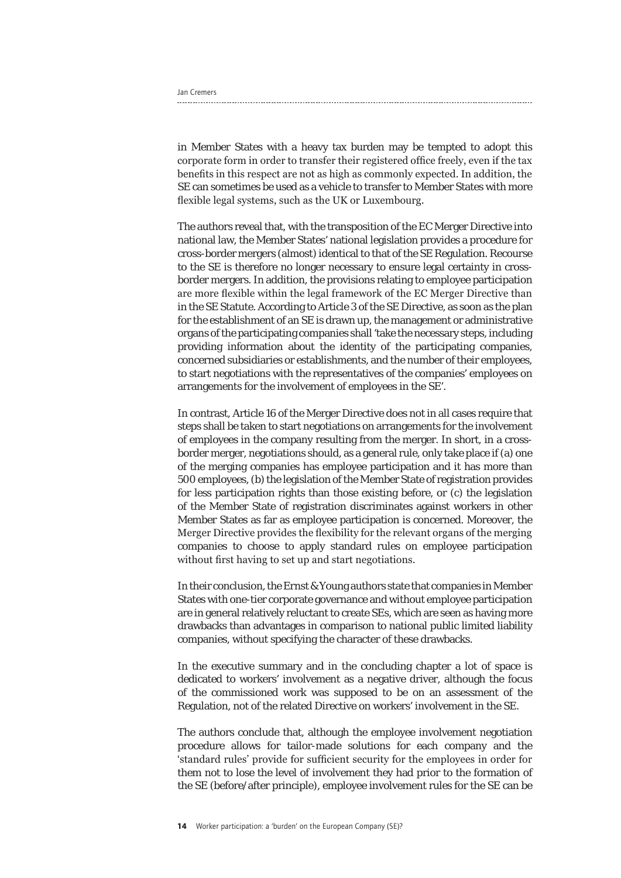in Member States with a heavy tax burden may be tempted to adopt this corporate form in order to transfer their registered office freely, even if the tax benefits in this respect are not as high as commonly expected. In addition, the SE can sometimes be used as a vehicle to transfer to Member States with more flexible legal systems, such as the UK or Luxembourg.

The authors reveal that, with the transposition of the EC Merger Directive into national law, the Member States' national legislation provides a procedure for cross-border mergers (almost) identical to that of the SE Regulation. Recourse to the SE is therefore no longer necessary to ensure legal certainty in cross-border mergers. In addition, the provisions relating to employee participation are more flexible within the legal framework of the EC Merger Directive than in the SE Statute. According to Article 3 of the SE Directive, as soon as the plan for the establishment of an SE is drawn up, the management or administrative organs of the participating companies shall 'take the necessary steps, including providing information about the identity of the participating companies, concerned subsidiaries or establishments, and the number of their employees, to start negotiations with the representatives of the companies' employees on arrangements for the involvement of employees in the SE'.

In contrast, Article 16 of the Merger Directive does not in all cases require that steps shall be taken to start negotiations on arrangements for the involvement of employees in the company resulting from the merger. In short, in a cross-border merger, negotiations should, as a general rule, only take place if (a) one of the merging companies has employee participation and it has more than 500 employees, (b) the legislation of the Member State of registration provides for less participation rights than those existing before, or (c) the legislation of the Member State of registration discriminates against workers in other Member States as far as employee participation is concerned. Moreover, the Merger Directive provides the flexibility for the relevant organs of the merging companies to choose to apply standard rules on employee participation without first having to set up and start negotiations.

In their conclusion, the Ernst & Young authors state that companies in Member States with one-tier corporate governance and without employee participation are in general relatively reluctant to create SEs, which are seen as having more drawbacks than advantages in comparison to national public limited liability companies, without specifying the character of these drawbacks.

In the executive summary and in the concluding chapter a lot of space is dedicated to workers' involvement as a negative driver, although the focus of the commissioned work was supposed to be on an assessment of the Regulation, not of the related Directive on workers' involvement in the SE.

The authors conclude that, although the employee involvement negotiation procedure allows for tailor-made solutions for each company and the 'standard rules' provide for sufficient security for the employees in order for them not to lose the level of involvement they had prior to the formation of the SE (before/after principle), employee involvement rules for the SE can be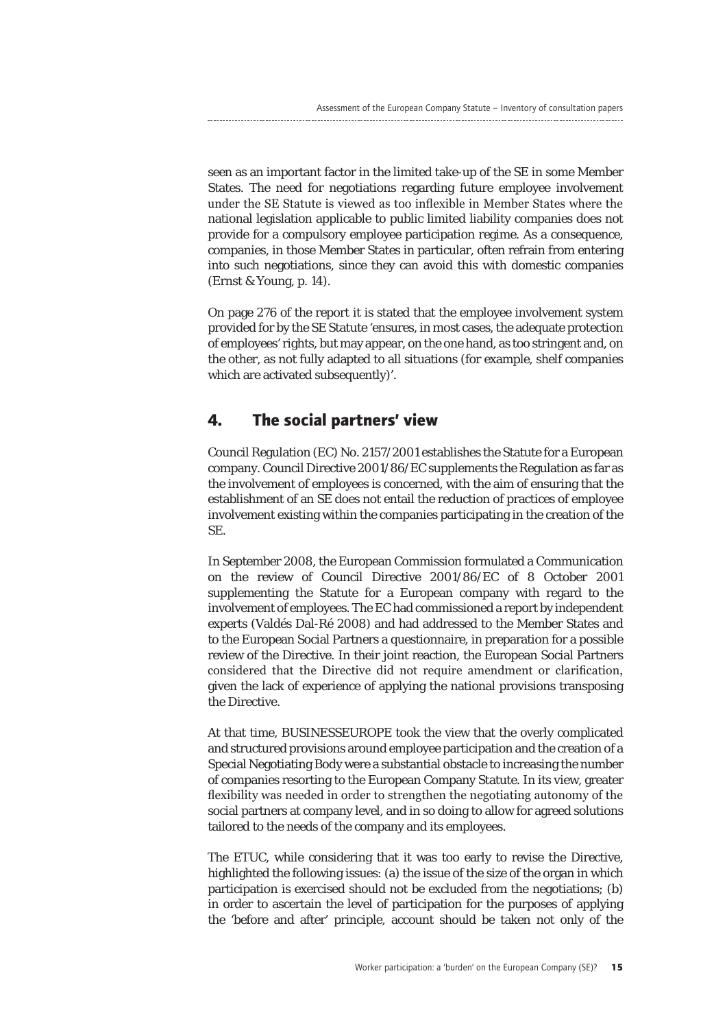seen as an important factor in the limited take-up of the SE in some Member States. The need for negotiations regarding future employee involvement under the SE Statute is viewed as too inflexible in Member States where the national legislation applicable to public limited liability companies does not provide for a compulsory employee participation regime. As a consequence, companies, in those Member States in particular, often refrain from entering into such negotiations, since they can avoid this with domestic companies (Ernst & Young, p. 14).

On page 276 of the report it is stated that the employee involvement system provided for by the SE Statute 'ensures, in most cases, the adequate protection of employees' rights, but may appear, on the one hand, as too stringent and, on the other, as not fully adapted to all situations (for example, shelf companies which are activated subsequently)'.

## 4. The social partners' view

Council Regulation (EC) No. 2157/2001 establishes the Statute for a European company. Council Directive 2001/86/EC supplements the Regulation as far as the involvement of employees is concerned, with the aim of ensuring that the establishment of an SE does not entail the reduction of practices of employee involvement existing within the companies participating in the creation of the SE.

In September 2008, the European Commission formulated a Communication on the review of Council Directive 2001/86/EC of 8 October 2001 supplementing the Statute for a European company with regard to the involvement of employees. The EC had commissioned a report by independent experts (Valdés Dal-Ré 2008) and had addressed to the Member States and to the European Social Partners a questionnaire, in preparation for a possible review of the Directive. In their joint reaction, the European Social Partners considered that the Directive did not require amendment or clarification, given the lack of experience of applying the national provisions transposing the Directive.

At that time, BUSINESSEUROPE took the view that the overly complicated and structured provisions around employee participation and the creation of a Special Negotiating Body were a substantial obstacle to increasing the number of companies resorting to the European Company Statute. In its view, greater flexibility was needed in order to strengthen the negotiating autonomy of the social partners at company level, and in so doing to allow for agreed solutions tailored to the needs of the company and its employees.

The ETUC, while considering that it was too early to revise the Directive, highlighted the following issues: (a) the issue of the size of the organ in which participation is exercised should not be excluded from the negotiations; (b) in order to ascertain the level of participation for the purposes of applying the 'before and after' principle, account should be taken not only of the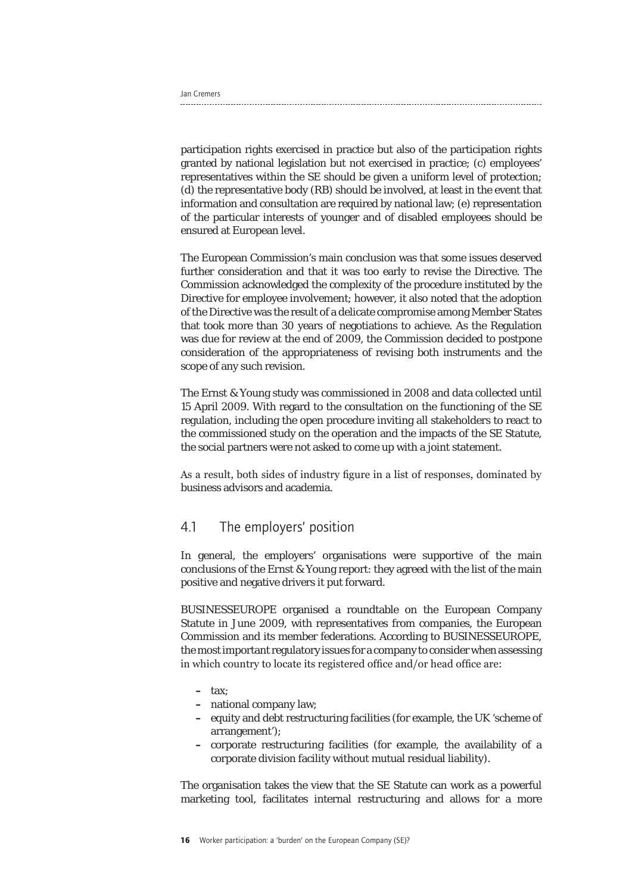participation rights exercised in practice but also of the participation rights granted by national legislation but not exercised in practice; (c) employees' representatives within the SE should be given a uniform level of protection; (d) the representative body (RB) should be involved, at least in the event that information and consultation are required by national law; (e) representation of the particular interests of younger and of disabled employees should be ensured at European level.

The European Commission's main conclusion was that some issues deserved further consideration and that it was too early to revise the Directive. The Commission acknowledged the complexity of the procedure instituted by the Directive for employee involvement; however, it also noted that the adoption of the Directive was the result of a delicate compromise among Member States that took more than 30 years of negotiations to achieve. As the Regulation was due for review at the end of 2009, the Commission decided to postpone consideration of the appropriateness of revising both instruments and the scope of any such revision.

The Ernst & Young study was commissioned in 2008 and data collected until 15 April 2009. With regard to the consultation on the functioning of the SE regulation, including the open procedure inviting all stakeholders to react to the commissioned study on the operation and the impacts of the SE Statute, the social partners were not asked to come up with a joint statement.

As a result, both sides of industry figure in a list of responses, dominated by business advisors and academia.

## 4.1 The employers' position

In general, the employers' organisations were supportive of the main conclusions of the Ernst & Young report: they agreed with the list of the main positive and negative drivers it put forward.

BUSINESSEUROPE organised a roundtable on the European Company Statute in June 2009, with representatives from companies, the European Commission and its member federations. According to BUSINESSEUROPE, the most important regulatory issues for a company to consider when assessing in which country to locate its registered office and/or head office are:

- tax;
- national company law;
- equity and debt restructuring facilities (for example, the UK 'scheme of arrangement');
- corporate restructuring facilities (for example, the availability of a corporate division facility without mutual residual liability).

The organisation takes the view that the SE Statute can work as a powerful marketing tool, facilitates internal restructuring and allows for a more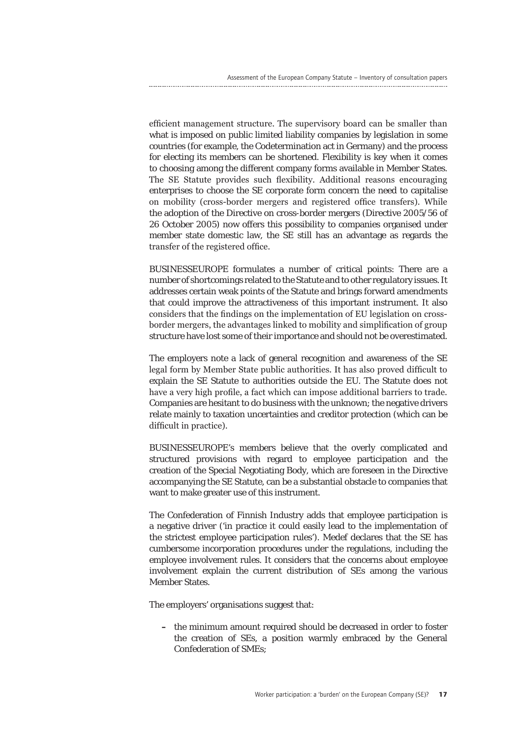efficient management structure. The supervisory board can be smaller than what is imposed on public limited liability companies by legislation in some countries (for example, the Codetermination act in Germany) and the process for electing its members can be shortened. Flexibility is key when it comes to choosing among the different company forms available in Member States. The SE Statute provides such flexibility. Additional reasons encouraging enterprises to choose the SE corporate form concern the need to capitalise on mobility (cross-border mergers and registered office transfers). While the adoption of the Directive on cross-border mergers (Directive 2005/56 of 26 October 2005) now offers this possibility to companies organised under member state domestic law, the SE still has an advantage as regards the transfer of the registered office.

BUSINESSEUROPE formulates a number of critical points: There are a number of shortcomings related to the Statute and to other regulatory issues. It addresses certain weak points of the Statute and brings forward amendments that could improve the attractiveness of this important instrument. It also considers that the findings on the implementation of EU legislation on cross-border mergers, the advantages linked to mobility and simplification of group structure have lost some of their importance and should not be overestimated.

The employers note a lack of general recognition and awareness of the SE legal form by Member State public authorities. It has also proved difficult to explain the SE Statute to authorities outside the EU. The Statute does not have a very high profile, a fact which can impose additional barriers to trade. Companies are hesitant to do business with the unknown; the negative drivers relate mainly to taxation uncertainties and creditor protection (which can be difficult in practice).

BUSINESSEUROPE's members believe that the overly complicated and structured provisions with regard to employee participation and the creation of the Special Negotiating Body, which are foreseen in the Directive accompanying the SE Statute, can be a substantial obstacle to companies that want to make greater use of this instrument.

The Confederation of Finnish Industry adds that employee participation is a negative driver ('in practice it could easily lead to the implementation of the strictest employee participation rules'). Medef declares that the SE has cumbersome incorporation procedures under the regulations, including the employee involvement rules. It considers that the concerns about employee involvement explain the current distribution of SEs among the various Member States.

The employers' organisations suggest that:

- the minimum amount required should be decreased in order to foster the creation of SEs, a position warmly embraced by the General Confederation of SMEs;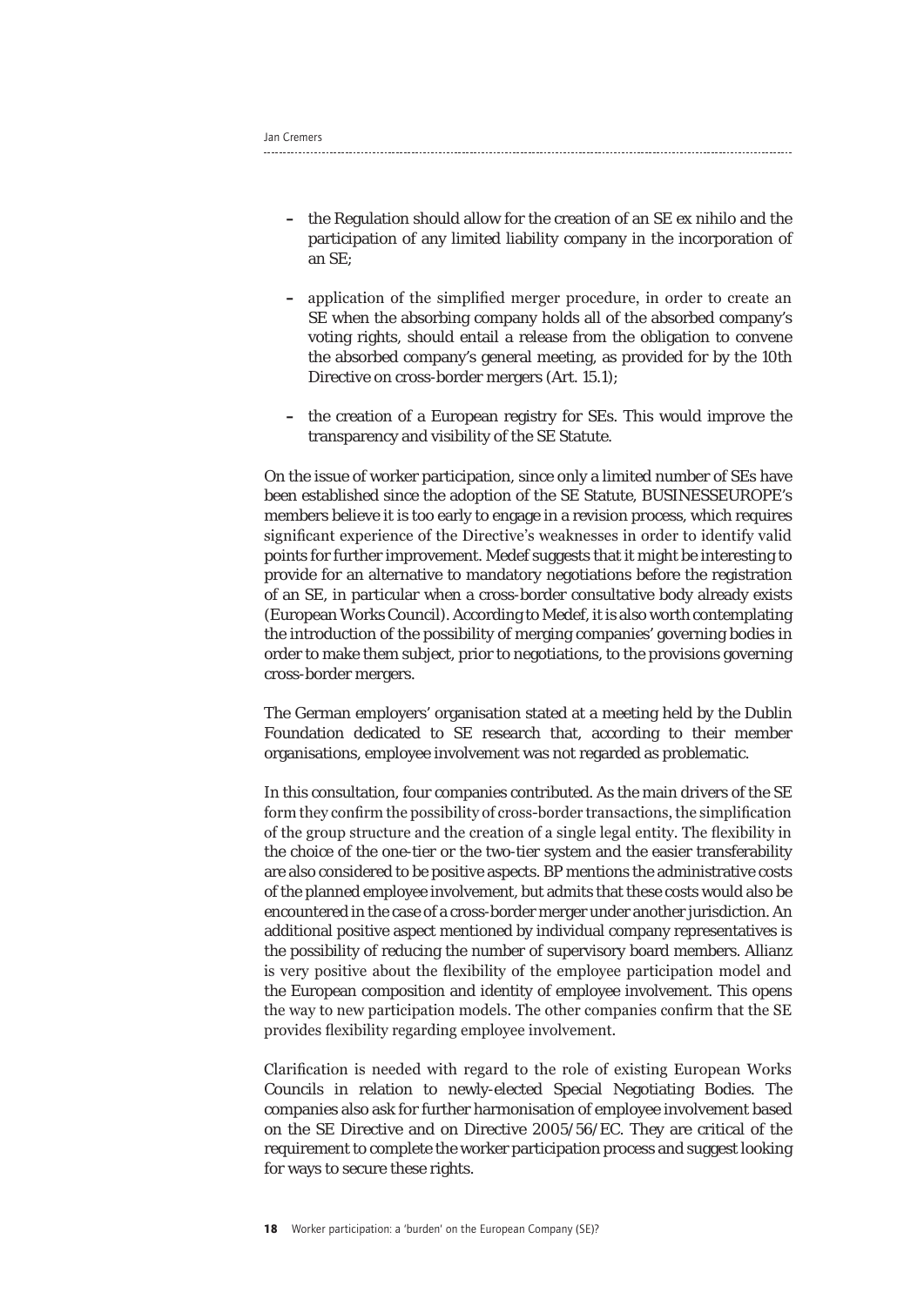- the Regulation should allow for the creation of an SE ex nihilo and the participation of any limited liability company in the incorporation of an SE;

- application of the simplified merger procedure, in order to create an SE when the absorbing company holds all of the absorbed company's voting rights, should entail a release from the obligation to convene the absorbed company's general meeting, as provided for by the 10th Directive on cross-border mergers (Art. 15.1);

- the creation of a European registry for SEs. This would improve the transparency and visibility of the SE Statute.

On the issue of worker participation, since only a limited number of SEs have been established since the adoption of the SE Statute, BUSINESSEUROPE's members believe it is too early to engage in a revision process, which requires significant experience of the Directive's weaknesses in order to identify valid points for further improvement. Medef suggests that it might be interesting to provide for an alternative to mandatory negotiations before the registration of an SE, in particular when a cross-border consultative body already exists (European Works Council). According to Medef, it is also worth contemplating the introduction of the possibility of merging companies' governing bodies in order to make them subject, prior to negotiations, to the provisions governing cross-border mergers.

The German employers' organisation stated at a meeting held by the Dublin Foundation dedicated to SE research that, according to their member organisations, employee involvement was not regarded as problematic.

In this consultation, four companies contributed. As the main drivers of the SE form they confirm the possibility of cross-border transactions, the simplification of the group structure and the creation of a single legal entity. The flexibility in the choice of the one-tier or the two-tier system and the easier transferability are also considered to be positive aspects. BP mentions the administrative costs of the planned employee involvement, but admits that these costs would also be encountered in the case of a cross-border merger under another jurisdiction. An additional positive aspect mentioned by individual company representatives is the possibility of reducing the number of supervisory board members. Allianz is very positive about the flexibility of the employee participation model and the European composition and identity of employee involvement. This opens the way to new participation models. The other companies confirm that the SE provides flexibility regarding employee involvement.

Clarification is needed with regard to the role of existing European Works Councils in relation to newly-elected Special Negotiating Bodies. The companies also ask for further harmonisation of employee involvement based on the SE Directive and on Directive 2005/56/EC. They are critical of the requirement to complete the worker participation process and suggest looking for ways to secure these rights.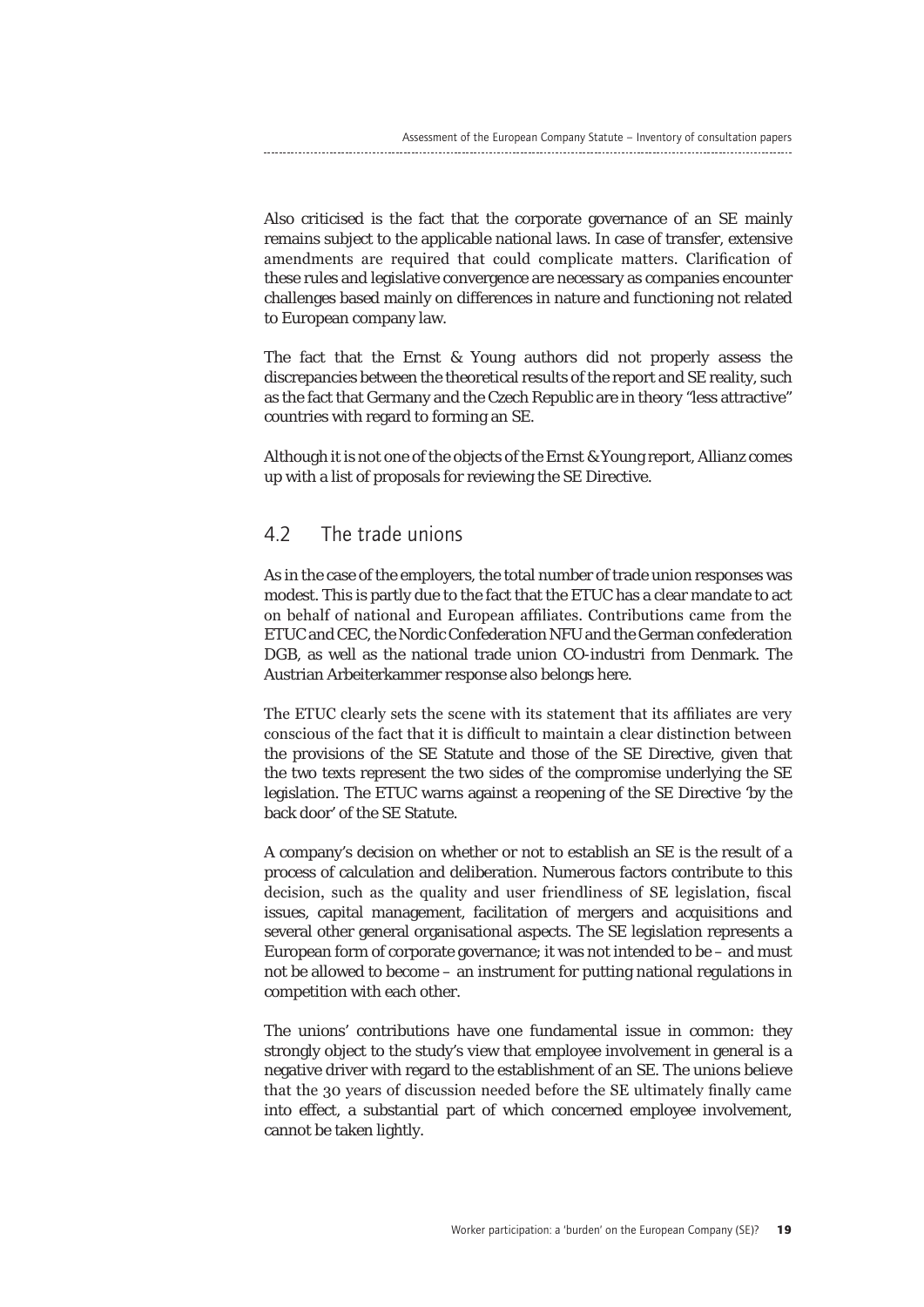Also criticised is the fact that the corporate governance of an SE mainly remains subject to the applicable national laws. In case of transfer, extensive amendments are required that could complicate matters. Clarification of these rules and legislative convergence are necessary as companies encounter challenges based mainly on differences in nature and functioning not related to European company law.

The fact that the Ernst & Young authors did not properly assess the discrepancies between the theoretical results of the report and SE reality, such as the fact that Germany and the Czech Republic are in theory "less attractive" countries with regard to forming an SE.

Although it is not one of the objects of the Ernst & Young report, Allianz comes up with a list of proposals for reviewing the SE Directive.

## 4.2 The trade unions

As in the case of the employers, the total number of trade union responses was modest. This is partly due to the fact that the ETUC has a clear mandate to act on behalf of national and European affiliates. Contributions came from the ETUC and CEC, the Nordic Confederation NFU and the German confederation DGB, as well as the national trade union CO-industri from Denmark. The Austrian Arbeiterkammer response also belongs here.

The ETUC clearly sets the scene with its statement that its affiliates are very conscious of the fact that it is difficult to maintain a clear distinction between the provisions of the SE Statute and those of the SE Directive, given that the two texts represent the two sides of the compromise underlying the SE legislation. The ETUC warns against a reopening of the SE Directive 'by the back door' of the SE Statute.

A company's decision on whether or not to establish an SE is the result of a process of calculation and deliberation. Numerous factors contribute to this decision, such as the quality and user friendliness of SE legislation, fiscal issues, capital management, facilitation of mergers and acquisitions and several other general organisational aspects. The SE legislation represents a European form of corporate governance; it was not intended to be – and must not be allowed to become – an instrument for putting national regulations in competition with each other.

The unions' contributions have one fundamental issue in common: they strongly object to the study's view that employee involvement in general is a negative driver with regard to the establishment of an SE. The unions believe that the 30 years of discussion needed before the SE ultimately finally came into effect, a substantial part of which concerned employee involvement, cannot be taken lightly.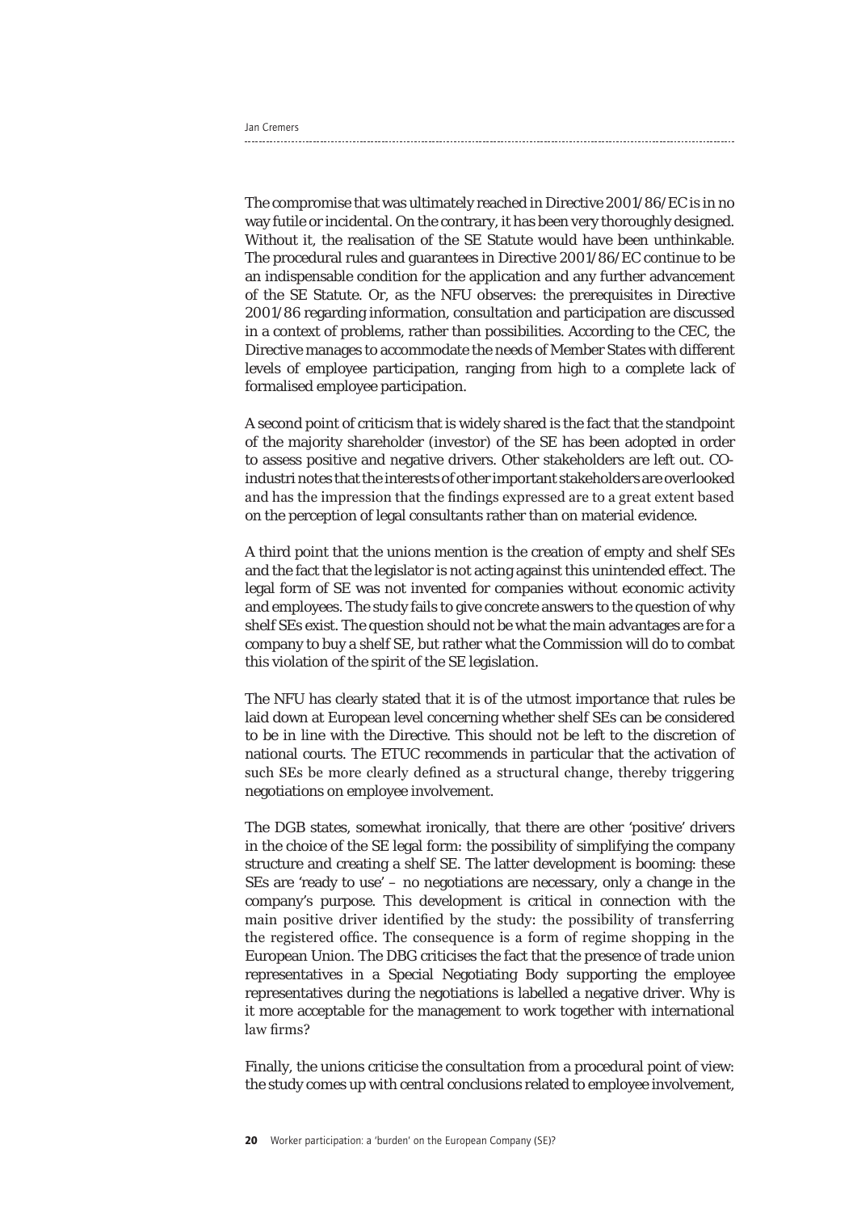The compromise that was ultimately reached in Directive 2001/86/EC is in no way futile or incidental. On the contrary, it has been very thoroughly designed. Without it, the realisation of the SE Statute would have been unthinkable. The procedural rules and guarantees in Directive 2001/86/EC continue to be an indispensable condition for the application and any further advancement of the SE Statute. Or, as the NFU observes: the prerequisites in Directive 2001/86 regarding information, consultation and participation are discussed in a context of problems, rather than possibilities. According to the CEC, the Directive manages to accommodate the needs of Member States with different levels of employee participation, ranging from high to a complete lack of formalised employee participation.

A second point of criticism that is widely shared is the fact that the standpoint of the majority shareholder (investor) of the SE has been adopted in order to assess positive and negative drivers. Other stakeholders are left out. CO-industri notes that the interests of other important stakeholders are overlooked and has the impression that the findings expressed are to a great extent based on the perception of legal consultants rather than on material evidence.

A third point that the unions mention is the creation of empty and shelf SEs and the fact that the legislator is not acting against this unintended effect. The legal form of SE was not invented for companies without economic activity and employees. The study fails to give concrete answers to the question of why shelf SEs exist. The question should not be what the main advantages are for a company to buy a shelf SE, but rather what the Commission will do to combat this violation of the spirit of the SE legislation.

The NFU has clearly stated that it is of the utmost importance that rules be laid down at European level concerning whether shelf SEs can be considered to be in line with the Directive. This should not be left to the discretion of national courts. The ETUC recommends in particular that the activation of such SEs be more clearly defined as a structural change, thereby triggering negotiations on employee involvement.

The DGB states, somewhat ironically, that there are other 'positive' drivers in the choice of the SE legal form: the possibility of simplifying the company structure and creating a shelf SE. The latter development is booming: these SEs are 'ready to use' – no negotiations are necessary, only a change in the company's purpose. This development is critical in connection with the main positive driver identified by the study: the possibility of transferring the registered office. The consequence is a form of regime shopping in the European Union. The DBG criticises the fact that the presence of trade union representatives in a Special Negotiating Body supporting the employee representatives during the negotiations is labelled a negative driver. Why is it more acceptable for the management to work together with international law firms?

Finally, the unions criticise the consultation from a procedural point of view: the study comes up with central conclusions related to employee involvement,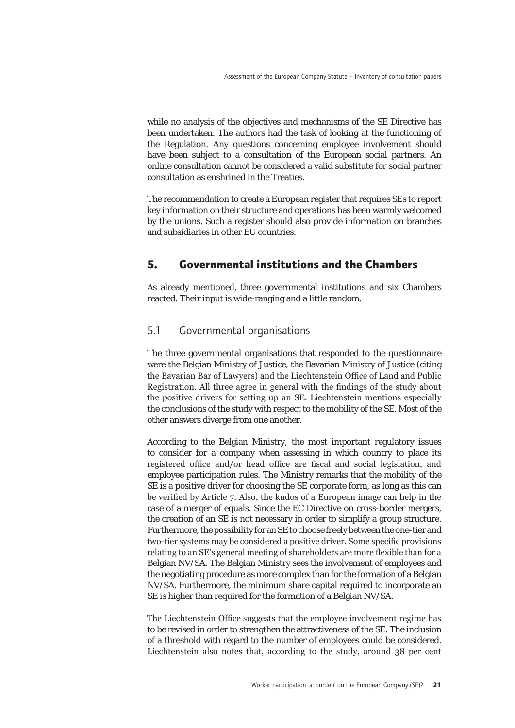while no analysis of the objectives and mechanisms of the SE Directive has been undertaken. The authors had the task of looking at the functioning of the Regulation. Any questions concerning employee involvement should have been subject to a consultation of the European social partners. An online consultation cannot be considered a valid substitute for social partner consultation as enshrined in the Treaties.

The recommendation to create a European register that requires SEs to report key information on their structure and operations has been warmly welcomed by the unions. Such a register should also provide information on branches and subsidiaries in other EU countries.

## 5. Governmental institutions and the Chambers

As already mentioned, three governmental institutions and six Chambers reacted. Their input is wide-ranging and a little random.

### 5.1 Governmental organisations

The three governmental organisations that responded to the questionnaire were the Belgian Ministry of Justice, the Bavarian Ministry of Justice (citing the Bavarian Bar of Lawyers) and the Liechtenstein Office of Land and Public Registration. All three agree in general with the findings of the study about the positive drivers for setting up an SE. Liechtenstein mentions especially the conclusions of the study with respect to the mobility of the SE. Most of the other answers diverge from one another.

According to the Belgian Ministry, the most important regulatory issues to consider for a company when assessing in which country to place its registered office and/or head office are fiscal and social legislation, and employee participation rules. The Ministry remarks that the mobility of the SE is a positive driver for choosing the SE corporate form, as long as this can be verified by Article 7. Also, the kudos of a European image can help in the case of a merger of equals. Since the EC Directive on cross-border mergers, the creation of an SE is not necessary in order to simplify a group structure. Furthermore, the possibility for an SE to choose freely between the one-tier and two-tier systems may be considered a positive driver. Some specific provisions relating to an SE's general meeting of shareholders are more flexible than for a Belgian NV/SA. The Belgian Ministry sees the involvement of employees and the negotiating procedure as more complex than for the formation of a Belgian NV/SA. Furthermore, the minimum share capital required to incorporate an SE is higher than required for the formation of a Belgian NV/SA.

The Liechtenstein Office suggests that the employee involvement regime has to be revised in order to strengthen the attractiveness of the SE. The inclusion of a threshold with regard to the number of employees could be considered. Liechtenstein also notes that, according to the study, around 38 per cent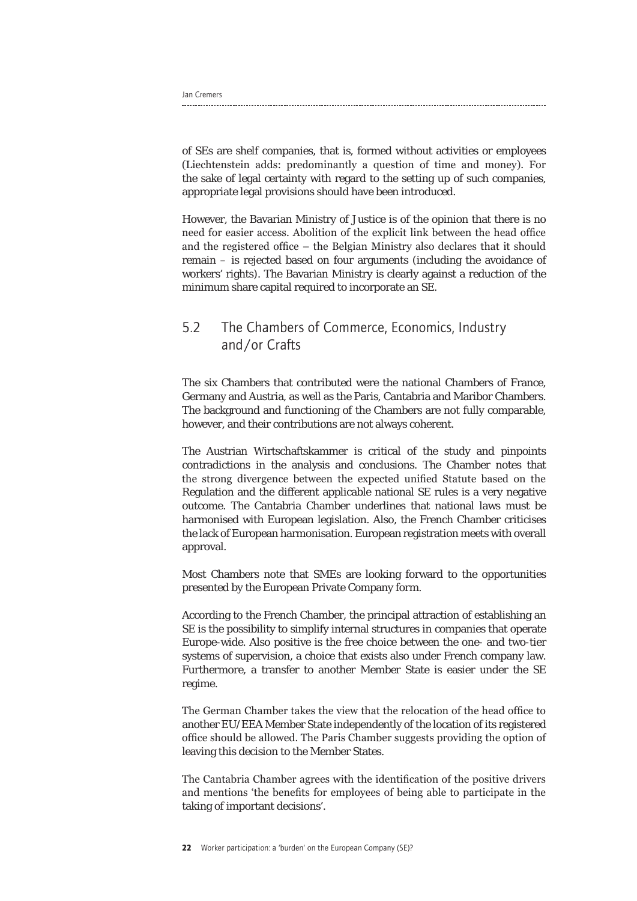of SEs are shelf companies, that is, formed without activities or employees (Liechtenstein adds: predominantly a question of time and money). For the sake of legal certainty with regard to the setting up of such companies, appropriate legal provisions should have been introduced.

However, the Bavarian Ministry of Justice is of the opinion that there is no need for easier access. Abolition of the explicit link between the head office and the registered office – the Belgian Ministry also declares that it should remain – is rejected based on four arguments (including the avoidance of workers' rights). The Bavarian Ministry is clearly against a reduction of the minimum share capital required to incorporate an SE.

## 5.2 The Chambers of Commerce, Economics, Industry and/or Crafts

The six Chambers that contributed were the national Chambers of France, Germany and Austria, as well as the Paris, Cantabria and Maribor Chambers. The background and functioning of the Chambers are not fully comparable, however, and their contributions are not always coherent.

The Austrian Wirtschaftskammer is critical of the study and pinpoints contradictions in the analysis and conclusions. The Chamber notes that the strong divergence between the expected unified Statute based on the Regulation and the different applicable national SE rules is a very negative outcome. The Cantabria Chamber underlines that national laws must be harmonised with European legislation. Also, the French Chamber criticises the lack of European harmonisation. European registration meets with overall approval.

Most Chambers note that SMEs are looking forward to the opportunities presented by the European Private Company form.

According to the French Chamber, the principal attraction of establishing an SE is the possibility to simplify internal structures in companies that operate Europe-wide. Also positive is the free choice between the one- and two-tier systems of supervision, a choice that exists also under French company law. Furthermore, a transfer to another Member State is easier under the SE regime.

The German Chamber takes the view that the relocation of the head office to another EU/EEA Member State independently of the location of its registered office should be allowed. The Paris Chamber suggests providing the option of leaving this decision to the Member States.

The Cantabria Chamber agrees with the identification of the positive drivers and mentions 'the benefits for employees of being able to participate in the taking of important decisions'.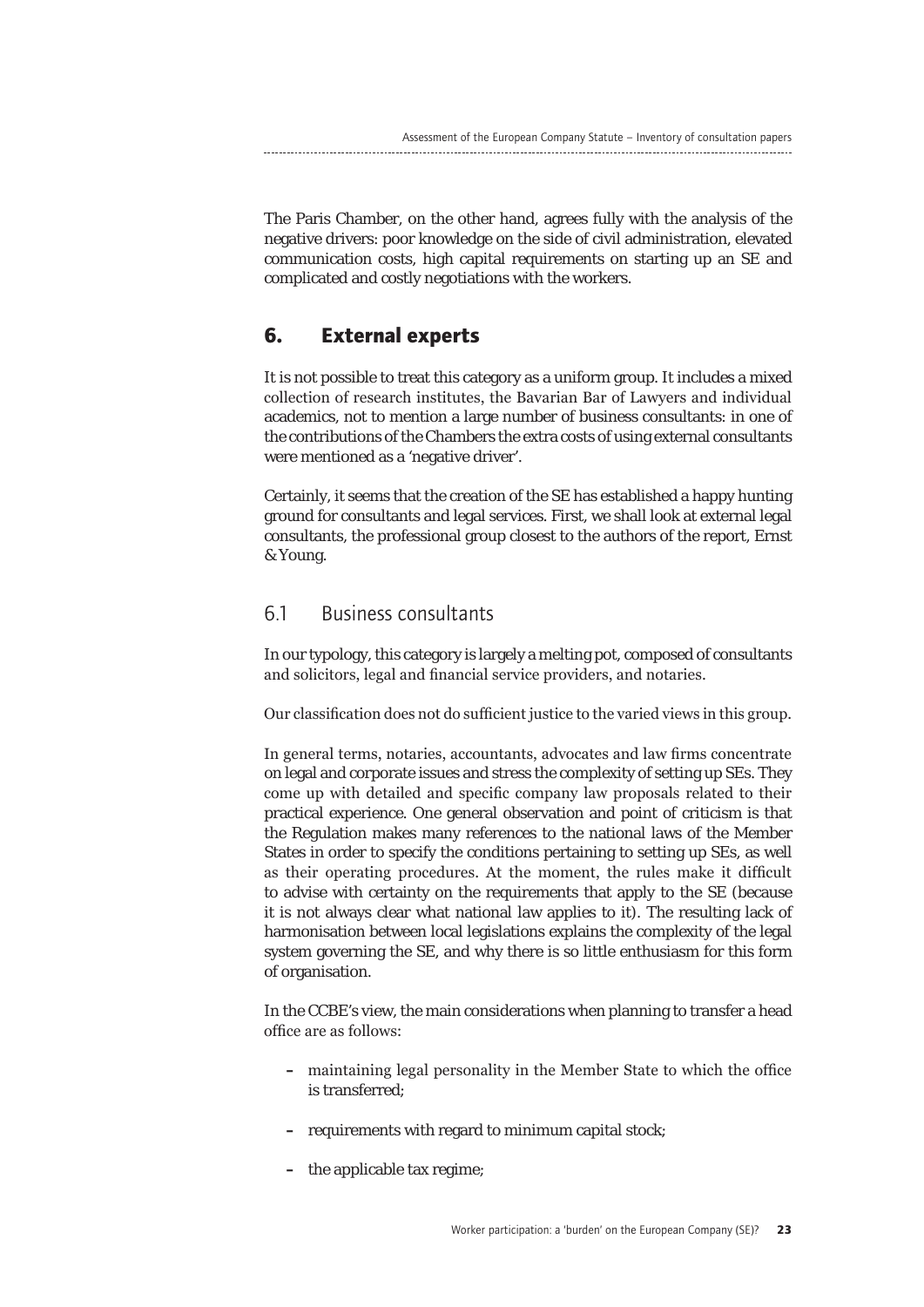The Paris Chamber, on the other hand, agrees fully with the analysis of the negative drivers: poor knowledge on the side of civil administration, elevated communication costs, high capital requirements on starting up an SE and complicated and costly negotiations with the workers.

## 6. External experts

It is not possible to treat this category as a uniform group. It includes a mixed collection of research institutes, the Bavarian Bar of Lawyers and individual academics, not to mention a large number of business consultants: in one of the contributions of the Chambers the extra costs of using external consultants were mentioned as a 'negative driver'.

Certainly, it seems that the creation of the SE has established a happy hunting ground for consultants and legal services. First, we shall look at external legal consultants, the professional group closest to the authors of the report, Ernst & Young.

### 6.1 Business consultants

In our typology, this category is largely a melting pot, composed of consultants and solicitors, legal and financial service providers, and notaries.

Our classification does not do sufficient justice to the varied views in this group.

In general terms, notaries, accountants, advocates and law firms concentrate on legal and corporate issues and stress the complexity of setting up SEs. They come up with detailed and specific company law proposals related to their practical experience. One general observation and point of criticism is that the Regulation makes many references to the national laws of the Member States in order to specify the conditions pertaining to setting up SEs, as well as their operating procedures. At the moment, the rules make it difficult to advise with certainty on the requirements that apply to the SE (because it is not always clear what national law applies to it). The resulting lack of harmonisation between local legislations explains the complexity of the legal system governing the SE, and why there is so little enthusiasm for this form of organisation.

In the CCBE's view, the main considerations when planning to transfer a head office are as follows:

- maintaining legal personality in the Member State to which the office is transferred;
- requirements with regard to minimum capital stock;
- the applicable tax regime;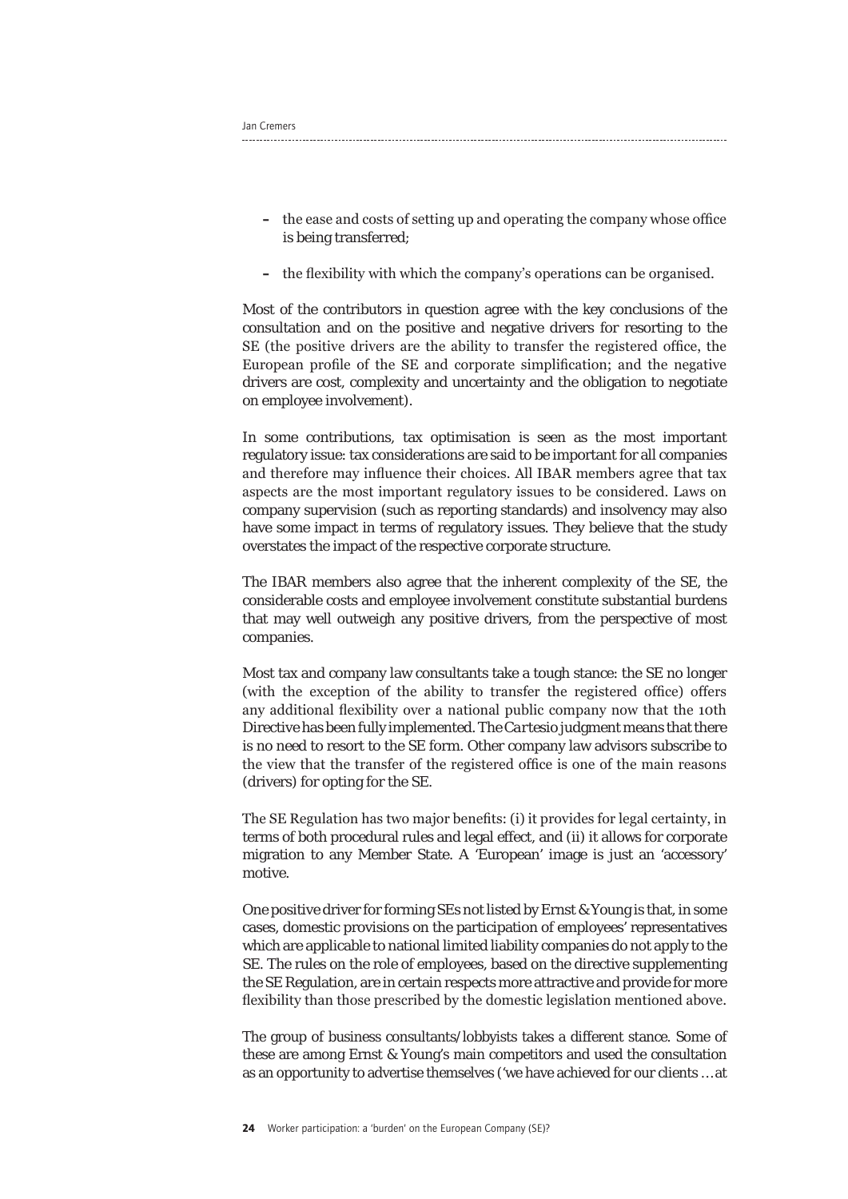– the ease and costs of setting up and operating the company whose office is being transferred;

– the flexibility with which the company's operations can be organised.

Most of the contributors in question agree with the key conclusions of the consultation and on the positive and negative drivers for resorting to the SE (the positive drivers are the ability to transfer the registered office, the European profile of the SE and corporate simplification; and the negative drivers are cost, complexity and uncertainty and the obligation to negotiate on employee involvement).

In some contributions, tax optimisation is seen as the most important regulatory issue: tax considerations are said to be important for all companies and therefore may influence their choices. All IBAR members agree that tax aspects are the most important regulatory issues to be considered. Laws on company supervision (such as reporting standards) and insolvency may also have some impact in terms of regulatory issues. They believe that the study overstates the impact of the respective corporate structure.

The IBAR members also agree that the inherent complexity of the SE, the considerable costs and employee involvement constitute substantial burdens that may well outweigh any positive drivers, from the perspective of most companies.

Most tax and company law consultants take a tough stance: the SE no longer (with the exception of the ability to transfer the registered office) offers any additional flexibility over a national public company now that the 10th Directive has been fully implemented. The *Cartesio* judgment means that there is no need to resort to the SE form. Other company law advisors subscribe to the view that the transfer of the registered office is one of the main reasons (drivers) for opting for the SE.

The SE Regulation has two major benefits: (i) it provides for legal certainty, in terms of both procedural rules and legal effect, and (ii) it allows for corporate migration to any Member State. A 'European' image is just an 'accessory' motive.

One positive driver for forming SEs not listed by Ernst & Young is that, in some cases, domestic provisions on the participation of employees' representatives which are applicable to national limited liability companies do not apply to the SE. The rules on the role of employees, based on the directive supplementing the SE Regulation, are in certain respects more attractive and provide for more flexibility than those prescribed by the domestic legislation mentioned above.

The group of business consultants/lobbyists takes a different stance. Some of these are among Ernst & Young's main competitors and used the consultation as an opportunity to advertise themselves ('we have achieved for our clients … at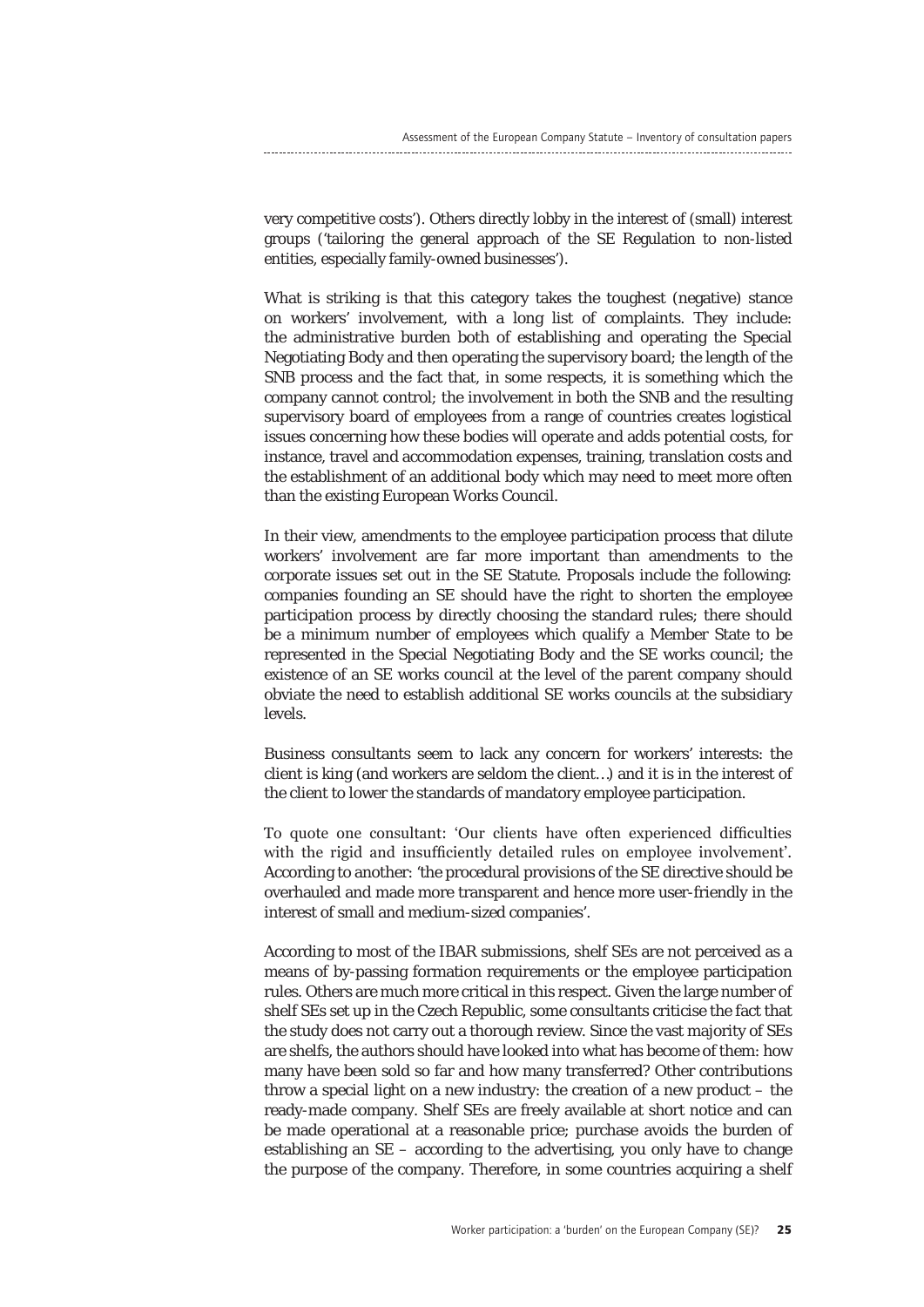very competitive costs'). Others directly lobby in the interest of (small) interest groups ('tailoring the general approach of the SE Regulation to non-listed entities, especially family-owned businesses').

What is striking is that this category takes the toughest (negative) stance on workers' involvement, with a long list of complaints. They include: the administrative burden both of establishing and operating the Special Negotiating Body and then operating the supervisory board; the length of the SNB process and the fact that, in some respects, it is something which the company cannot control; the involvement in both the SNB and the resulting supervisory board of employees from a range of countries creates logistical issues concerning how these bodies will operate and adds potential costs, for instance, travel and accommodation expenses, training, translation costs and the establishment of an additional body which may need to meet more often than the existing European Works Council.

In their view, amendments to the employee participation process that dilute workers' involvement are far more important than amendments to the corporate issues set out in the SE Statute. Proposals include the following: companies founding an SE should have the right to shorten the employee participation process by directly choosing the standard rules; there should be a minimum number of employees which qualify a Member State to be represented in the Special Negotiating Body and the SE works council; the existence of an SE works council at the level of the parent company should obviate the need to establish additional SE works councils at the subsidiary levels.

Business consultants seem to lack any concern for workers' interests: the client is king (and workers are seldom the client…) and it is in the interest of the client to lower the standards of mandatory employee participation.

To quote one consultant: 'Our clients have often experienced difficulties with the rigid and insufficiently detailed rules on employee involvement'. According to another: 'the procedural provisions of the SE directive should be overhauled and made more transparent and hence more user-friendly in the interest of small and medium-sized companies'.

According to most of the IBAR submissions, shelf SEs are not perceived as a means of by-passing formation requirements or the employee participation rules. Others are much more critical in this respect. Given the large number of shelf SEs set up in the Czech Republic, some consultants criticise the fact that the study does not carry out a thorough review. Since the vast majority of SEs are shelfs, the authors should have looked into what has become of them: how many have been sold so far and how many transferred? Other contributions throw a special light on a new industry: the creation of a new product – the ready-made company. Shelf SEs are freely available at short notice and can be made operational at a reasonable price; purchase avoids the burden of establishing an SE – according to the advertising, you only have to change the purpose of the company. Therefore, in some countries acquiring a shelf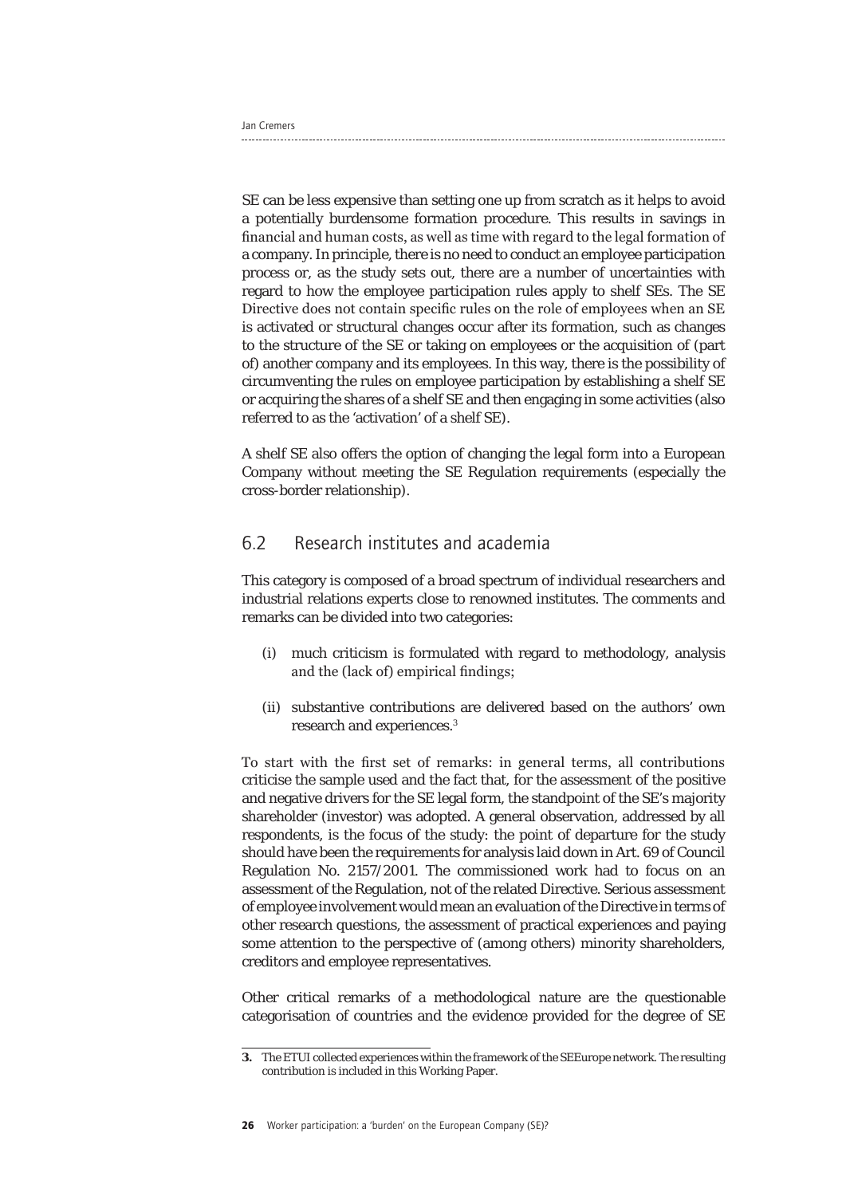SE can be less expensive than setting one up from scratch as it helps to avoid a potentially burdensome formation procedure. This results in savings in financial and human costs, as well as time with regard to the legal formation of a company. In principle, there is no need to conduct an employee participation process or, as the study sets out, there are a number of uncertainties with regard to how the employee participation rules apply to shelf SEs. The SE Directive does not contain specific rules on the role of employees when an SE is activated or structural changes occur after its formation, such as changes to the structure of the SE or taking on employees or the acquisition of (part of) another company and its employees. In this way, there is the possibility of circumventing the rules on employee participation by establishing a shelf SE or acquiring the shares of a shelf SE and then engaging in some activities (also referred to as the 'activation' of a shelf SE).

A shelf SE also offers the option of changing the legal form into a European Company without meeting the SE Regulation requirements (especially the cross-border relationship).

## 6.2 Research institutes and academia

This category is composed of a broad spectrum of individual researchers and industrial relations experts close to renowned institutes. The comments and remarks can be divided into two categories:

(i) much criticism is formulated with regard to methodology, analysis and the (lack of) empirical findings;

(ii) substantive contributions are delivered based on the authors' own research and experiences.[3]

To start with the first set of remarks: in general terms, all contributions criticise the sample used and the fact that, for the assessment of the positive and negative drivers for the SE legal form, the standpoint of the SE's majority shareholder (investor) was adopted. A general observation, addressed by all respondents, is the focus of the study: the point of departure for the study should have been the requirements for analysis laid down in Art. 69 of Council Regulation No. 2157/2001. The commissioned work had to focus on an assessment of the Regulation, not of the related Directive. Serious assessment of employee involvement would mean an evaluation of the Directive in terms of other research questions, the assessment of practical experiences and paying some attention to the perspective of (among others) minority shareholders, creditors and employee representatives.

Other critical remarks of a methodological nature are the questionable categorisation of countries and the evidence provided for the degree of SE

**3.** The ETUI collected experiences within the framework of the SEEurope network. The resulting contribution is included in this Working Paper.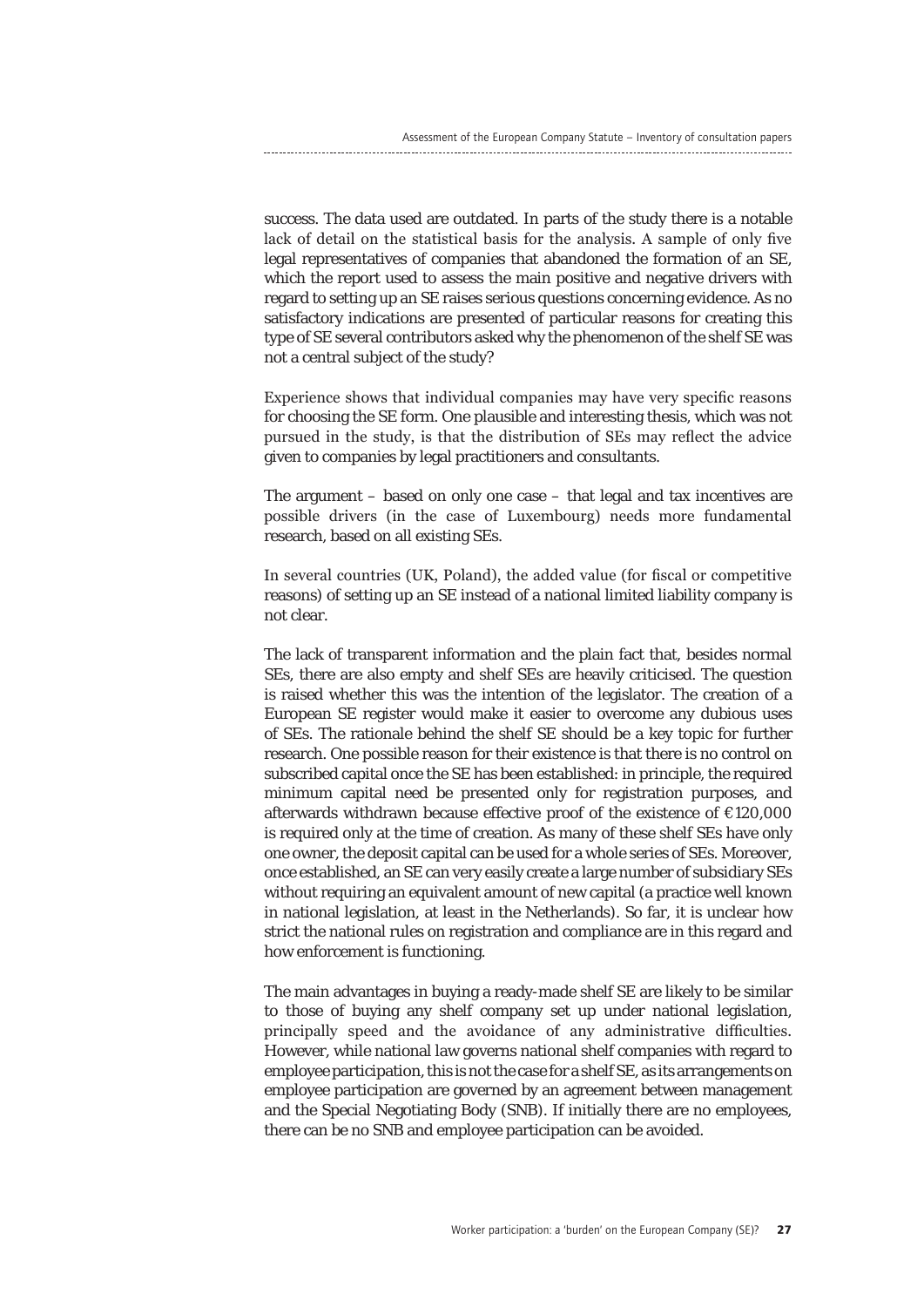success. The data used are outdated. In parts of the study there is a notable lack of detail on the statistical basis for the analysis. A sample of only five legal representatives of companies that abandoned the formation of an SE, which the report used to assess the main positive and negative drivers with regard to setting up an SE raises serious questions concerning evidence. As no satisfactory indications are presented of particular reasons for creating this type of SE several contributors asked why the phenomenon of the shelf SE was not a central subject of the study?

Experience shows that individual companies may have very specific reasons for choosing the SE form. One plausible and interesting thesis, which was not pursued in the study, is that the distribution of SEs may reflect the advice given to companies by legal practitioners and consultants.

The argument – based on only one case – that legal and tax incentives are possible drivers (in the case of Luxembourg) needs more fundamental research, based on all existing SEs.

In several countries (UK, Poland), the added value (for fiscal or competitive reasons) of setting up an SE instead of a national limited liability company is not clear.

The lack of transparent information and the plain fact that, besides normal SEs, there are also empty and shelf SEs are heavily criticised. The question is raised whether this was the intention of the legislator. The creation of a European SE register would make it easier to overcome any dubious uses of SEs. The rationale behind the shelf SE should be a key topic for further research. One possible reason for their existence is that there is no control on subscribed capital once the SE has been established: in principle, the required minimum capital need be presented only for registration purposes, and afterwards withdrawn because effective proof of the existence of €120,000 is required only at the time of creation. As many of these shelf SEs have only one owner, the deposit capital can be used for a whole series of SEs. Moreover, once established, an SE can very easily create a large number of subsidiary SEs without requiring an equivalent amount of new capital (a practice well known in national legislation, at least in the Netherlands). So far, it is unclear how strict the national rules on registration and compliance are in this regard and how enforcement is functioning.

The main advantages in buying a ready-made shelf SE are likely to be similar to those of buying any shelf company set up under national legislation, principally speed and the avoidance of any administrative difficulties. However, while national law governs national shelf companies with regard to employee participation, this is not the case for a shelf SE, as its arrangements on employee participation are governed by an agreement between management and the Special Negotiating Body (SNB). If initially there are no employees, there can be no SNB and employee participation can be avoided.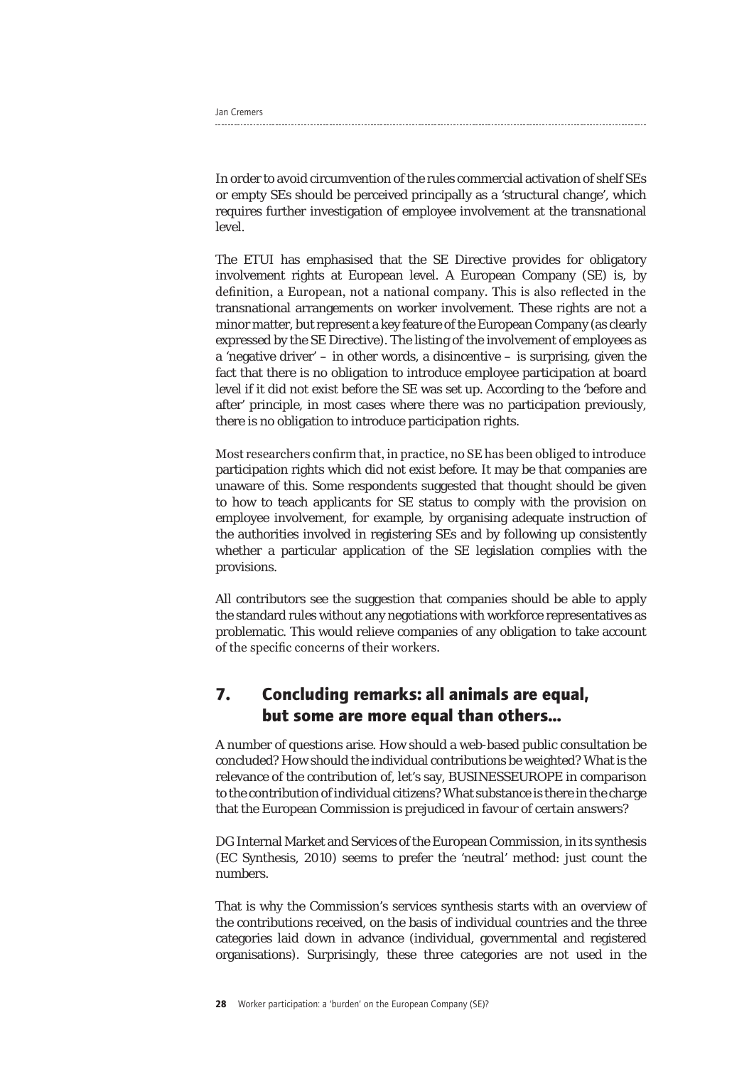In order to avoid circumvention of the rules commercial activation of shelf SEs or empty SEs should be perceived principally as a 'structural change', which requires further investigation of employee involvement at the transnational level.

The ETUI has emphasised that the SE Directive provides for obligatory involvement rights at European level. A European Company (SE) is, by definition, a European, not a national company. This is also reflected in the transnational arrangements on worker involvement. These rights are not a minor matter, but represent a key feature of the European Company (as clearly expressed by the SE Directive). The listing of the involvement of employees as a 'negative driver' – in other words, a disincentive – is surprising, given the fact that there is no obligation to introduce employee participation at board level if it did not exist before the SE was set up. According to the 'before and after' principle, in most cases where there was no participation previously, there is no obligation to introduce participation rights.

Most researchers confirm that, in practice, no SE has been obliged to introduce participation rights which did not exist before. It may be that companies are unaware of this. Some respondents suggested that thought should be given to how to teach applicants for SE status to comply with the provision on employee involvement, for example, by organising adequate instruction of the authorities involved in registering SEs and by following up consistently whether a particular application of the SE legislation complies with the provisions.

All contributors see the suggestion that companies should be able to apply the standard rules without any negotiations with workforce representatives as problematic. This would relieve companies of any obligation to take account of the specific concerns of their workers.

## 7. Concluding remarks: all animals are equal, but some are more equal than others…

A number of questions arise. How should a web-based public consultation be concluded? How should the individual contributions be weighted? What is the relevance of the contribution of, let's say, BUSINESSEUROPE in comparison to the contribution of individual citizens? What substance is there in the charge that the European Commission is prejudiced in favour of certain answers?

DG Internal Market and Services of the European Commission, in its synthesis (EC Synthesis, 2010) seems to prefer the 'neutral' method: just count the numbers.

That is why the Commission's services synthesis starts with an overview of the contributions received, on the basis of individual countries and the three categories laid down in advance (individual, governmental and registered organisations). Surprisingly, these three categories are not used in the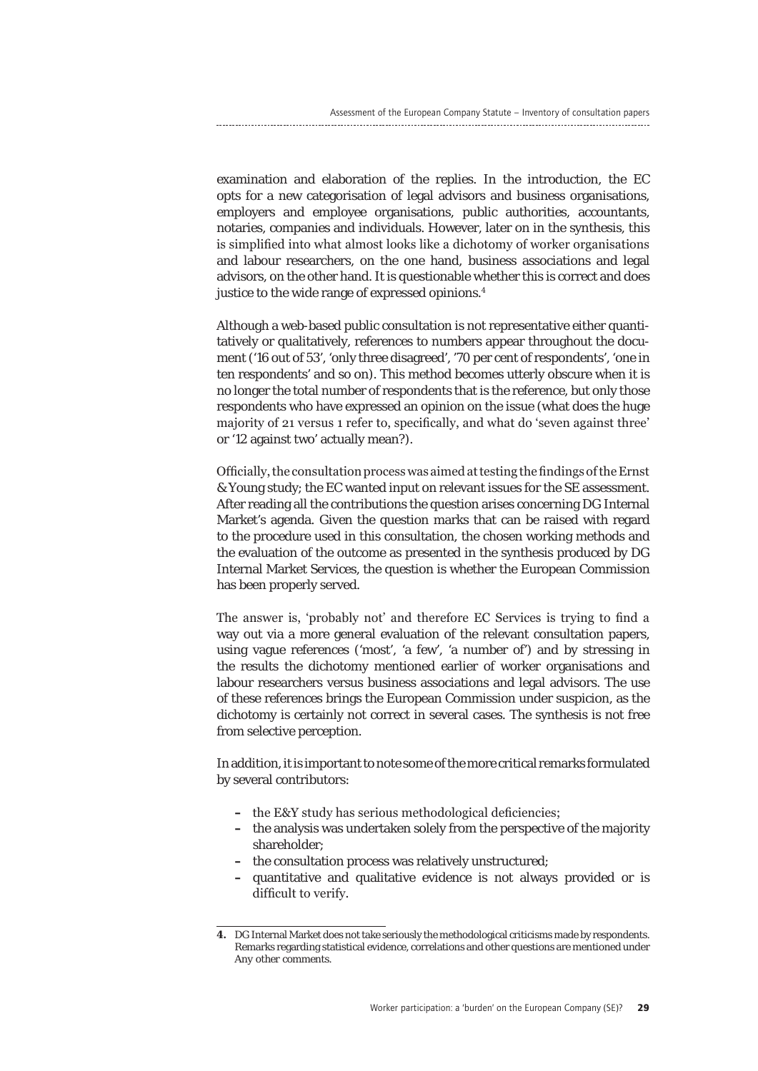examination and elaboration of the replies. In the introduction, the EC opts for a new categorisation of legal advisors and business organisations, employers and employee organisations, public authorities, accountants, notaries, companies and individuals. However, later on in the synthesis, this is simplified into what almost looks like a dichotomy of worker organisations and labour researchers, on the one hand, business associations and legal advisors, on the other hand. It is questionable whether this is correct and does justice to the wide range of expressed opinions.[4]

Although a web-based public consultation is not representative either quantitatively or qualitatively, references to numbers appear throughout the document ('16 out of 53', 'only three disagreed', '70 per cent of respondents', 'one in ten respondents' and so on). This method becomes utterly obscure when it is no longer the total number of respondents that is the reference, but only those respondents who have expressed an opinion on the issue (what does the huge majority of 21 versus 1 refer to, specifically, and what do 'seven against three' or '12 against two' actually mean?).

Officially, the consultation process was aimed at testing the findings of the Ernst & Young study; the EC wanted input on relevant issues for the SE assessment. After reading all the contributions the question arises concerning DG Internal Market's agenda. Given the question marks that can be raised with regard to the procedure used in this consultation, the chosen working methods and the evaluation of the outcome as presented in the synthesis produced by DG Internal Market Services, the question is whether the European Commission has been properly served.

The answer is, 'probably not' and therefore EC Services is trying to find a way out via a more general evaluation of the relevant consultation papers, using vague references ('most', 'a few', 'a number of') and by stressing in the results the dichotomy mentioned earlier of worker organisations and labour researchers versus business associations and legal advisors. The use of these references brings the European Commission under suspicion, as the dichotomy is certainly not correct in several cases. The synthesis is not free from selective perception.

In addition, it is important to note some of the more critical remarks formulated by several contributors:

- the E&Y study has serious methodological deficiencies;
- the analysis was undertaken solely from the perspective of the majority shareholder;
- the consultation process was relatively unstructured;
- quantitative and qualitative evidence is not always provided or is difficult to verify.

**4.** DG Internal Market does not take seriously the methodological criticisms made by respondents. Remarks regarding statistical evidence, correlations and other questions are mentioned under Any other comments.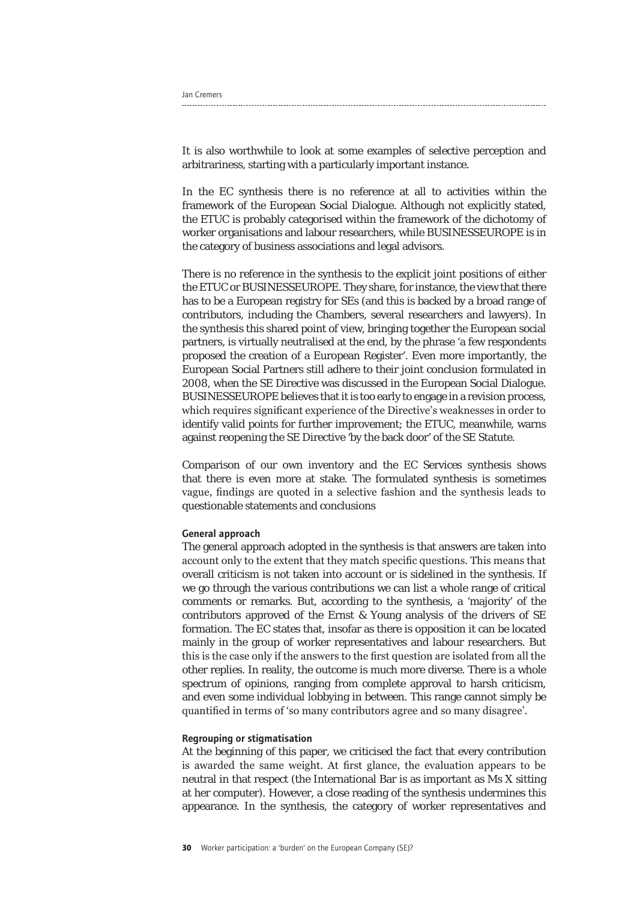It is also worthwhile to look at some examples of selective perception and arbitrariness, starting with a particularly important instance.

In the EC synthesis there is no reference at all to activities within the framework of the European Social Dialogue. Although not explicitly stated, the ETUC is probably categorised within the framework of the dichotomy of worker organisations and labour researchers, while BUSINESSEUROPE is in the category of business associations and legal advisors.

There is no reference in the synthesis to the explicit joint positions of either the ETUC or BUSINESSEUROPE. They share, for instance, the view that there has to be a European registry for SEs (and this is backed by a broad range of contributors, including the Chambers, several researchers and lawyers). In the synthesis this shared point of view, bringing together the European social partners, is virtually neutralised at the end, by the phrase 'a few respondents proposed the creation of a European Register'. Even more importantly, the European Social Partners still adhere to their joint conclusion formulated in 2008, when the SE Directive was discussed in the European Social Dialogue. BUSINESSEUROPE believes that it is too early to engage in a revision process, which requires significant experience of the Directive's weaknesses in order to identify valid points for further improvement; the ETUC, meanwhile, warns against reopening the SE Directive 'by the back door' of the SE Statute.

Comparison of our own inventory and the EC Services synthesis shows that there is even more at stake. The formulated synthesis is sometimes vague, findings are quoted in a selective fashion and the synthesis leads to questionable statements and conclusions

#### General approach

The general approach adopted in the synthesis is that answers are taken into account only to the extent that they match specific questions. This means that overall criticism is not taken into account or is sidelined in the synthesis. If we go through the various contributions we can list a whole range of critical comments or remarks. But, according to the synthesis, a 'majority' of the contributors approved of the Ernst & Young analysis of the drivers of SE formation. The EC states that, insofar as there is opposition it can be located mainly in the group of worker representatives and labour researchers. But this is the case only if the answers to the first question are isolated from all the other replies. In reality, the outcome is much more diverse. There is a whole spectrum of opinions, ranging from complete approval to harsh criticism, and even some individual lobbying in between. This range cannot simply be quantified in terms of 'so many contributors agree and so many disagree'.

#### Regrouping or stigmatisation

At the beginning of this paper, we criticised the fact that every contribution is awarded the same weight. At first glance, the evaluation appears to be neutral in that respect (the International Bar is as important as Ms X sitting at her computer). However, a close reading of the synthesis undermines this appearance. In the synthesis, the category of worker representatives and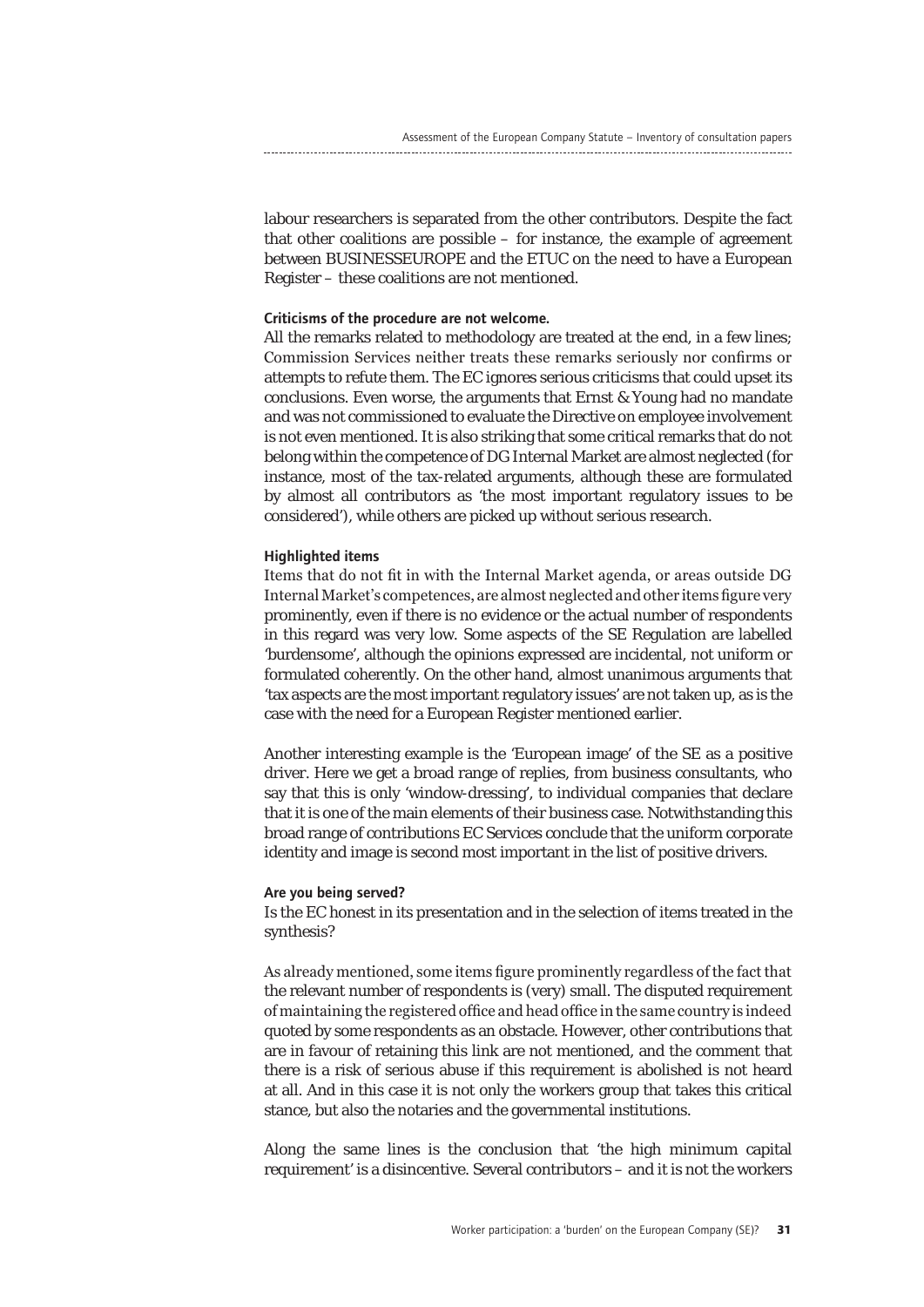labour researchers is separated from the other contributors. Despite the fact that other coalitions are possible – for instance, the example of agreement between BUSINESSEUROPE and the ETUC on the need to have a European Register – these coalitions are not mentioned.

**Criticisms of the procedure are not welcome.**

All the remarks related to methodology are treated at the end, in a few lines; Commission Services neither treats these remarks seriously nor confirms or attempts to refute them. The EC ignores serious criticisms that could upset its conclusions. Even worse, the arguments that Ernst & Young had no mandate and was not commissioned to evaluate the Directive on employee involvement is not even mentioned. It is also striking that some critical remarks that do not belong within the competence of DG Internal Market are almost neglected (for instance, most of the tax-related arguments, although these are formulated by almost all contributors as 'the most important regulatory issues to be considered'), while others are picked up without serious research.

**Highlighted items**

Items that do not fit in with the Internal Market agenda, or areas outside DG Internal Market's competences, are almost neglected and other items figure very prominently, even if there is no evidence or the actual number of respondents in this regard was very low. Some aspects of the SE Regulation are labelled 'burdensome', although the opinions expressed are incidental, not uniform or formulated coherently. On the other hand, almost unanimous arguments that 'tax aspects are the most important regulatory issues' are not taken up, as is the case with the need for a European Register mentioned earlier.

Another interesting example is the 'European image' of the SE as a positive driver. Here we get a broad range of replies, from business consultants, who say that this is only 'window-dressing', to individual companies that declare that it is one of the main elements of their business case. Notwithstanding this broad range of contributions EC Services conclude that the uniform corporate identity and image is second most important in the list of positive drivers.

**Are you being served?**

Is the EC honest in its presentation and in the selection of items treated in the synthesis?

As already mentioned, some items figure prominently regardless of the fact that the relevant number of respondents is (very) small. The disputed requirement of maintaining the registered office and head office in the same country is indeed quoted by some respondents as an obstacle. However, other contributions that are in favour of retaining this link are not mentioned, and the comment that there is a risk of serious abuse if this requirement is abolished is not heard at all. And in this case it is not only the workers group that takes this critical stance, but also the notaries and the governmental institutions.

Along the same lines is the conclusion that 'the high minimum capital requirement' is a disincentive. Several contributors – and it is not the workers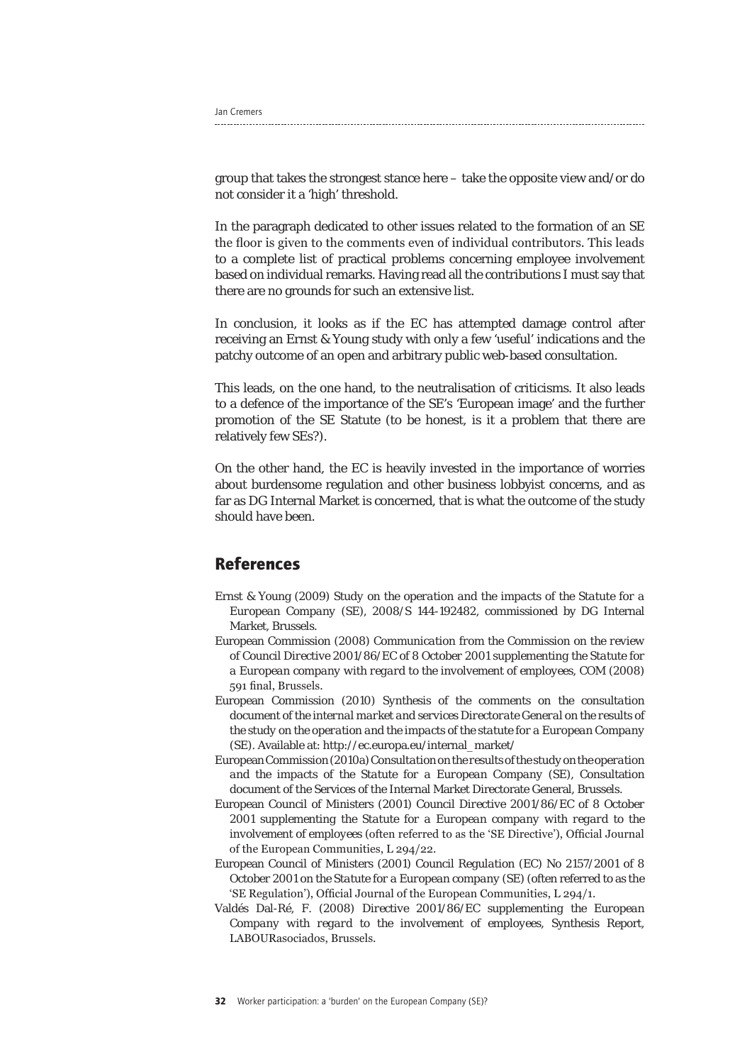group that takes the strongest stance here – take the opposite view and/or do not consider it a 'high' threshold.

In the paragraph dedicated to other issues related to the formation of an SE the floor is given to the comments even of individual contributors. This leads to a complete list of practical problems concerning employee involvement based on individual remarks. Having read all the contributions I must say that there are no grounds for such an extensive list.

In conclusion, it looks as if the EC has attempted damage control after receiving an Ernst & Young study with only a few 'useful' indications and the patchy outcome of an open and arbitrary public web-based consultation.

This leads, on the one hand, to the neutralisation of criticisms. It also leads to a defence of the importance of the SE's 'European image' and the further promotion of the SE Statute (to be honest, is it a problem that there are relatively few SEs?).

On the other hand, the EC is heavily invested in the importance of worries about burdensome regulation and other business lobbyist concerns, and as far as DG Internal Market is concerned, that is what the outcome of the study should have been.

## References

Ernst & Young (2009) *Study on the operation and the impacts of the Statute for a European Company (SE)*, 2008/S 144-192482, commissioned by DG Internal Market, Brussels.

European Commission (2008) *Communication from the Commission on the review of Council Directive 2001/86/EC of 8 October 2001 supplementing the Statute for a European company with regard to the involvement of employees*, COM (2008) 591 final, Brussels.

European Commission (2010) *Synthesis of the comments on the consultation document of the internal market and services Directorate General on the results of the study on the operation and the impacts of the statute for a European Company (SE)*. Available at: http://ec.europa.eu/internal_market/

European Commission (2010a) *Consultation on the results of the study on the operation and the impacts of the Statute for a European Company (SE)*, Consultation document of the Services of the Internal Market Directorate General, Brussels.

European Council of Ministers (2001) *Council Directive 2001/86/EC of 8 October 2001 supplementing the Statute for a European company with regard to the involvement of employees* (often referred to as the 'SE Directive'), Official Journal of the European Communities, L 294/22.

European Council of Ministers (2001) *Council Regulation (EC) No 2157/2001 of 8 October 2001 on the Statute for a European company (SE)* (often referred to as the 'SE Regulation'), Official Journal of the European Communities, L 294/1.

Valdés Dal-Ré, F. (2008) *Directive 2001/86/EC supplementing the European Company with regard to the involvement of employees*, Synthesis Report, LABOURasociados, Brussels.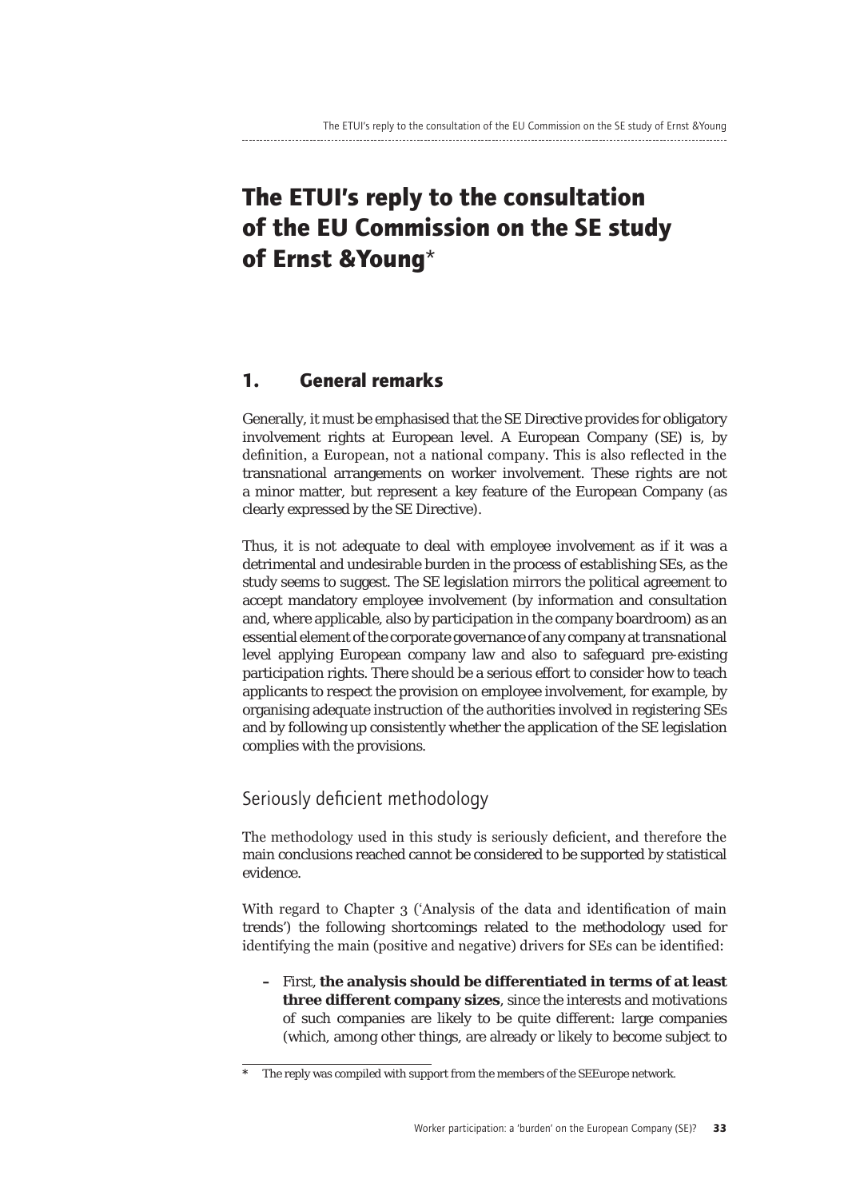# The ETUI's reply to the consultation of the EU Commission on the SE study of Ernst &Young*

## 1. General remarks

Generally, it must be emphasised that the SE Directive provides for obligatory involvement rights at European level. A European Company (SE) is, by definition, a European, not a national company. This is also reflected in the transnational arrangements on worker involvement. These rights are not a minor matter, but represent a key feature of the European Company (as clearly expressed by the SE Directive).

Thus, it is not adequate to deal with employee involvement as if it was a detrimental and undesirable burden in the process of establishing SEs, as the study seems to suggest. The SE legislation mirrors the political agreement to accept mandatory employee involvement (by information and consultation and, where applicable, also by participation in the company boardroom) as an essential element of the corporate governance of any company at transnational level applying European company law and also to safeguard pre-existing participation rights. There should be a serious effort to consider how to teach applicants to respect the provision on employee involvement, for example, by organising adequate instruction of the authorities involved in registering SEs and by following up consistently whether the application of the SE legislation complies with the provisions.

### Seriously deficient methodology

The methodology used in this study is seriously deficient, and therefore the main conclusions reached cannot be considered to be supported by statistical evidence.

With regard to Chapter 3 ('Analysis of the data and identification of main trends') the following shortcomings related to the methodology used for identifying the main (positive and negative) drivers for SEs can be identified:

- First, **the analysis should be differentiated in terms of at least three different company sizes**, since the interests and motivations of such companies are likely to be quite different: large companies (which, among other things, are already or likely to become subject to

---

* The reply was compiled with support from the members of the SEEurope network.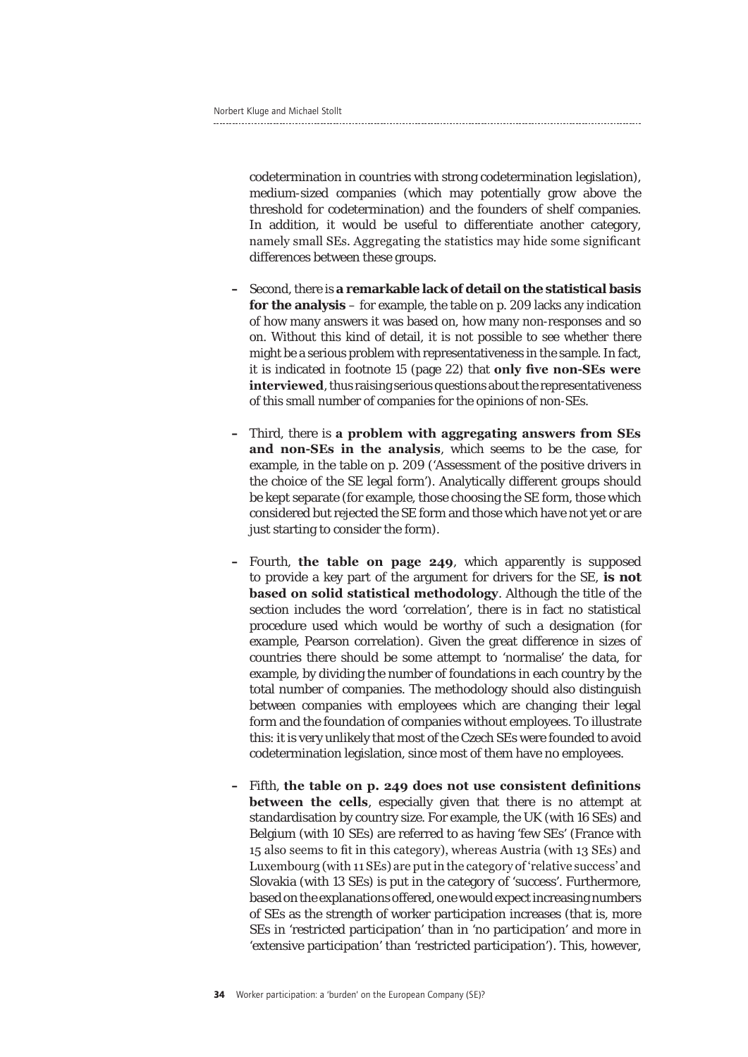codetermination in countries with strong codetermination legislation), medium-sized companies (which may potentially grow above the threshold for codetermination) and the founders of shelf companies. In addition, it would be useful to differentiate another category, namely small SEs. Aggregating the statistics may hide some significant differences between these groups.

- Second, there is **a remarkable lack of detail on the statistical basis for the analysis** – for example, the table on p. 209 lacks any indication of how many answers it was based on, how many non-responses and so on. Without this kind of detail, it is not possible to see whether there might be a serious problem with representativeness in the sample. In fact, it is indicated in footnote 15 (page 22) that **only five non-SEs were interviewed**, thus raising serious questions about the representativeness of this small number of companies for the opinions of non-SEs.

- Third, there is **a problem with aggregating answers from SEs and non-SEs in the analysis**, which seems to be the case, for example, in the table on p. 209 ('Assessment of the positive drivers in the choice of the SE legal form'). Analytically different groups should be kept separate (for example, those choosing the SE form, those which considered but rejected the SE form and those which have not yet or are just starting to consider the form).

- Fourth, **the table on page 249**, which apparently is supposed to provide a key part of the argument for drivers for the SE, **is not based on solid statistical methodology**. Although the title of the section includes the word 'correlation', there is in fact no statistical procedure used which would be worthy of such a designation (for example, Pearson correlation). Given the great difference in sizes of countries there should be some attempt to 'normalise' the data, for example, by dividing the number of foundations in each country by the total number of companies. The methodology should also distinguish between companies with employees which are changing their legal form and the foundation of companies without employees. To illustrate this: it is very unlikely that most of the Czech SEs were founded to avoid codetermination legislation, since most of them have no employees.

- Fifth, **the table on p. 249 does not use consistent definitions between the cells**, especially given that there is no attempt at standardisation by country size. For example, the UK (with 16 SEs) and Belgium (with 10 SEs) are referred to as having 'few SEs' (France with 15 also seems to fit in this category), whereas Austria (with 13 SEs) and Luxembourg (with 11 SEs) are put in the category of 'relative success' and Slovakia (with 13 SEs) is put in the category of 'success'. Furthermore, based on the explanations offered, one would expect increasing numbers of SEs as the strength of worker participation increases (that is, more SEs in 'restricted participation' than in 'no participation' and more in 'extensive participation' than 'restricted participation'). This, however,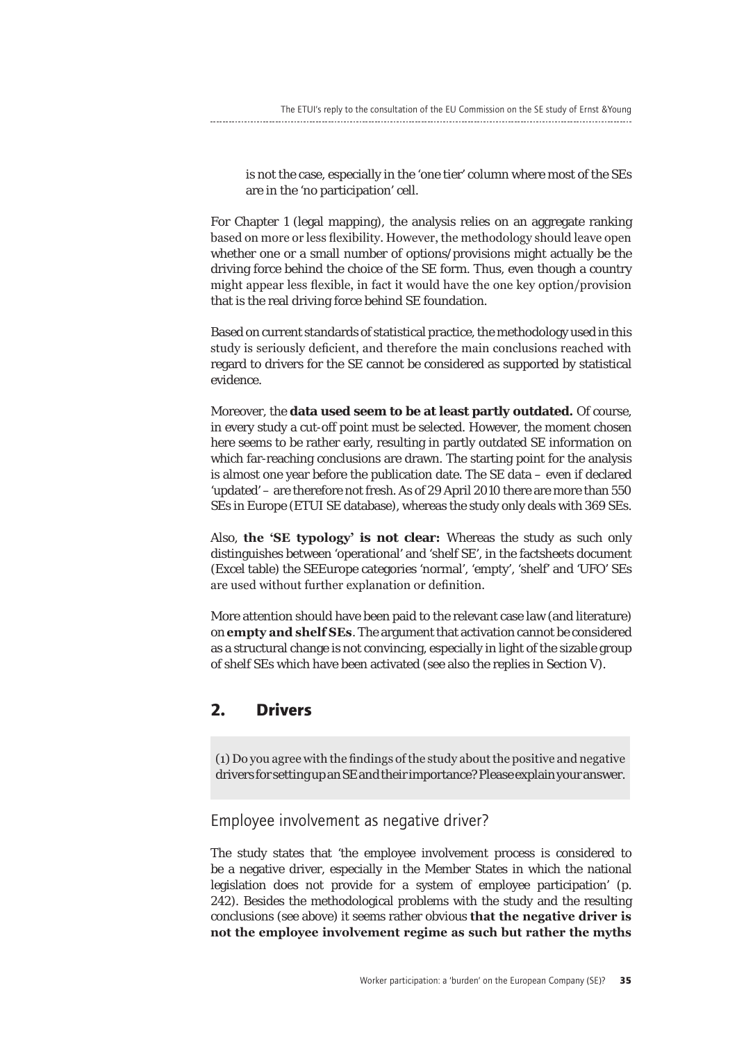is not the case, especially in the 'one tier' column where most of the SEs are in the 'no participation' cell.

For Chapter 1 (legal mapping), the analysis relies on an aggregate ranking based on more or less flexibility. However, the methodology should leave open whether one or a small number of options/provisions might actually be the driving force behind the choice of the SE form. Thus, even though a country might appear less flexible, in fact it would have the one key option/provision that is the real driving force behind SE foundation.

Based on current standards of statistical practice, the methodology used in this study is seriously deficient, and therefore the main conclusions reached with regard to drivers for the SE cannot be considered as supported by statistical evidence.

Moreover, the **data used seem to be at least partly outdated.** Of course, in every study a cut-off point must be selected. However, the moment chosen here seems to be rather early, resulting in partly outdated SE information on which far-reaching conclusions are drawn. The starting point for the analysis is almost one year before the publication date. The SE data – even if declared 'updated' – are therefore not fresh. As of 29 April 2010 there are more than 550 SEs in Europe (ETUI SE database), whereas the study only deals with 369 SEs.

Also, **the 'SE typology' is not clear:** Whereas the study as such only distinguishes between 'operational' and 'shelf SE', in the factsheets document (Excel table) the SEEurope categories 'normal', 'empty', 'shelf' and 'UFO' SEs are used without further explanation or definition.

More attention should have been paid to the relevant case law (and literature) on **empty and shelf SEs**. The argument that activation cannot be considered as a structural change is not convincing, especially in light of the sizable group of shelf SEs which have been activated (see also the replies in Section V).

## 2. Drivers

(1) Do you agree with the findings of the study about the positive and negative drivers for setting up an SE and their importance? Please explain your answer.

### Employee involvement as negative driver?

The study states that 'the employee involvement process is considered to be a negative driver, especially in the Member States in which the national legislation does not provide for a system of employee participation' (p. 242). Besides the methodological problems with the study and the resulting conclusions (see above) it seems rather obvious **that the negative driver is not the employee involvement regime as such but rather the myths**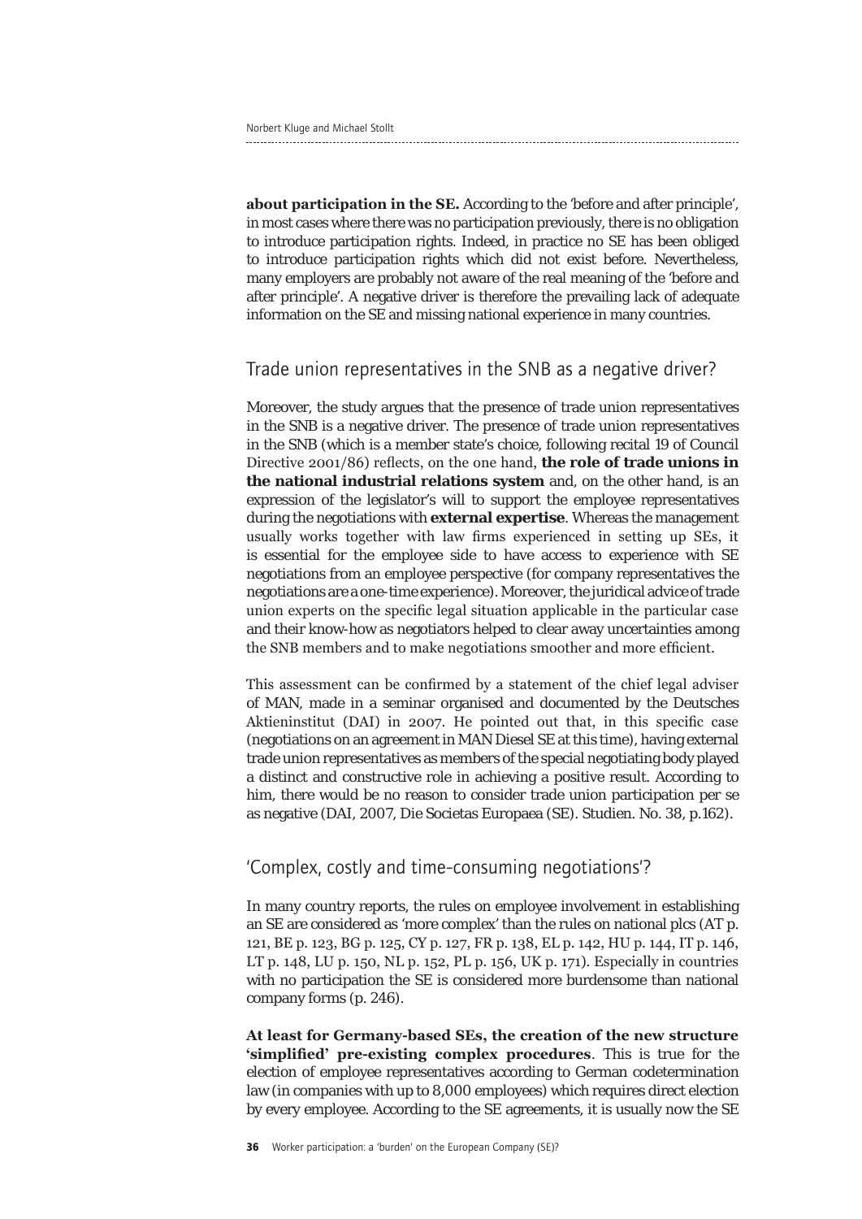**about participation in the SE.** According to the 'before and after principle', in most cases where there was no participation previously, there is no obligation to introduce participation rights. Indeed, in practice no SE has been obliged to introduce participation rights which did not exist before. Nevertheless, many employers are probably not aware of the real meaning of the 'before and after principle'. A negative driver is therefore the prevailing lack of adequate information on the SE and missing national experience in many countries.

## Trade union representatives in the SNB as a negative driver?

Moreover, the study argues that the presence of trade union representatives in the SNB is a negative driver. The presence of trade union representatives in the SNB (which is a member state's choice, following recital 19 of Council Directive 2001/86) reflects, on the one hand, **the role of trade unions in the national industrial relations system** and, on the other hand, is an expression of the legislator's will to support the employee representatives during the negotiations with **external expertise**. Whereas the management usually works together with law firms experienced in setting up SEs, it is essential for the employee side to have access to experience with SE negotiations from an employee perspective (for company representatives the negotiations are a one-time experience). Moreover, the juridical advice of trade union experts on the specific legal situation applicable in the particular case and their know-how as negotiators helped to clear away uncertainties among the SNB members and to make negotiations smoother and more efficient.

This assessment can be confirmed by a statement of the chief legal adviser of MAN, made in a seminar organised and documented by the Deutsches Aktieninstitut (DAI) in 2007. He pointed out that, in this specific case (negotiations on an agreement in MAN Diesel SE at this time), having external trade union representatives as members of the special negotiating body played a distinct and constructive role in achieving a positive result. According to him, there would be no reason to consider trade union participation per se as negative (DAI, 2007, Die Societas Europaea (SE). Studien. No. 38, p.162).

## 'Complex, costly and time-consuming negotiations'?

In many country reports, the rules on employee involvement in establishing an SE are considered as 'more complex' than the rules on national plcs (AT p. 121, BE p. 123, BG p. 125, CY p. 127, FR p. 138, EL p. 142, HU p. 144, IT p. 146, LT p. 148, LU p. 150, NL p. 152, PL p. 156, UK p. 171). Especially in countries with no participation the SE is considered more burdensome than national company forms (p. 246).

**At least for Germany-based SEs, the creation of the new structure 'simplified' pre-existing complex procedures**. This is true for the election of employee representatives according to German codetermination law (in companies with up to 8,000 employees) which requires direct election by every employee. According to the SE agreements, it is usually now the SE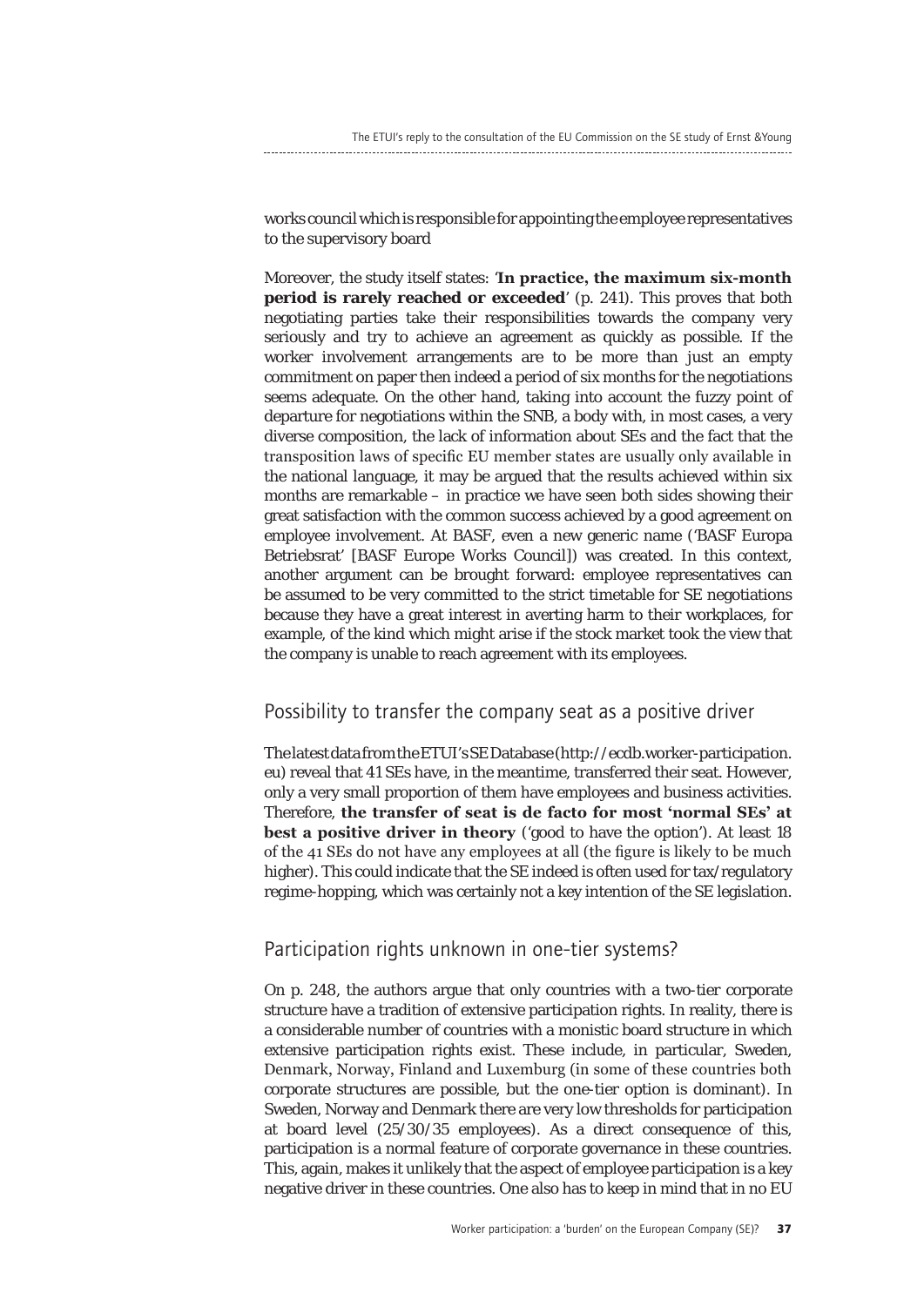works council which is responsible for appointing the employee representatives to the supervisory board

Moreover, the study itself states: '**In practice, the maximum six-month period is rarely reached or exceeded**' (p. 241). This proves that both negotiating parties take their responsibilities towards the company very seriously and try to achieve an agreement as quickly as possible. If the worker involvement arrangements are to be more than just an empty commitment on paper then indeed a period of six months for the negotiations seems adequate. On the other hand, taking into account the fuzzy point of departure for negotiations within the SNB, a body with, in most cases, a very diverse composition, the lack of information about SEs and the fact that the transposition laws of specific EU member states are usually only available in the national language, it may be argued that the results achieved within six months are remarkable – in practice we have seen both sides showing their great satisfaction with the common success achieved by a good agreement on employee involvement. At BASF, even a new generic name ('BASF Europa Betriebsrat' [BASF Europe Works Council]) was created. In this context, another argument can be brought forward: employee representatives can be assumed to be very committed to the strict timetable for SE negotiations because they have a great interest in averting harm to their workplaces, for example, of the kind which might arise if the stock market took the view that the company is unable to reach agreement with its employees.

## Possibility to transfer the company seat as a positive driver

The latest data from the ETUI's SE Database (http://ecdb.worker-participation.eu) reveal that 41 SEs have, in the meantime, transferred their seat. However, only a very small proportion of them have employees and business activities. Therefore, **the transfer of seat is de facto for most 'normal SEs' at best a positive driver in theory** ('good to have the option'). At least 18 of the 41 SEs do not have any employees at all (the figure is likely to be much higher). This could indicate that the SE indeed is often used for tax/regulatory regime-hopping, which was certainly not a key intention of the SE legislation.

## Participation rights unknown in one-tier systems?

On p. 248, the authors argue that only countries with a two-tier corporate structure have a tradition of extensive participation rights. In reality, there is a considerable number of countries with a monistic board structure in which extensive participation rights exist. These include, in particular, Sweden, Denmark, Norway, Finland and Luxemburg (in some of these countries both corporate structures are possible, but the one-tier option is dominant). In Sweden, Norway and Denmark there are very low thresholds for participation at board level (25/30/35 employees). As a direct consequence of this, participation is a normal feature of corporate governance in these countries. This, again, makes it unlikely that the aspect of employee participation is a key negative driver in these countries. One also has to keep in mind that in no EU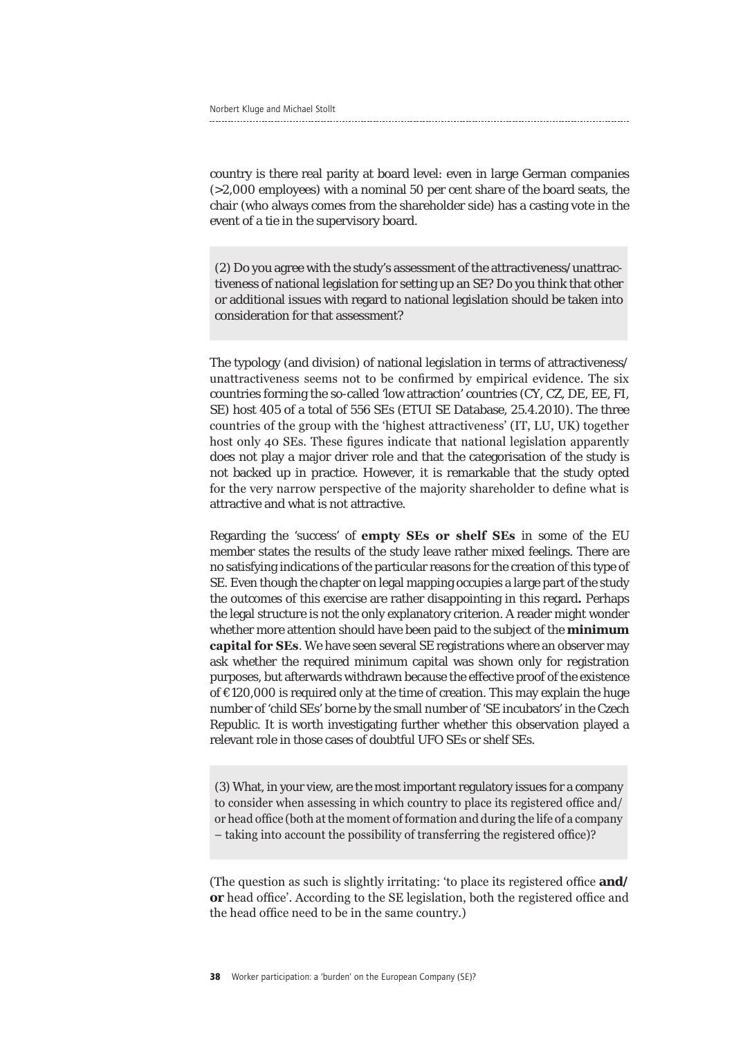country is there real parity at board level: even in large German companies (>2,000 employees) with a nominal 50 per cent share of the board seats, the chair (who always comes from the shareholder side) has a casting vote in the event of a tie in the supervisory board.

> (2) Do you agree with the study's assessment of the attractiveness/unattractiveness of national legislation for setting up an SE? Do you think that other or additional issues with regard to national legislation should be taken into consideration for that assessment?

The typology (and division) of national legislation in terms of attractiveness/unattractiveness seems not to be confirmed by empirical evidence. The six countries forming the so-called 'low attraction' countries (CY, CZ, DE, EE, FI, SE) host 405 of a total of 556 SEs (ETUI SE Database, 25.4.2010). The three countries of the group with the 'highest attractiveness' (IT, LU, UK) together host only 40 SEs. These figures indicate that national legislation apparently does not play a major driver role and that the categorisation of the study is not backed up in practice. However, it is remarkable that the study opted for the very narrow perspective of the majority shareholder to define what is attractive and what is not attractive.

Regarding the 'success' of **empty SEs or shelf SEs** in some of the EU member states the results of the study leave rather mixed feelings. There are no satisfying indications of the particular reasons for the creation of this type of SE. Even though the chapter on legal mapping occupies a large part of the study the outcomes of this exercise are rather disappointing in this regard**.** Perhaps the legal structure is not the only explanatory criterion. A reader might wonder whether more attention should have been paid to the subject of the **minimum capital for SEs**. We have seen several SE registrations where an observer may ask whether the required minimum capital was shown only for registration purposes, but afterwards withdrawn because the effective proof of the existence of €120,000 is required only at the time of creation. This may explain the huge number of 'child SEs' borne by the small number of 'SE incubators' in the Czech Republic. It is worth investigating further whether this observation played a relevant role in those cases of doubtful UFO SEs or shelf SEs.

> (3) What, in your view, are the most important regulatory issues for a company to consider when assessing in which country to place its registered office and/or head office (both at the moment of formation and during the life of a company – taking into account the possibility of transferring the registered office)?

(The question as such is slightly irritating: 'to place its registered office **and/or** head office'. According to the SE legislation, both the registered office and the head office need to be in the same country.)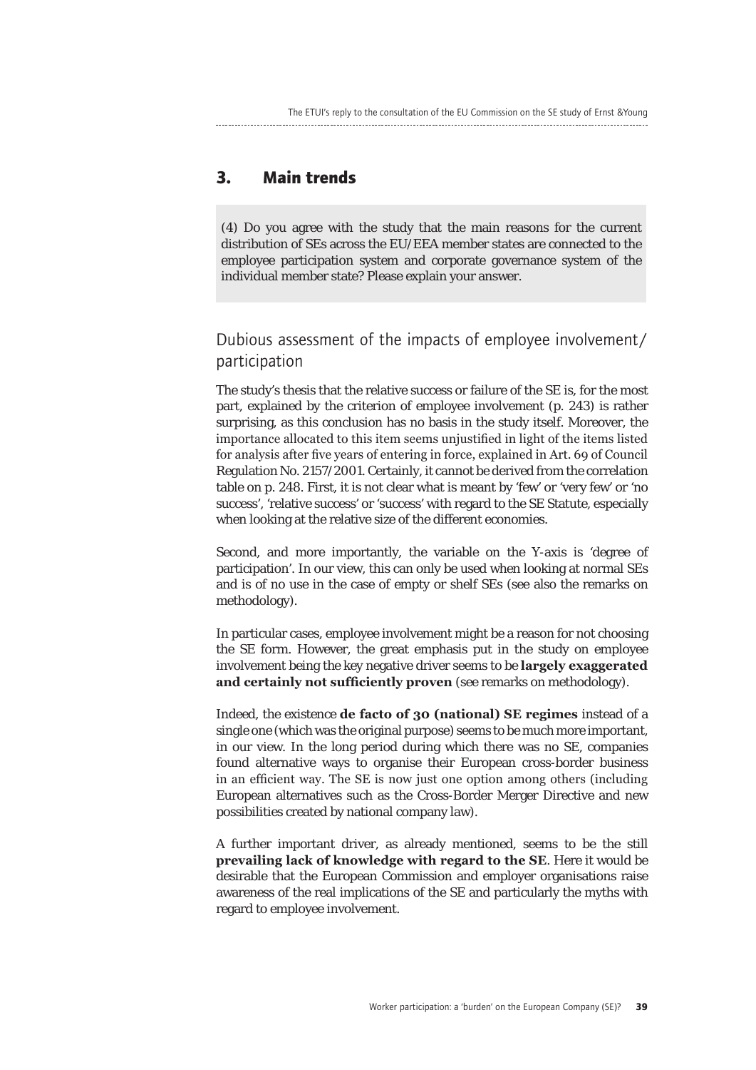## 3. Main trends

(4) Do you agree with the study that the main reasons for the current distribution of SEs across the EU/EEA member states are connected to the employee participation system and corporate governance system of the individual member state? Please explain your answer.

### Dubious assessment of the impacts of employee involvement/participation

The study's thesis that the relative success or failure of the SE is, for the most part, explained by the criterion of employee involvement (p. 243) is rather surprising, as this conclusion has no basis in the study itself. Moreover, the importance allocated to this item seems unjustified in light of the items listed for analysis after five years of entering in force, explained in Art. 69 of Council Regulation No. 2157/2001. Certainly, it cannot be derived from the correlation table on p. 248. First, it is not clear what is meant by 'few' or 'very few' or 'no success', 'relative success' or 'success' with regard to the SE Statute, especially when looking at the relative size of the different economies.

Second, and more importantly, the variable on the Y-axis is 'degree of participation'. In our view, this can only be used when looking at normal SEs and is of no use in the case of empty or shelf SEs (see also the remarks on methodology).

In particular cases, employee involvement might be a reason for not choosing the SE form. However, the great emphasis put in the study on employee involvement being the key negative driver seems to be **largely exaggerated and certainly not sufficiently proven** (see remarks on methodology).

Indeed, the existence **de facto of 30 (national) SE regimes** instead of a single one (which was the original purpose) seems to be much more important, in our view. In the long period during which there was no SE, companies found alternative ways to organise their European cross-border business in an efficient way. The SE is now just one option among others (including European alternatives such as the Cross-Border Merger Directive and new possibilities created by national company law).

A further important driver, as already mentioned, seems to be the still **prevailing lack of knowledge with regard to the SE**. Here it would be desirable that the European Commission and employer organisations raise awareness of the real implications of the SE and particularly the myths with regard to employee involvement.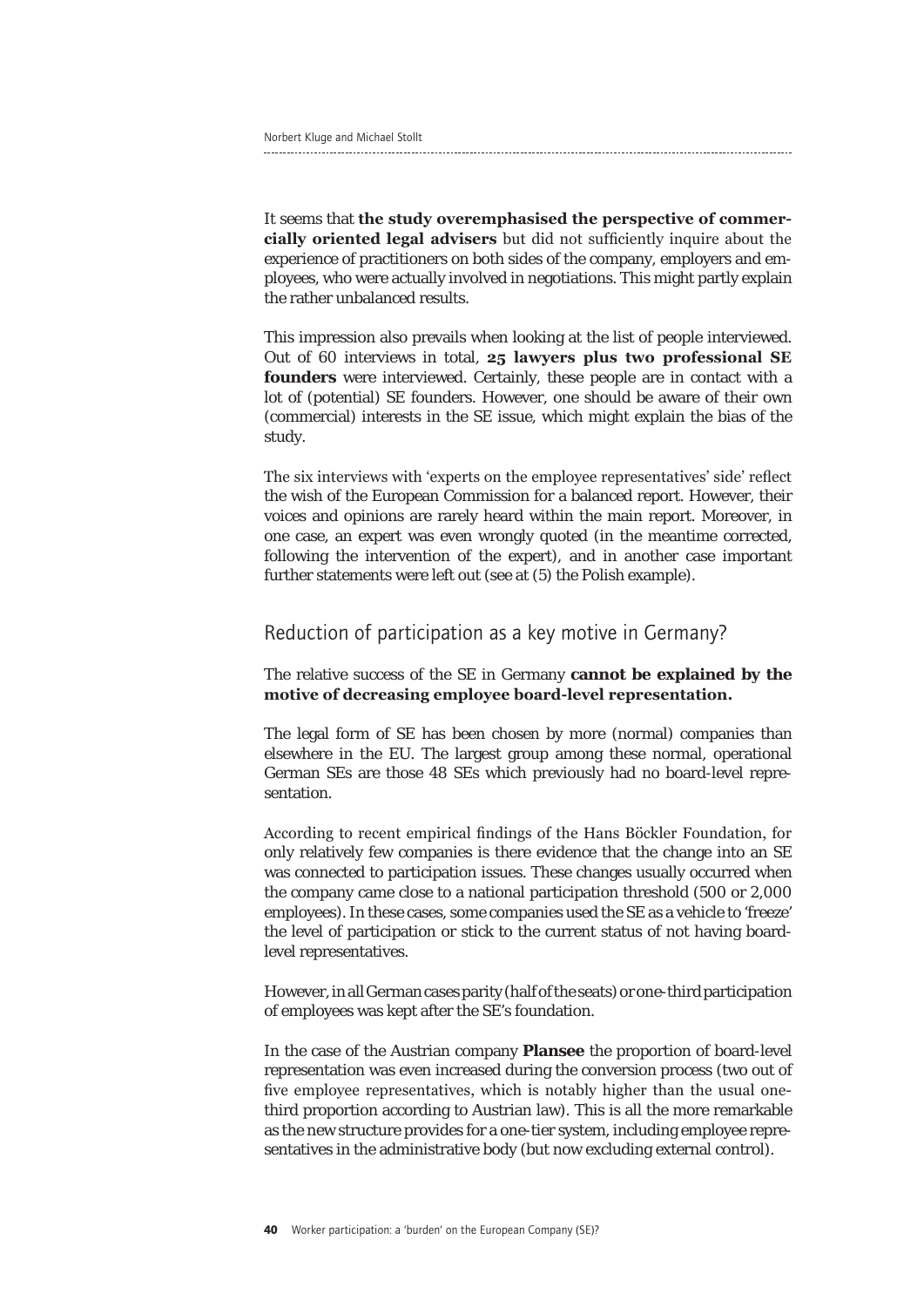It seems that **the study overemphasised the perspective of commercially oriented legal advisers** but did not sufficiently inquire about the experience of practitioners on both sides of the company, employers and employees, who were actually involved in negotiations. This might partly explain the rather unbalanced results.

This impression also prevails when looking at the list of people interviewed. Out of 60 interviews in total, **25 lawyers plus two professional SE founders** were interviewed. Certainly, these people are in contact with a lot of (potential) SE founders. However, one should be aware of their own (commercial) interests in the SE issue, which might explain the bias of the study.

The six interviews with 'experts on the employee representatives' side' reflect the wish of the European Commission for a balanced report. However, their voices and opinions are rarely heard within the main report. Moreover, in one case, an expert was even wrongly quoted (in the meantime corrected, following the intervention of the expert), and in another case important further statements were left out (see at (5) the Polish example).

## Reduction of participation as a key motive in Germany?

The relative success of the SE in Germany **cannot be explained by the motive of decreasing employee board-level representation.**

The legal form of SE has been chosen by more (normal) companies than elsewhere in the EU. The largest group among these normal, operational German SEs are those 48 SEs which previously had no board-level representation.

According to recent empirical findings of the Hans Böckler Foundation, for only relatively few companies is there evidence that the change into an SE was connected to participation issues. These changes usually occurred when the company came close to a national participation threshold (500 or 2,000 employees). In these cases, some companies used the SE as a vehicle to 'freeze' the level of participation or stick to the current status of not having board-level representatives.

However, in all German cases parity (half of the seats) or one-third participation of employees was kept after the SE's foundation.

In the case of the Austrian company **Plansee** the proportion of board-level representation was even increased during the conversion process (two out of five employee representatives, which is notably higher than the usual one-third proportion according to Austrian law). This is all the more remarkable as the new structure provides for a one-tier system, including employee representatives in the administrative body (but now excluding external control).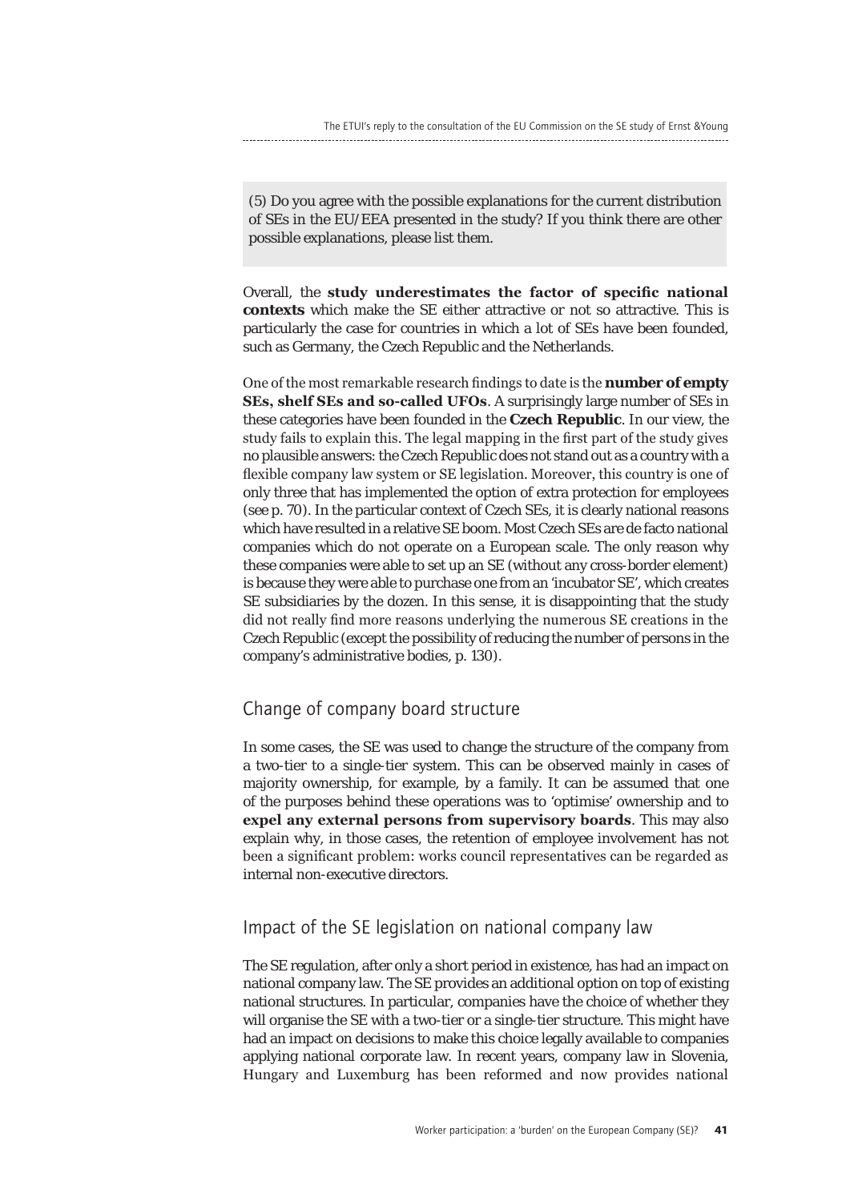(5) Do you agree with the possible explanations for the current distribution of SEs in the EU/EEA presented in the study? If you think there are other possible explanations, please list them.

Overall, the **study underestimates the factor of specific national contexts** which make the SE either attractive or not so attractive. This is particularly the case for countries in which a lot of SEs have been founded, such as Germany, the Czech Republic and the Netherlands.

One of the most remarkable research findings to date is the **number of empty SEs, shelf SEs and so-called UFOs**. A surprisingly large number of SEs in these categories have been founded in the **Czech Republic**. In our view, the study fails to explain this. The legal mapping in the first part of the study gives no plausible answers: the Czech Republic does not stand out as a country with a flexible company law system or SE legislation. Moreover, this country is one of only three that has implemented the option of extra protection for employees (see p. 70). In the particular context of Czech SEs, it is clearly national reasons which have resulted in a relative SE boom. Most Czech SEs are de facto national companies which do not operate on a European scale. The only reason why these companies were able to set up an SE (without any cross-border element) is because they were able to purchase one from an 'incubator SE', which creates SE subsidiaries by the dozen. In this sense, it is disappointing that the study did not really find more reasons underlying the numerous SE creations in the Czech Republic (except the possibility of reducing the number of persons in the company's administrative bodies, p. 130).

## Change of company board structure

In some cases, the SE was used to change the structure of the company from a two-tier to a single-tier system. This can be observed mainly in cases of majority ownership, for example, by a family. It can be assumed that one of the purposes behind these operations was to 'optimise' ownership and to **expel any external persons from supervisory boards**. This may also explain why, in those cases, the retention of employee involvement has not been a significant problem: works council representatives can be regarded as internal non-executive directors.

## Impact of the SE legislation on national company law

The SE regulation, after only a short period in existence, has had an impact on national company law. The SE provides an additional option on top of existing national structures. In particular, companies have the choice of whether they will organise the SE with a two-tier or a single-tier structure. This might have had an impact on decisions to make this choice legally available to companies applying national corporate law. In recent years, company law in Slovenia, Hungary and Luxemburg has been reformed and now provides national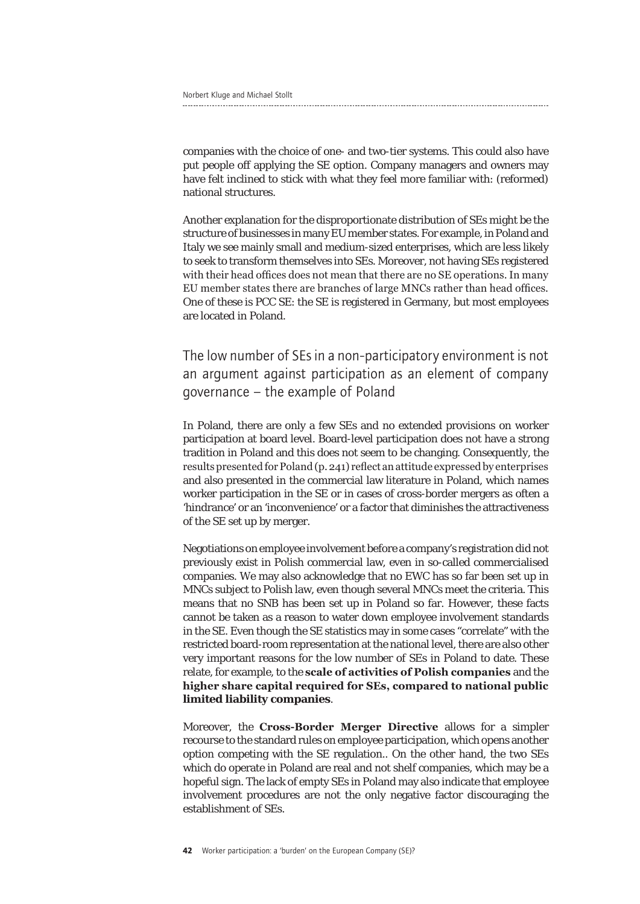companies with the choice of one- and two-tier systems. This could also have put people off applying the SE option. Company managers and owners may have felt inclined to stick with what they feel more familiar with: (reformed) national structures.

Another explanation for the disproportionate distribution of SEs might be the structure of businesses in many EU member states. For example, in Poland and Italy we see mainly small and medium-sized enterprises, which are less likely to seek to transform themselves into SEs. Moreover, not having SEs registered with their head offices does not mean that there are no SE operations. In many EU member states there are branches of large MNCs rather than head offices. One of these is PCC SE: the SE is registered in Germany, but most employees are located in Poland.

## The low number of SEs in a non-participatory environment is not an argument against participation as an element of company governance – the example of Poland

In Poland, there are only a few SEs and no extended provisions on worker participation at board level. Board-level participation does not have a strong tradition in Poland and this does not seem to be changing. Consequently, the results presented for Poland (p. 241) reflect an attitude expressed by enterprises and also presented in the commercial law literature in Poland, which names worker participation in the SE or in cases of cross-border mergers as often a 'hindrance' or an 'inconvenience' or a factor that diminishes the attractiveness of the SE set up by merger.

Negotiations on employee involvement before a company's registration did not previously exist in Polish commercial law, even in so-called commercialised companies. We may also acknowledge that no EWC has so far been set up in MNCs subject to Polish law, even though several MNCs meet the criteria. This means that no SNB has been set up in Poland so far. However, these facts cannot be taken as a reason to water down employee involvement standards in the SE. Even though the SE statistics may in some cases "correlate" with the restricted board-room representation at the national level, there are also other very important reasons for the low number of SEs in Poland to date. These relate, for example, to the **scale of activities of Polish companies** and the **higher share capital required for SEs, compared to national public limited liability companies**.

Moreover, the **Cross-Border Merger Directive** allows for a simpler recourse to the standard rules on employee participation, which opens another option competing with the SE regulation.. On the other hand, the two SEs which do operate in Poland are real and not shelf companies, which may be a hopeful sign. The lack of empty SEs in Poland may also indicate that employee involvement procedures are not the only negative factor discouraging the establishment of SEs.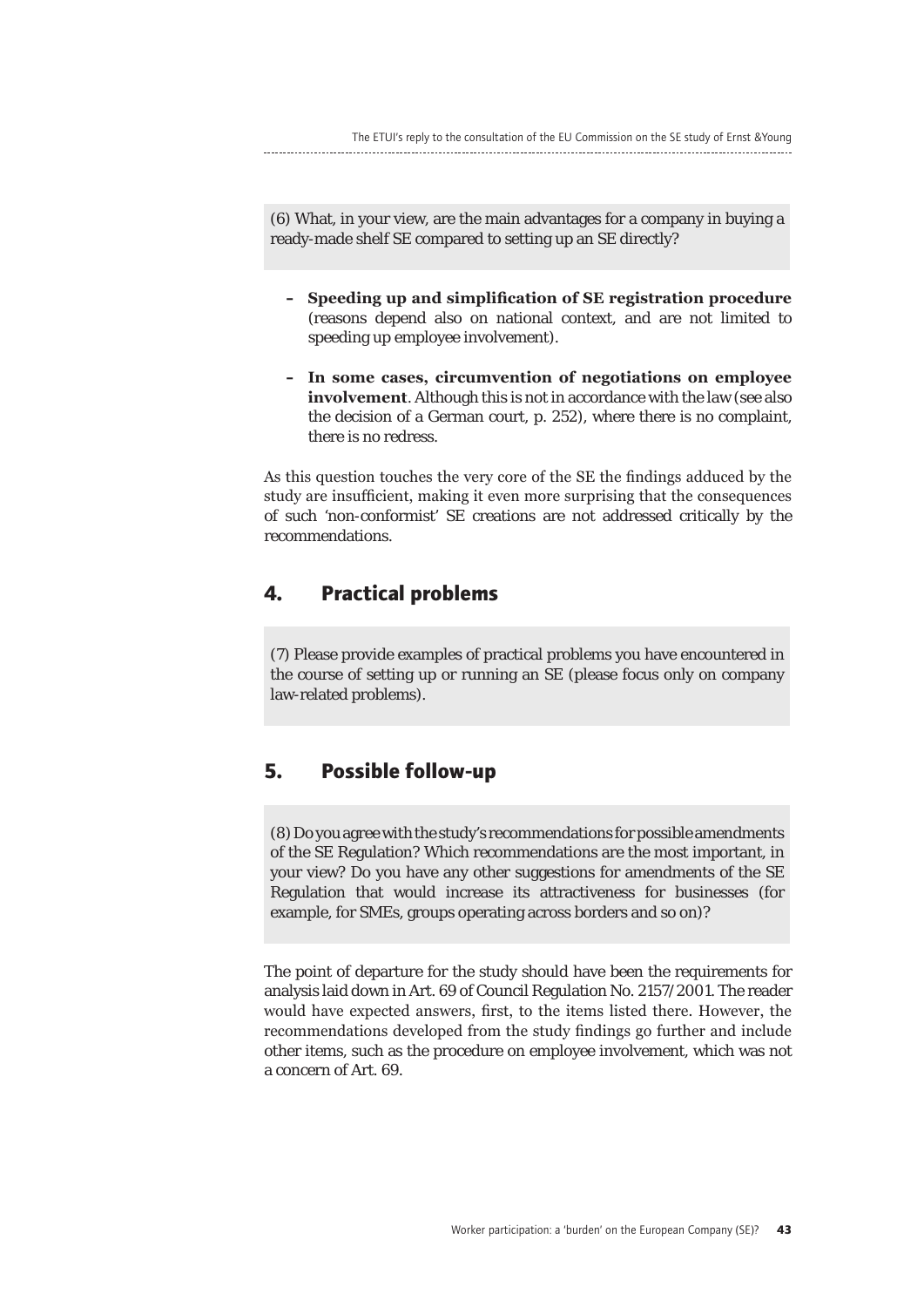(6) What, in your view, are the main advantages for a company in buying a ready-made shelf SE compared to setting up an SE directly?

- **Speeding up and simplification of SE registration procedure** (reasons depend also on national context, and are not limited to speeding up employee involvement).
- **In some cases, circumvention of negotiations on employee involvement**. Although this is not in accordance with the law (see also the decision of a German court, p. 252), where there is no complaint, there is no redress.

As this question touches the very core of the SE the findings adduced by the study are insufficient, making it even more surprising that the consequences of such 'non-conformist' SE creations are not addressed critically by the recommendations.

## 4. Practical problems

(7) Please provide examples of practical problems you have encountered in the course of setting up or running an SE (please focus only on company law-related problems).

## 5. Possible follow-up

(8) Do you agree with the study's recommendations for possible amendments of the SE Regulation? Which recommendations are the most important, in your view? Do you have any other suggestions for amendments of the SE Regulation that would increase its attractiveness for businesses (for example, for SMEs, groups operating across borders and so on)?

The point of departure for the study should have been the requirements for analysis laid down in Art. 69 of Council Regulation No. 2157/2001. The reader would have expected answers, first, to the items listed there. However, the recommendations developed from the study findings go further and include other items, such as the procedure on employee involvement, which was not a concern of Art. 69.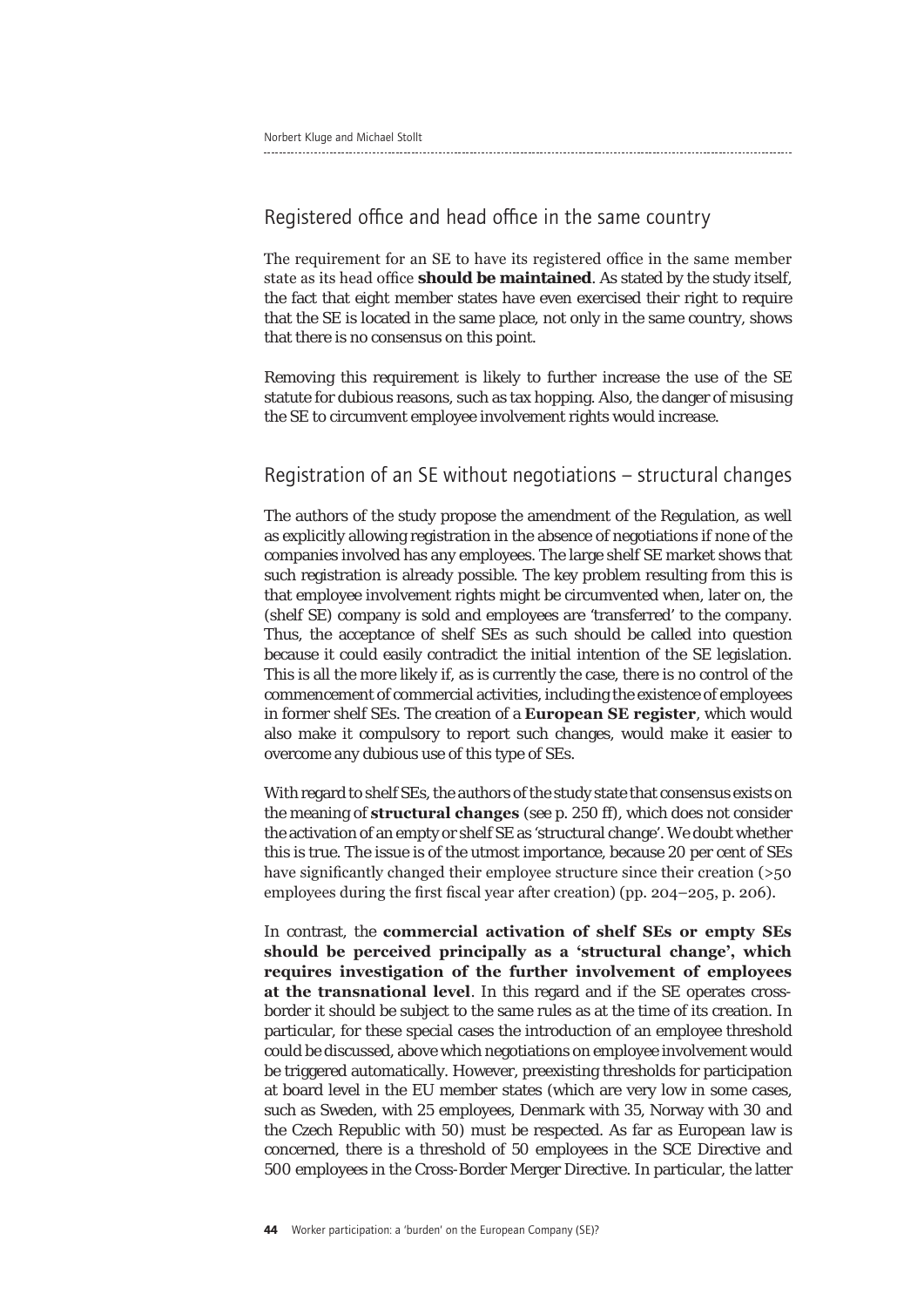## Registered office and head office in the same country

The requirement for an SE to have its registered office in the same member state as its head office **should be maintained**. As stated by the study itself, the fact that eight member states have even exercised their right to require that the SE is located in the same place, not only in the same country, shows that there is no consensus on this point.

Removing this requirement is likely to further increase the use of the SE statute for dubious reasons, such as tax hopping. Also, the danger of misusing the SE to circumvent employee involvement rights would increase.

## Registration of an SE without negotiations – structural changes

The authors of the study propose the amendment of the Regulation, as well as explicitly allowing registration in the absence of negotiations if none of the companies involved has any employees. The large shelf SE market shows that such registration is already possible. The key problem resulting from this is that employee involvement rights might be circumvented when, later on, the (shelf SE) company is sold and employees are 'transferred' to the company. Thus, the acceptance of shelf SEs as such should be called into question because it could easily contradict the initial intention of the SE legislation. This is all the more likely if, as is currently the case, there is no control of the commencement of commercial activities, including the existence of employees in former shelf SEs. The creation of a **European SE register**, which would also make it compulsory to report such changes, would make it easier to overcome any dubious use of this type of SEs.

With regard to shelf SEs, the authors of the study state that consensus exists on the meaning of **structural changes** (see p. 250 ff), which does not consider the activation of an empty or shelf SE as 'structural change'. We doubt whether this is true. The issue is of the utmost importance, because 20 per cent of SEs have significantly changed their employee structure since their creation (>50 employees during the first fiscal year after creation) (pp. 204–205, p. 206).

In contrast, the **commercial activation of shelf SEs or empty SEs should be perceived principally as a 'structural change', which requires investigation of the further involvement of employees at the transnational level**. In this regard and if the SE operates cross-border it should be subject to the same rules as at the time of its creation. In particular, for these special cases the introduction of an employee threshold could be discussed, above which negotiations on employee involvement would be triggered automatically. However, preexisting thresholds for participation at board level in the EU member states (which are very low in some cases, such as Sweden, with 25 employees, Denmark with 35, Norway with 30 and the Czech Republic with 50) must be respected. As far as European law is concerned, there is a threshold of 50 employees in the SCE Directive and 500 employees in the Cross-Border Merger Directive. In particular, the latter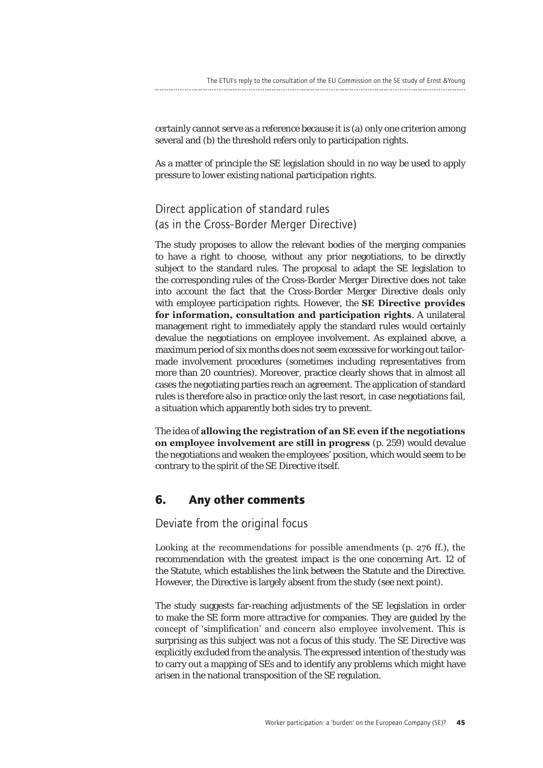certainly cannot serve as a reference because it is (a) only one criterion among several and (b) the threshold refers only to participation rights.

As a matter of principle the SE legislation should in no way be used to apply pressure to lower existing national participation rights.

### Direct application of standard rules (as in the Cross-Border Merger Directive)

The study proposes to allow the relevant bodies of the merging companies to have a right to choose, without any prior negotiations, to be directly subject to the standard rules. The proposal to adapt the SE legislation to the corresponding rules of the Cross-Border Merger Directive does not take into account the fact that the Cross-Border Merger Directive deals only with employee participation rights. However, the **SE Directive provides for information, consultation and participation rights**. A unilateral management right to immediately apply the standard rules would certainly devalue the negotiations on employee involvement. As explained above, a maximum period of six months does not seem excessive for working out tailor-made involvement procedures (sometimes including representatives from more than 20 countries). Moreover, practice clearly shows that in almost all cases the negotiating parties reach an agreement. The application of standard rules is therefore also in practice only the last resort, in case negotiations fail, a situation which apparently both sides try to prevent.

The idea of **allowing the registration of an SE even if the negotiations on employee involvement are still in progress** (p. 259) would devalue the negotiations and weaken the employees' position, which would seem to be contrary to the spirit of the SE Directive itself.

## 6. Any other comments

### Deviate from the original focus

Looking at the recommendations for possible amendments (p. 276 ff.), the recommendation with the greatest impact is the one concerning Art. 12 of the Statute, which establishes the link between the Statute and the Directive. However, the Directive is largely absent from the study (see next point).

The study suggests far-reaching adjustments of the SE legislation in order to make the SE form more attractive for companies. They are guided by the concept of 'simplification' and concern also employee involvement. This is surprising as this subject was not a focus of this study. The SE Directive was explicitly excluded from the analysis. The expressed intention of the study was to carry out a mapping of SEs and to identify any problems which might have arisen in the national transposition of the SE regulation.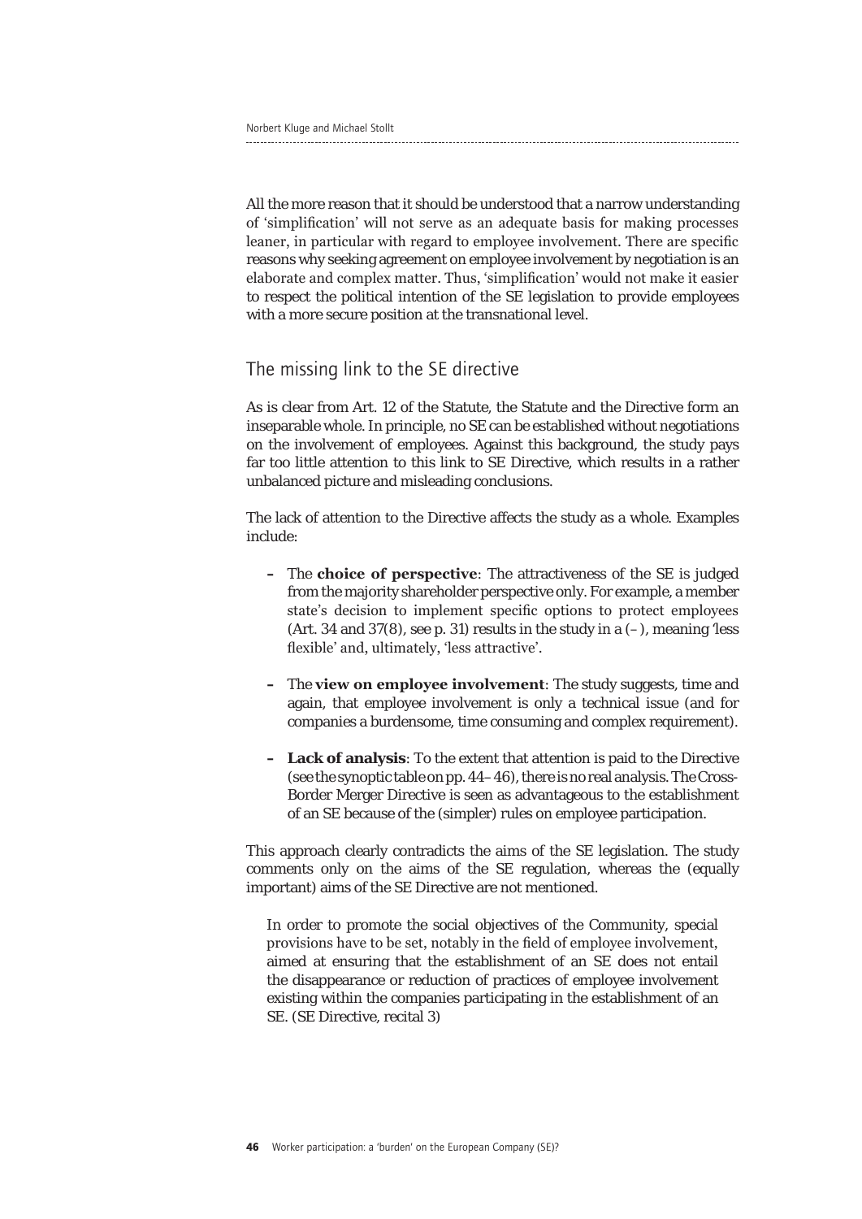All the more reason that it should be understood that a narrow understanding of 'simplification' will not serve as an adequate basis for making processes leaner, in particular with regard to employee involvement. There are specific reasons why seeking agreement on employee involvement by negotiation is an elaborate and complex matter. Thus, 'simplification' would not make it easier to respect the political intention of the SE legislation to provide employees with a more secure position at the transnational level.

## The missing link to the SE directive

As is clear from Art. 12 of the Statute, the Statute and the Directive form an inseparable whole. In principle, no SE can be established without negotiations on the involvement of employees. Against this background, the study pays far too little attention to this link to SE Directive, which results in a rather unbalanced picture and misleading conclusions.

The lack of attention to the Directive affects the study as a whole. Examples include:

- The **choice of perspective**: The attractiveness of the SE is judged from the majority shareholder perspective only. For example, a member state's decision to implement specific options to protect employees (Art. 34 and 37(8), see p. 31) results in the study in a (–), meaning 'less flexible' and, ultimately, 'less attractive'.
- The **view on employee involvement**: The study suggests, time and again, that employee involvement is only a technical issue (and for companies a burdensome, time consuming and complex requirement).
- **Lack of analysis**: To the extent that attention is paid to the Directive (see the synoptic table on pp. 44–46), there is no real analysis. The Cross-Border Merger Directive is seen as advantageous to the establishment of an SE because of the (simpler) rules on employee participation.

This approach clearly contradicts the aims of the SE legislation. The study comments only on the aims of the SE regulation, whereas the (equally important) aims of the SE Directive are not mentioned.

> In order to promote the social objectives of the Community, special provisions have to be set, notably in the field of employee involvement, aimed at ensuring that the establishment of an SE does not entail the disappearance or reduction of practices of employee involvement existing within the companies participating in the establishment of an SE. (SE Directive, recital 3)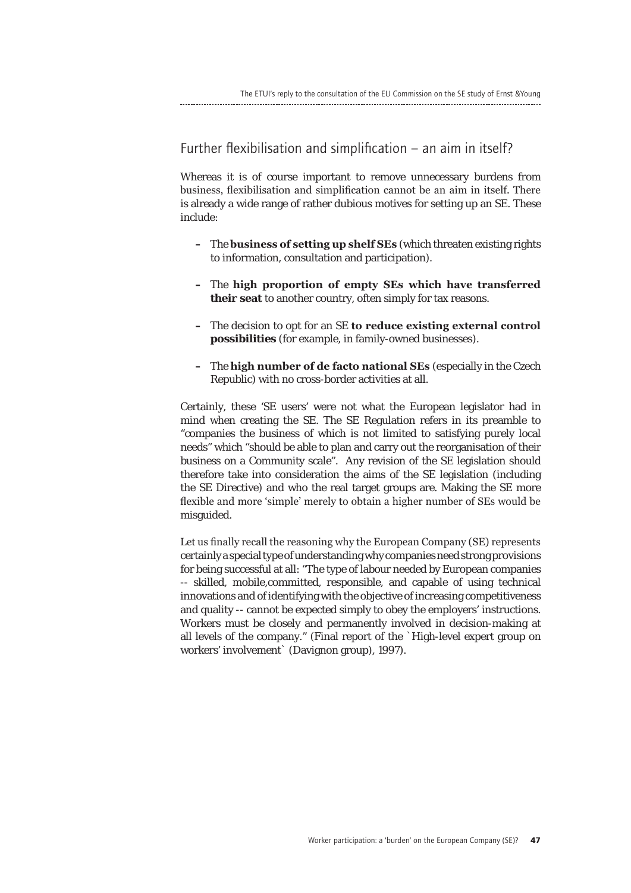## Further flexibilisation and simplification – an aim in itself?

Whereas it is of course important to remove unnecessary burdens from business, flexibilisation and simplification cannot be an aim in itself. There is already a wide range of rather dubious motives for setting up an SE. These include:

- The **business of setting up shelf SEs** (which threaten existing rights to information, consultation and participation).
- The **high proportion of empty SEs which have transferred their seat** to another country, often simply for tax reasons.
- The decision to opt for an SE **to reduce existing external control possibilities** (for example, in family-owned businesses).
- The **high number of de facto national SEs** (especially in the Czech Republic) with no cross-border activities at all.

Certainly, these 'SE users' were not what the European legislator had in mind when creating the SE. The SE Regulation refers in its preamble to "companies the business of which is not limited to satisfying purely local needs" which "should be able to plan and carry out the reorganisation of their business on a Community scale". Any revision of the SE legislation should therefore take into consideration the aims of the SE legislation (including the SE Directive) and who the real target groups are. Making the SE more flexible and more 'simple' merely to obtain a higher number of SEs would be misguided.

Let us finally recall the reasoning why the European Company (SE) represents certainly a special type of understanding why companies need strong provisions for being successful at all: "The type of labour needed by European companies -- skilled, mobile,committed, responsible, and capable of using technical innovations and of identifying with the objective of increasing competitiveness and quality -- cannot be expected simply to obey the employers' instructions. Workers must be closely and permanently involved in decision-making at all levels of the company." (Final report of the `High-level expert group on workers' involvement` (Davignon group), 1997).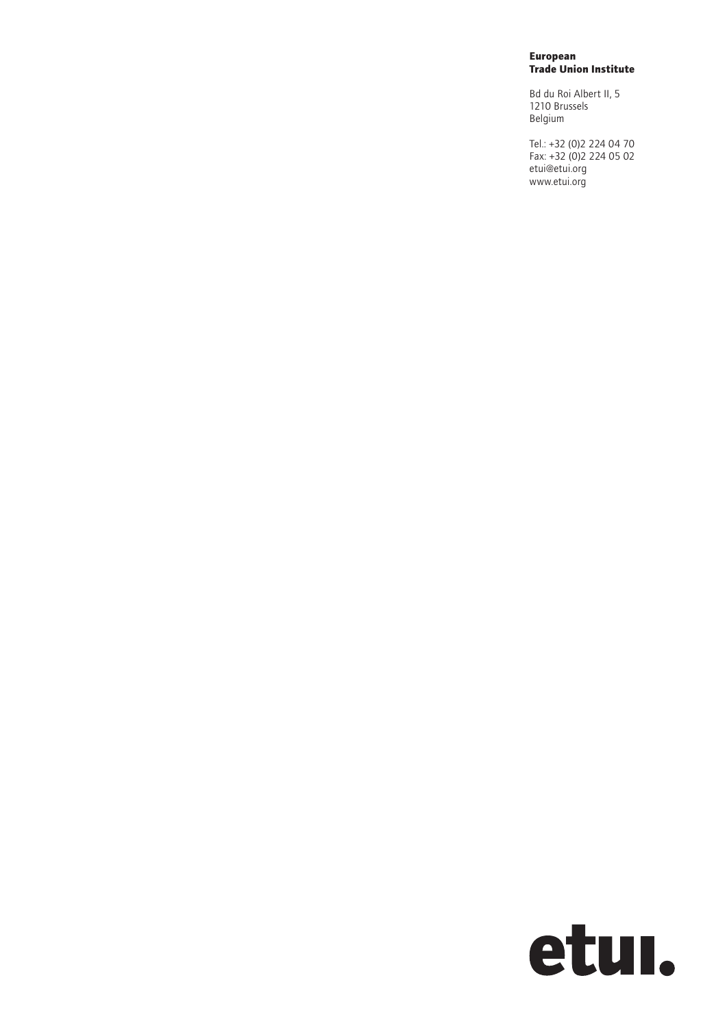**European**
**Trade Union Institute**

Bd du Roi Albert II, 5
1210 Brussels
Belgium

Tel.: +32 (0)2 224 04 70
Fax: +32 (0)2 224 05 02
etui@etui.org
www.etui.org

etui.